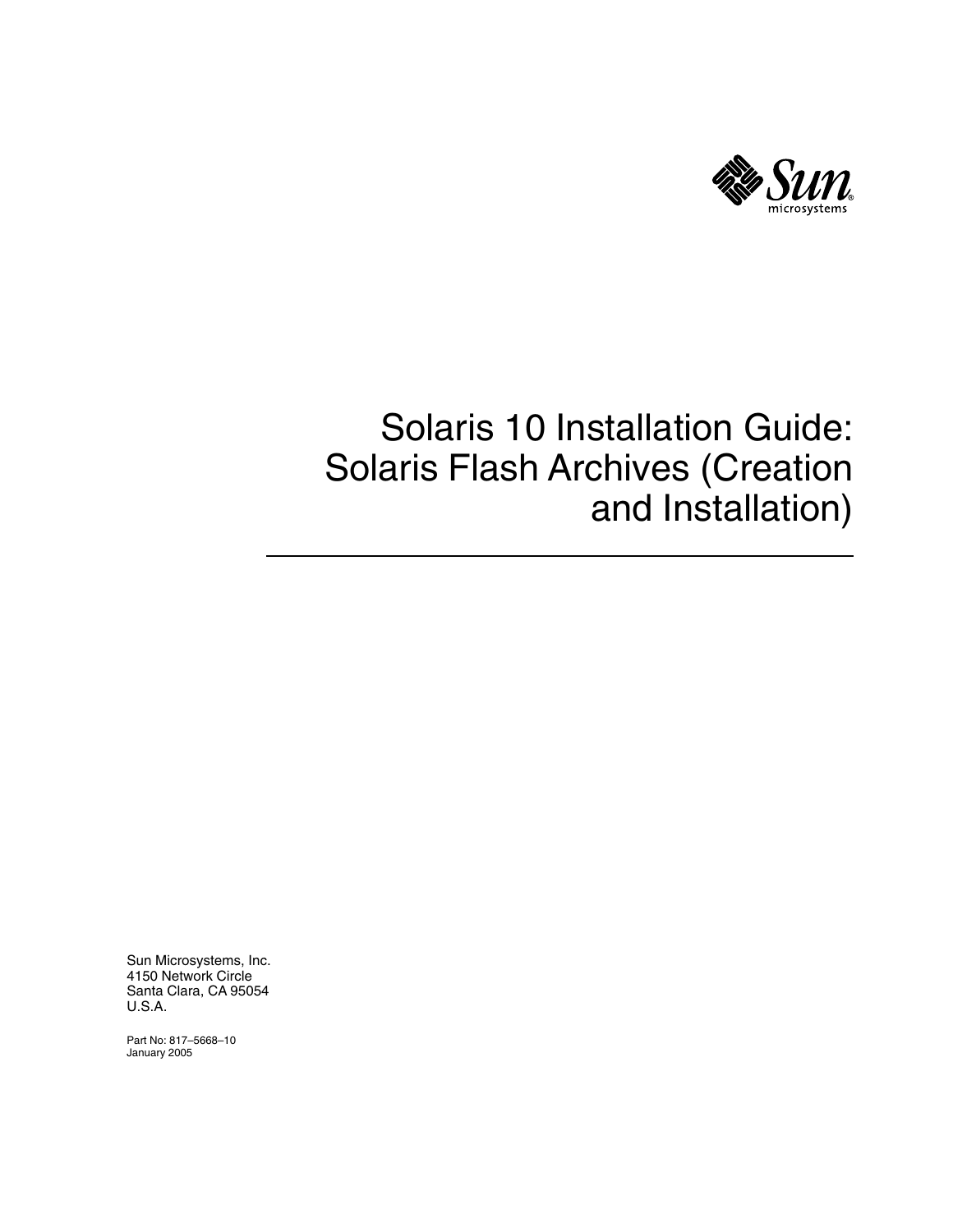# Solaris 10 Installation Guide: Solaris Flash Archives (Creation and Installation)

Sun Microsystems, Inc.
4150 Network Circle
Santa Clara, CA 95054
U.S.A.

Part No: 817–5668–10
January 2005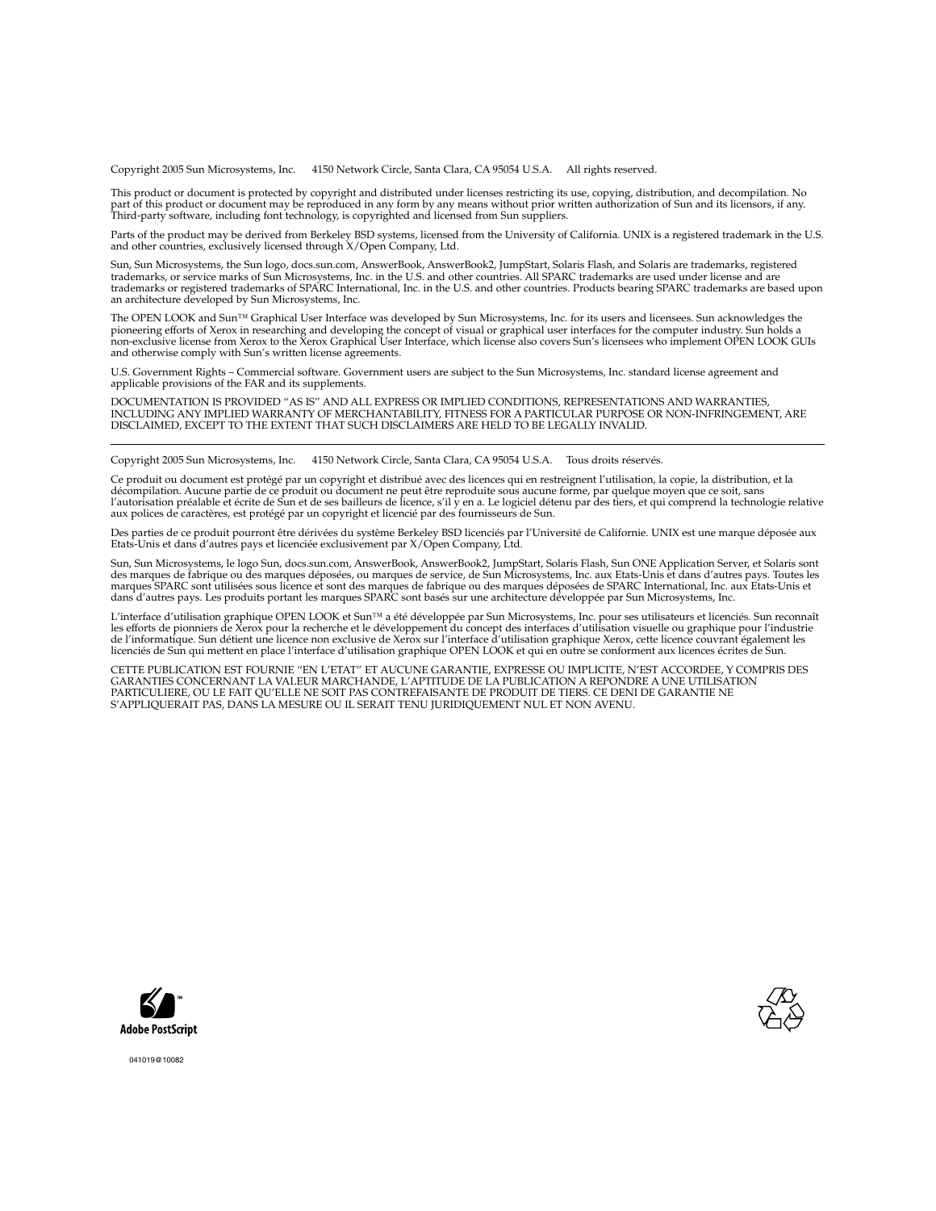Copyright 2005 Sun Microsystems, Inc.   4150 Network Circle, Santa Clara, CA 95054 U.S.A.   All rights reserved.

This product or document is protected by copyright and distributed under licenses restricting its use, copying, distribution, and decompilation. No part of this product or document may be reproduced in any form by any means without prior written authorization of Sun and its licensors, if any. Third-party software, including font technology, is copyrighted and licensed from Sun suppliers.

Parts of the product may be derived from Berkeley BSD systems, licensed from the University of California. UNIX is a registered trademark in the U.S. and other countries, exclusively licensed through X/Open Company, Ltd.

Sun, Sun Microsystems, the Sun logo, docs.sun.com, AnswerBook, AnswerBook2, JumpStart, Solaris Flash, and Solaris are trademarks, registered trademarks, or service marks of Sun Microsystems, Inc. in the U.S. and other countries. All SPARC trademarks are used under license and are trademarks or registered trademarks of SPARC International, Inc. in the U.S. and other countries. Products bearing SPARC trademarks are based upon an architecture developed by Sun Microsystems, Inc.

The OPEN LOOK and Sun™ Graphical User Interface was developed by Sun Microsystems, Inc. for its users and licensees. Sun acknowledges the pioneering efforts of Xerox in researching and developing the concept of visual or graphical user interfaces for the computer industry. Sun holds a non-exclusive license from Xerox to the Xerox Graphical User Interface, which license also covers Sun's licensees who implement OPEN LOOK GUIs and otherwise comply with Sun's written license agreements.

U.S. Government Rights – Commercial software. Government users are subject to the Sun Microsystems, Inc. standard license agreement and applicable provisions of the FAR and its supplements.

DOCUMENTATION IS PROVIDED "AS IS" AND ALL EXPRESS OR IMPLIED CONDITIONS, REPRESENTATIONS AND WARRANTIES, INCLUDING ANY IMPLIED WARRANTY OF MERCHANTABILITY, FITNESS FOR A PARTICULAR PURPOSE OR NON-INFRINGEMENT, ARE DISCLAIMED, EXCEPT TO THE EXTENT THAT SUCH DISCLAIMERS ARE HELD TO BE LEGALLY INVALID.

---

Copyright 2005 Sun Microsystems, Inc.   4150 Network Circle, Santa Clara, CA 95054 U.S.A.   Tous droits réservés.

Ce produit ou document est protégé par un copyright et distribué avec des licences qui en restreignent l'utilisation, la copie, la distribution, et la décompilation. Aucune partie de ce produit ou document ne peut être reproduite sous aucune forme, par quelque moyen que ce soit, sans l'autorisation préalable et écrite de Sun et de ses bailleurs de licence, s'il y en a. Le logiciel détenu par des tiers, et qui comprend la technologie relative aux polices de caractères, est protégé par un copyright et licencié par des fournisseurs de Sun.

Des parties de ce produit pourront être dérivées du système Berkeley BSD licenciés par l'Université de Californie. UNIX est une marque déposée aux Etats-Unis et dans d'autres pays et licenciée exclusivement par X/Open Company, Ltd.

Sun, Sun Microsystems, le logo Sun, docs.sun.com, AnswerBook, AnswerBook2, JumpStart, Solaris Flash, Sun ONE Application Server, et Solaris sont des marques de fabrique ou des marques déposées, ou marques de service, de Sun Microsystems, Inc. aux Etats-Unis et dans d'autres pays. Toutes les marques SPARC sont utilisées sous licence et sont des marques de fabrique ou des marques déposées de SPARC International, Inc. aux Etats-Unis et dans d'autres pays. Les produits portant les marques SPARC sont basés sur une architecture développée par Sun Microsystems, Inc.

L'interface d'utilisation graphique OPEN LOOK et Sun™ a été développée par Sun Microsystems, Inc. pour ses utilisateurs et licenciés. Sun reconnaît les efforts de pionniers de Xerox pour la recherche et le développement du concept des interfaces d'utilisation visuelle ou graphique pour l'industrie de l'informatique. Sun détient une licence non exclusive de Xerox sur l'interface d'utilisation graphique Xerox, cette licence couvrant également les licenciés de Sun qui mettent en place l'interface d'utilisation graphique OPEN LOOK et qui en outre se conforment aux licences écrites de Sun.

CETTE PUBLICATION EST FOURNIE "EN L'ETAT" ET AUCUNE GARANTIE, EXPRESSE OU IMPLICITE, N'EST ACCORDEE, Y COMPRIS DES GARANTIES CONCERNANT LA VALEUR MARCHANDE, L'APTITUDE DE LA PUBLICATION A REPONDRE A UNE UTILISATION PARTICULIERE, OU LE FAIT QU'ELLE NE SOIT PAS CONTREFAISANTE DE PRODUIT DE TIERS. CE DENI DE GARANTIE NE S'APPLIQUERAIT PAS, DANS LA MESURE OU IL SERAIT TENU JURIDIQUEMENT NUL ET NON AVENU.

Adobe PostScript

041019@10082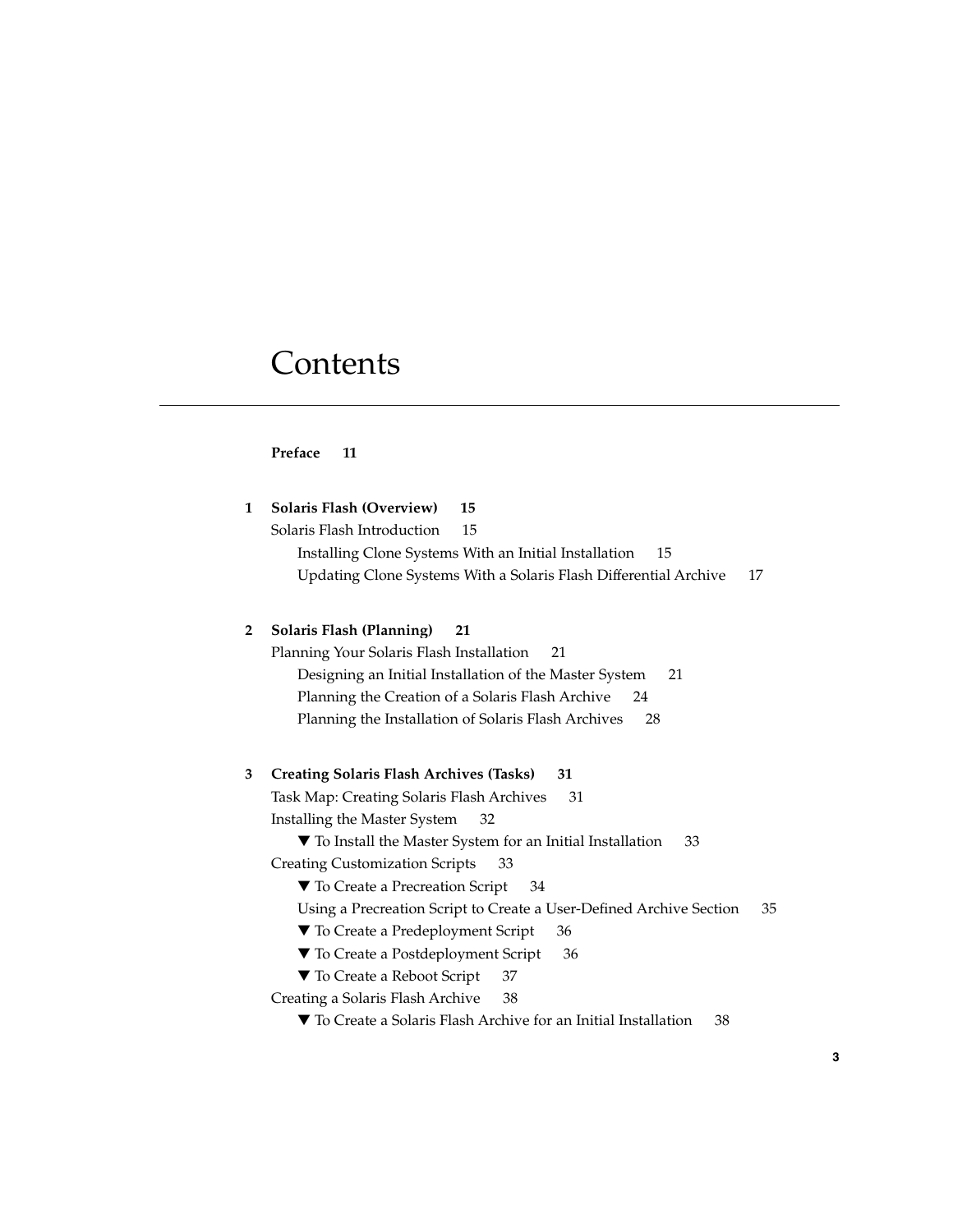# Contents

**Preface 11**

**1 Solaris Flash (Overview) 15**

Solaris Flash Introduction 15

- Installing Clone Systems With an Initial Installation 15
- Updating Clone Systems With a Solaris Flash Differential Archive 17

**2 Solaris Flash (Planning) 21**

Planning Your Solaris Flash Installation 21

- Designing an Initial Installation of the Master System 21
- Planning the Creation of a Solaris Flash Archive 24
- Planning the Installation of Solaris Flash Archives 28

**3 Creating Solaris Flash Archives (Tasks) 31**

Task Map: Creating Solaris Flash Archives 31

Installing the Master System 32

- ▼ To Install the Master System for an Initial Installation 33

Creating Customization Scripts 33

- ▼ To Create a Precreation Script 34
- Using a Precreation Script to Create a User-Defined Archive Section 35
- ▼ To Create a Predeployment Script 36
- ▼ To Create a Postdeployment Script 36
- ▼ To Create a Reboot Script 37

Creating a Solaris Flash Archive 38

- ▼ To Create a Solaris Flash Archive for an Initial Installation 38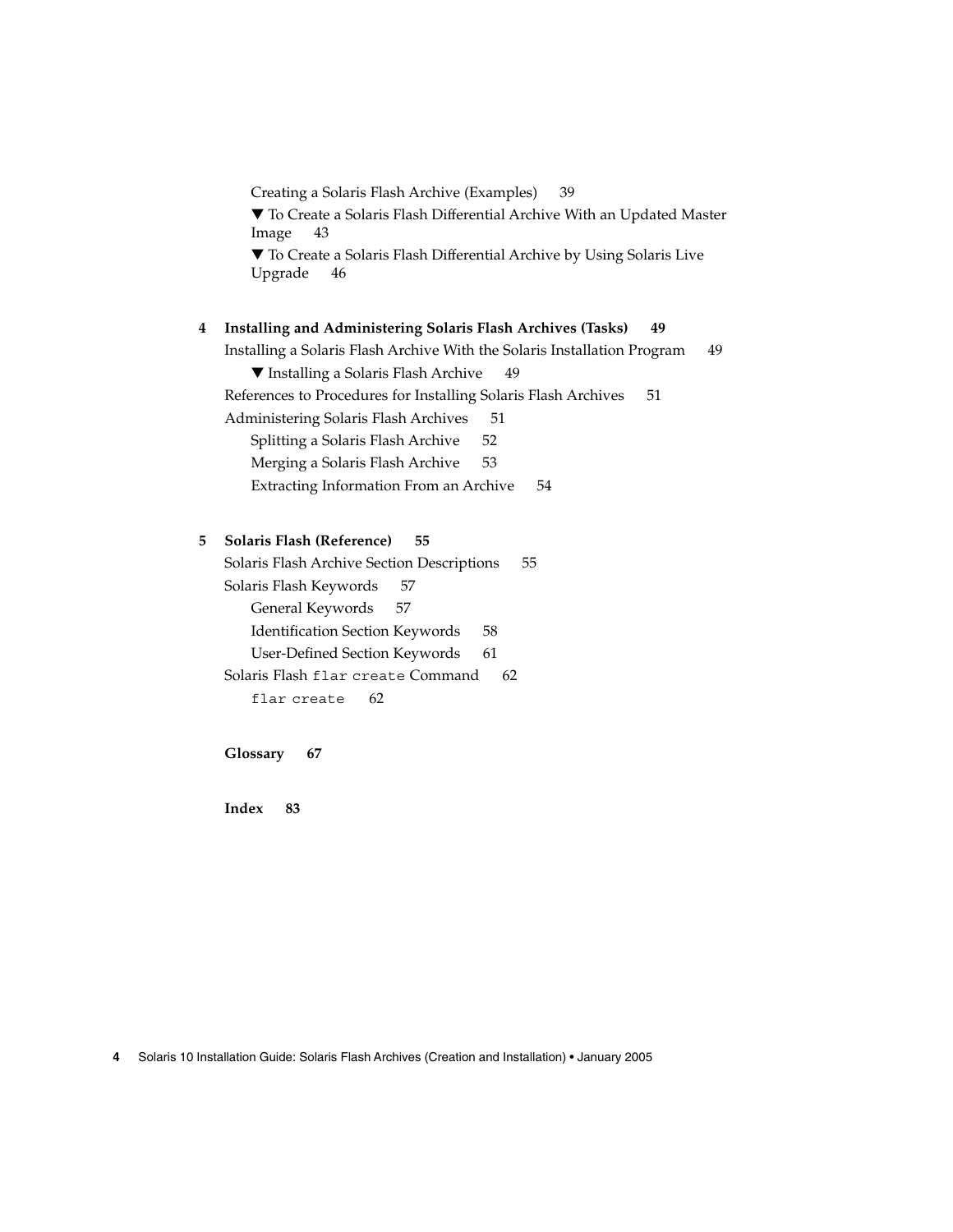Creating a Solaris Flash Archive (Examples) 39

▼ To Create a Solaris Flash Differential Archive With an Updated Master Image 43

▼ To Create a Solaris Flash Differential Archive by Using Solaris Live Upgrade 46

**4 Installing and Administering Solaris Flash Archives (Tasks) 49**

Installing a Solaris Flash Archive With the Solaris Installation Program 49

▼ Installing a Solaris Flash Archive 49

References to Procedures for Installing Solaris Flash Archives 51

Administering Solaris Flash Archives 51

Splitting a Solaris Flash Archive 52

Merging a Solaris Flash Archive 53

Extracting Information From an Archive 54

**5 Solaris Flash (Reference) 55**

Solaris Flash Archive Section Descriptions 55

Solaris Flash Keywords 57

General Keywords 57

Identification Section Keywords 58

User-Defined Section Keywords 61

Solaris Flash `flar create` Command 62

`flar create` 62

**Glossary 67**

**Index 83**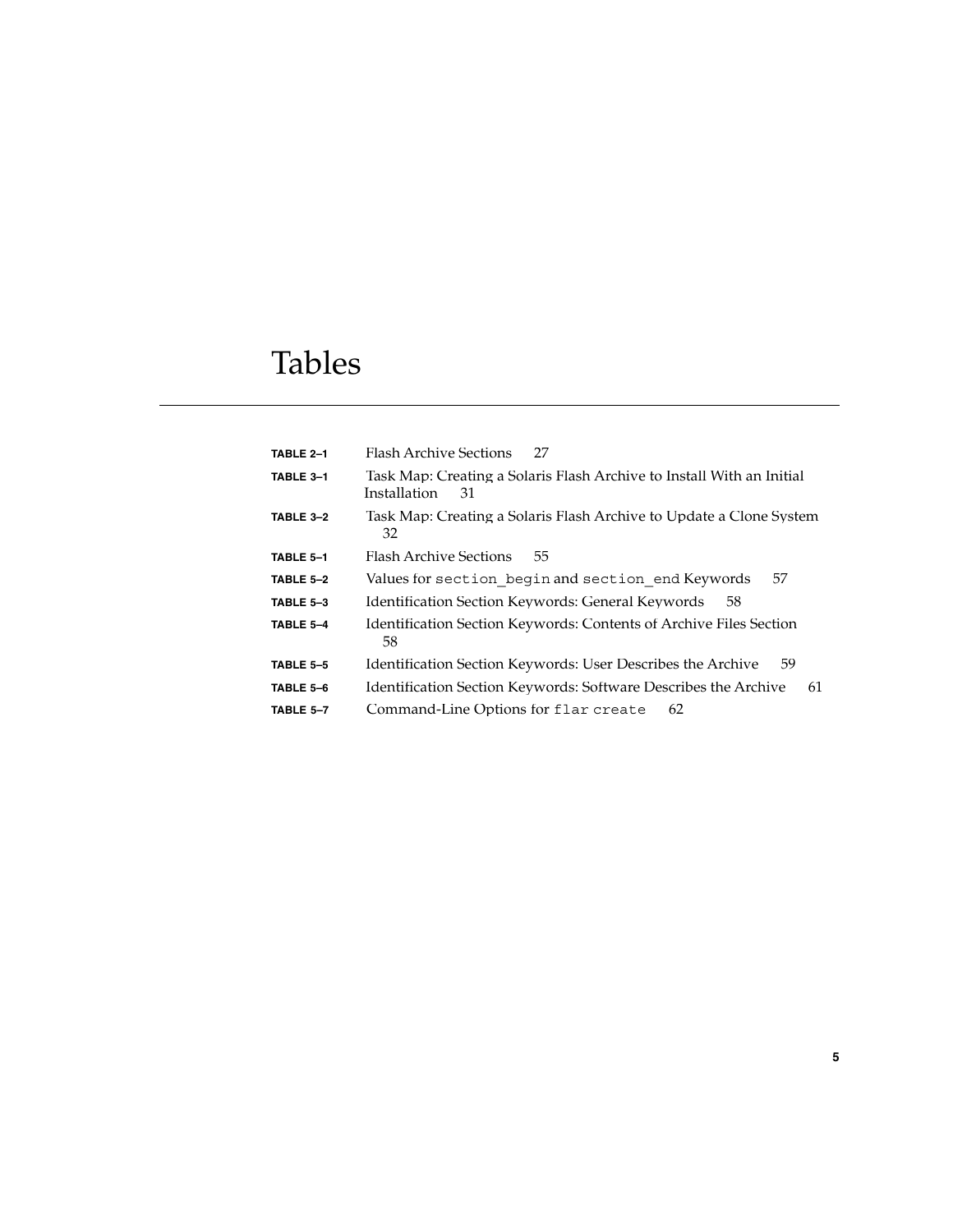# Tables

**TABLE 2–1** Flash Archive Sections 27

**TABLE 3–1** Task Map: Creating a Solaris Flash Archive to Install With an Initial Installation 31

**TABLE 3–2** Task Map: Creating a Solaris Flash Archive to Update a Clone System 32

**TABLE 5–1** Flash Archive Sections 55

**TABLE 5–2** Values for `section_begin` and `section_end` Keywords 57

**TABLE 5–3** Identification Section Keywords: General Keywords 58

**TABLE 5–4** Identification Section Keywords: Contents of Archive Files Section 58

**TABLE 5–5** Identification Section Keywords: User Describes the Archive 59

**TABLE 5–6** Identification Section Keywords: Software Describes the Archive 61

**TABLE 5–7** Command-Line Options for `flar create` 62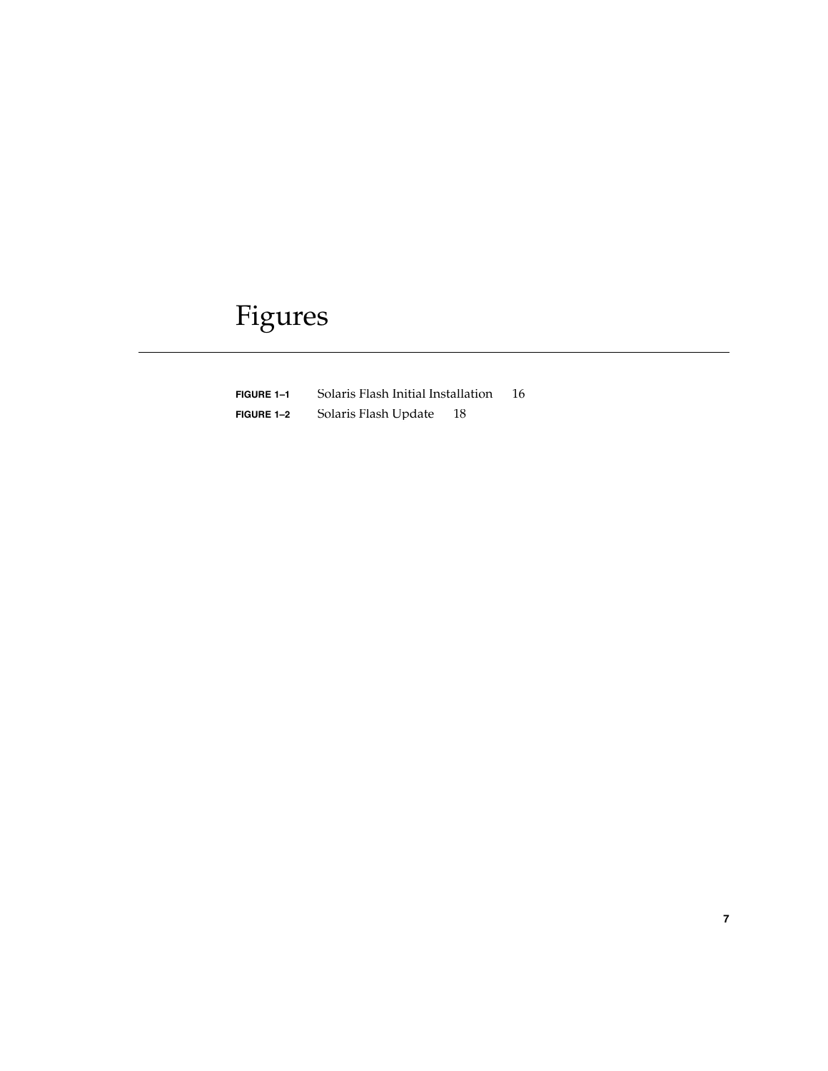# Figures

**FIGURE 1–1** Solaris Flash Initial Installation 16

**FIGURE 1–2** Solaris Flash Update 18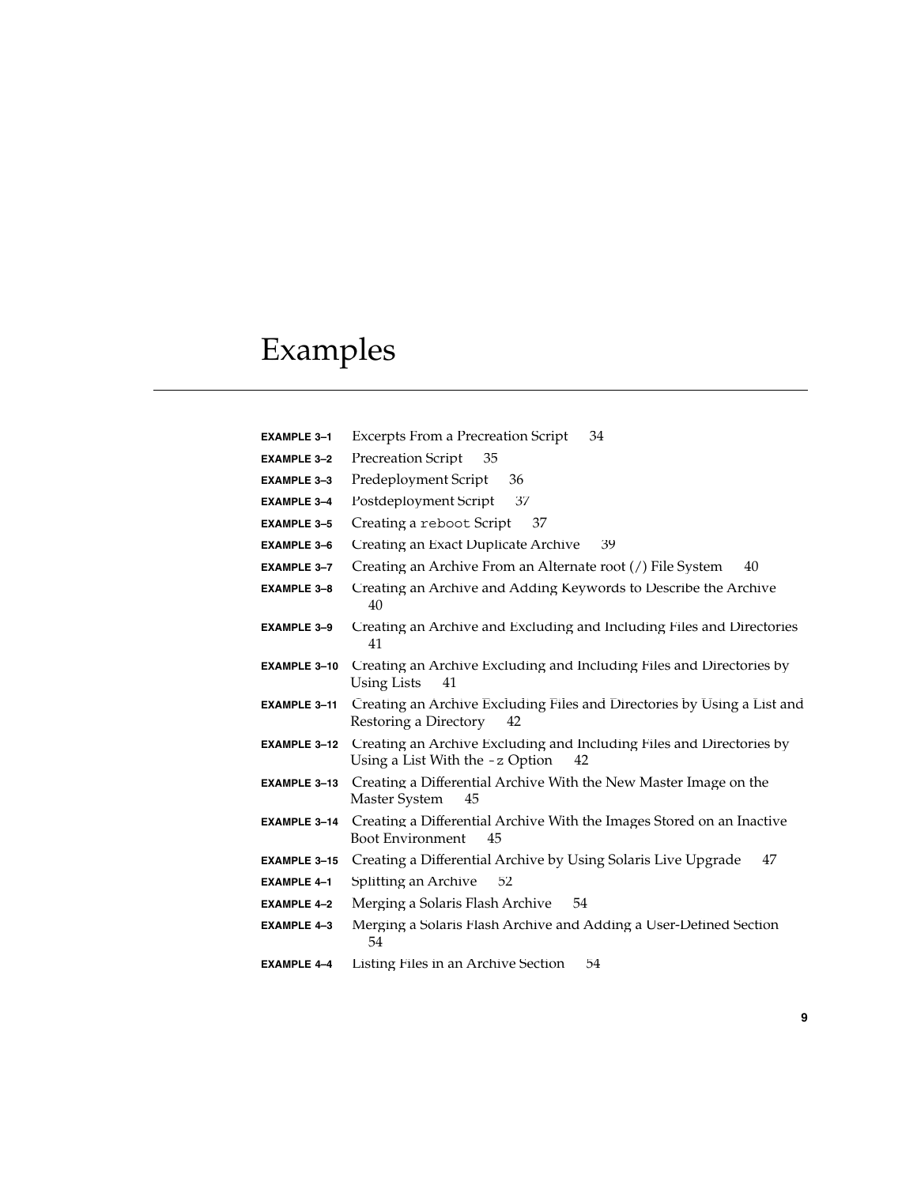# Examples

**EXAMPLE 3–1** Excerpts From a Precreation Script 34

**EXAMPLE 3–2** Precreation Script 35

**EXAMPLE 3–3** Predeployment Script 36

**EXAMPLE 3–4** Postdeployment Script 37

**EXAMPLE 3–5** Creating a `reboot` Script 37

**EXAMPLE 3–6** Creating an Exact Duplicate Archive 39

**EXAMPLE 3–7** Creating an Archive From an Alternate root (/) File System 40

**EXAMPLE 3–8** Creating an Archive and Adding Keywords to Describe the Archive 40

**EXAMPLE 3–9** Creating an Archive and Excluding and Including Files and Directories 41

**EXAMPLE 3–10** Creating an Archive Excluding and Including Files and Directories by Using Lists 41

**EXAMPLE 3–11** Creating an Archive Excluding Files and Directories by Using a List and Restoring a Directory 42

**EXAMPLE 3–12** Creating an Archive Excluding and Including Files and Directories by Using a List With the `-z` Option 42

**EXAMPLE 3–13** Creating a Differential Archive With the New Master Image on the Master System 45

**EXAMPLE 3–14** Creating a Differential Archive With the Images Stored on an Inactive Boot Environment 45

**EXAMPLE 3–15** Creating a Differential Archive by Using Solaris Live Upgrade 47

**EXAMPLE 4–1** Splitting an Archive 52

**EXAMPLE 4–2** Merging a Solaris Flash Archive 54

**EXAMPLE 4–3** Merging a Solaris Flash Archive and Adding a User-Defined Section 54

**EXAMPLE 4–4** Listing Files in an Archive Section 54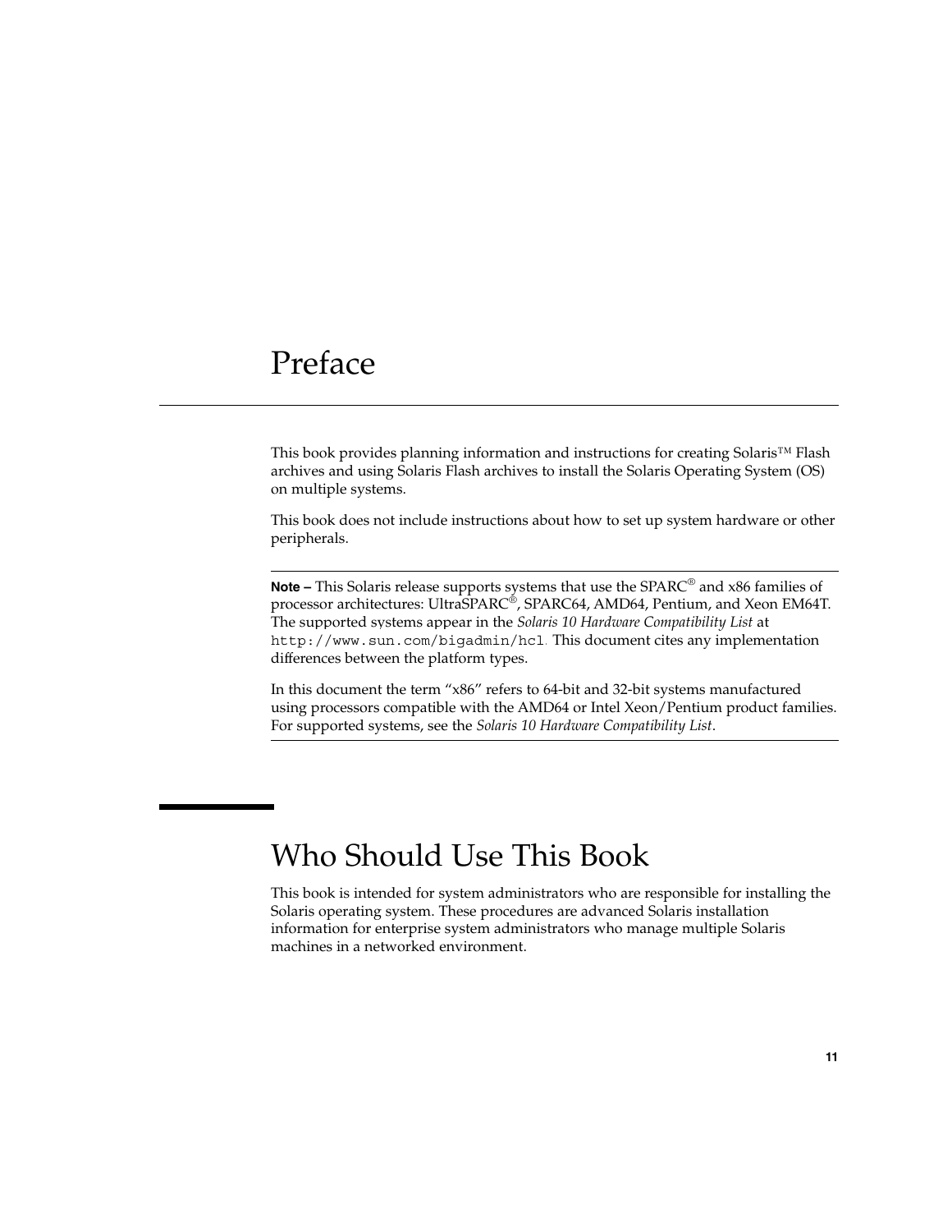# Preface

This book provides planning information and instructions for creating Solaris™ Flash archives and using Solaris Flash archives to install the Solaris Operating System (OS) on multiple systems.

This book does not include instructions about how to set up system hardware or other peripherals.

---

**Note –** This Solaris release supports systems that use the SPARC® and x86 families of processor architectures: UltraSPARC®, SPARC64, AMD64, Pentium, and Xeon EM64T. The supported systems appear in the *Solaris 10 Hardware Compatibility List* at `http://www.sun.com/bigadmin/hcl`. This document cites any implementation differences between the platform types.

In this document the term "x86" refers to 64-bit and 32-bit systems manufactured using processors compatible with the AMD64 or Intel Xeon/Pentium product families. For supported systems, see the *Solaris 10 Hardware Compatibility List*.

---

## Who Should Use This Book

This book is intended for system administrators who are responsible for installing the Solaris operating system. These procedures are advanced Solaris installation information for enterprise system administrators who manage multiple Solaris machines in a networked environment.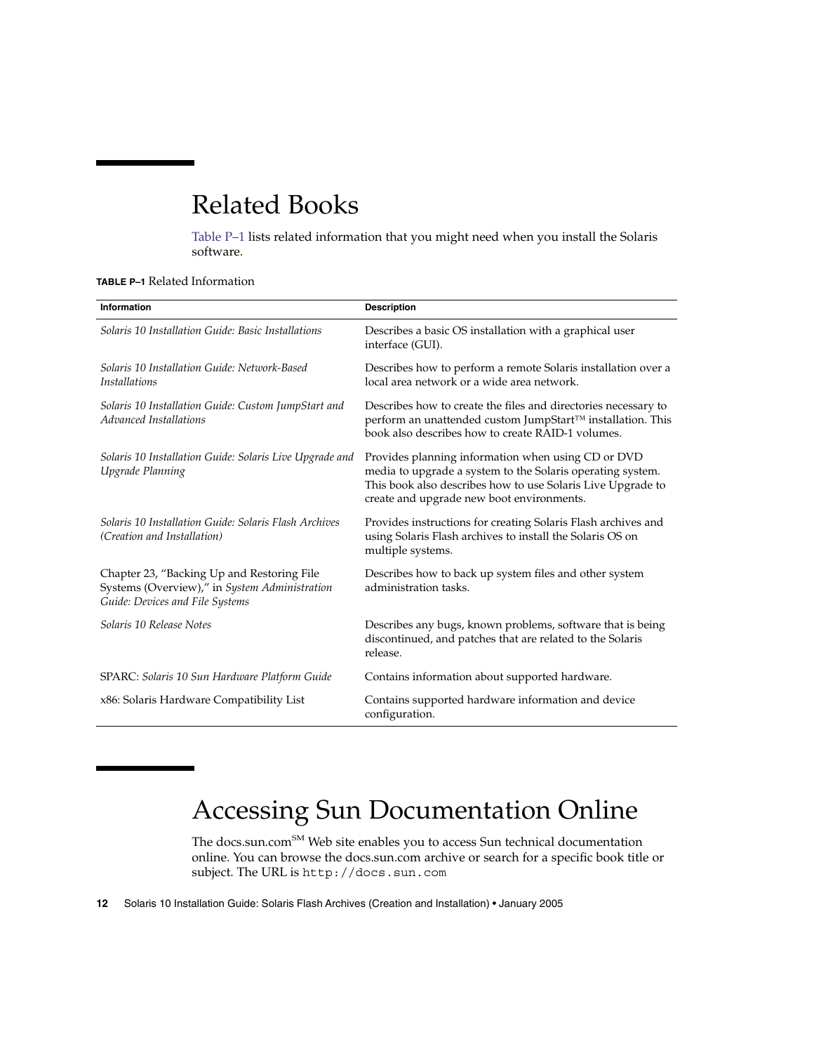# Related Books

Table P–1 lists related information that you might need when you install the Solaris software.

**TABLE P–1** Related Information

| Information | Description |
| --- | --- |
| *Solaris 10 Installation Guide: Basic Installations* | Describes a basic OS installation with a graphical user interface (GUI). |
| *Solaris 10 Installation Guide: Network-Based Installations* | Describes how to perform a remote Solaris installation over a local area network or a wide area network. |
| *Solaris 10 Installation Guide: Custom JumpStart and Advanced Installations* | Describes how to create the files and directories necessary to perform an unattended custom JumpStart™ installation. This book also describes how to create RAID-1 volumes. |
| *Solaris 10 Installation Guide: Solaris Live Upgrade and Upgrade Planning* | Provides planning information when using CD or DVD media to upgrade a system to the Solaris operating system. This book also describes how to use Solaris Live Upgrade to create and upgrade new boot environments. |
| *Solaris 10 Installation Guide: Solaris Flash Archives (Creation and Installation)* | Provides instructions for creating Solaris Flash archives and using Solaris Flash archives to install the Solaris OS on multiple systems. |
| Chapter 23, "Backing Up and Restoring File Systems (Overview)," in *System Administration Guide: Devices and File Systems* | Describes how to back up system files and other system administration tasks. |
| *Solaris 10 Release Notes* | Describes any bugs, known problems, software that is being discontinued, and patches that are related to the Solaris release. |
| SPARC: *Solaris 10 Sun Hardware Platform Guide* | Contains information about supported hardware. |
| x86: Solaris Hardware Compatibility List | Contains supported hardware information and device configuration. |

# Accessing Sun Documentation Online

The docs.sun.com[SM] Web site enables you to access Sun technical documentation online. You can browse the docs.sun.com archive or search for a specific book title or subject. The URL is `http://docs.sun.com`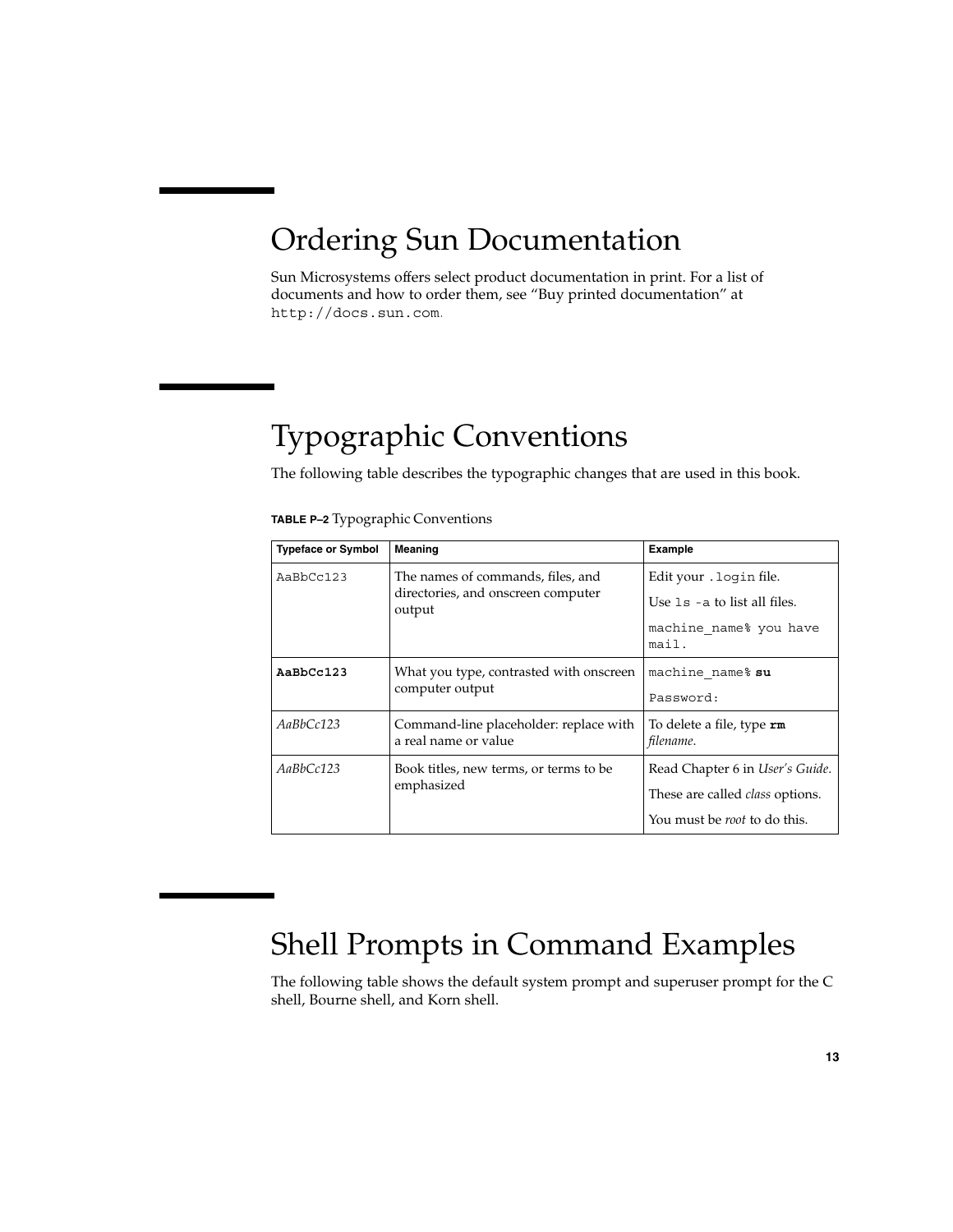## Ordering Sun Documentation

Sun Microsystems offers select product documentation in print. For a list of documents and how to order them, see "Buy printed documentation" at `http://docs.sun.com`.

## Typographic Conventions

The following table describes the typographic changes that are used in this book.

**TABLE P–2** Typographic Conventions

| Typeface or Symbol | Meaning | Example |
| --- | --- | --- |
| `AaBbCc123` | The names of commands, files, and directories, and onscreen computer output | Edit your `.login` file.<br>Use `ls -a` to list all files.<br>`machine_name% you have mail.` |
| **`AaBbCc123`** | What you type, contrasted with onscreen computer output | `machine_name%` **`su`**<br>`Password:` |
| *AaBbCc123* | Command-line placeholder: replace with a real name or value | To delete a file, type **`rm`** *filename*. |
| *AaBbCc123* | Book titles, new terms, or terms to be emphasized | Read Chapter 6 in *User's Guide*.<br>These are called *class* options.<br>You must be *root* to do this. |

## Shell Prompts in Command Examples

The following table shows the default system prompt and superuser prompt for the C shell, Bourne shell, and Korn shell.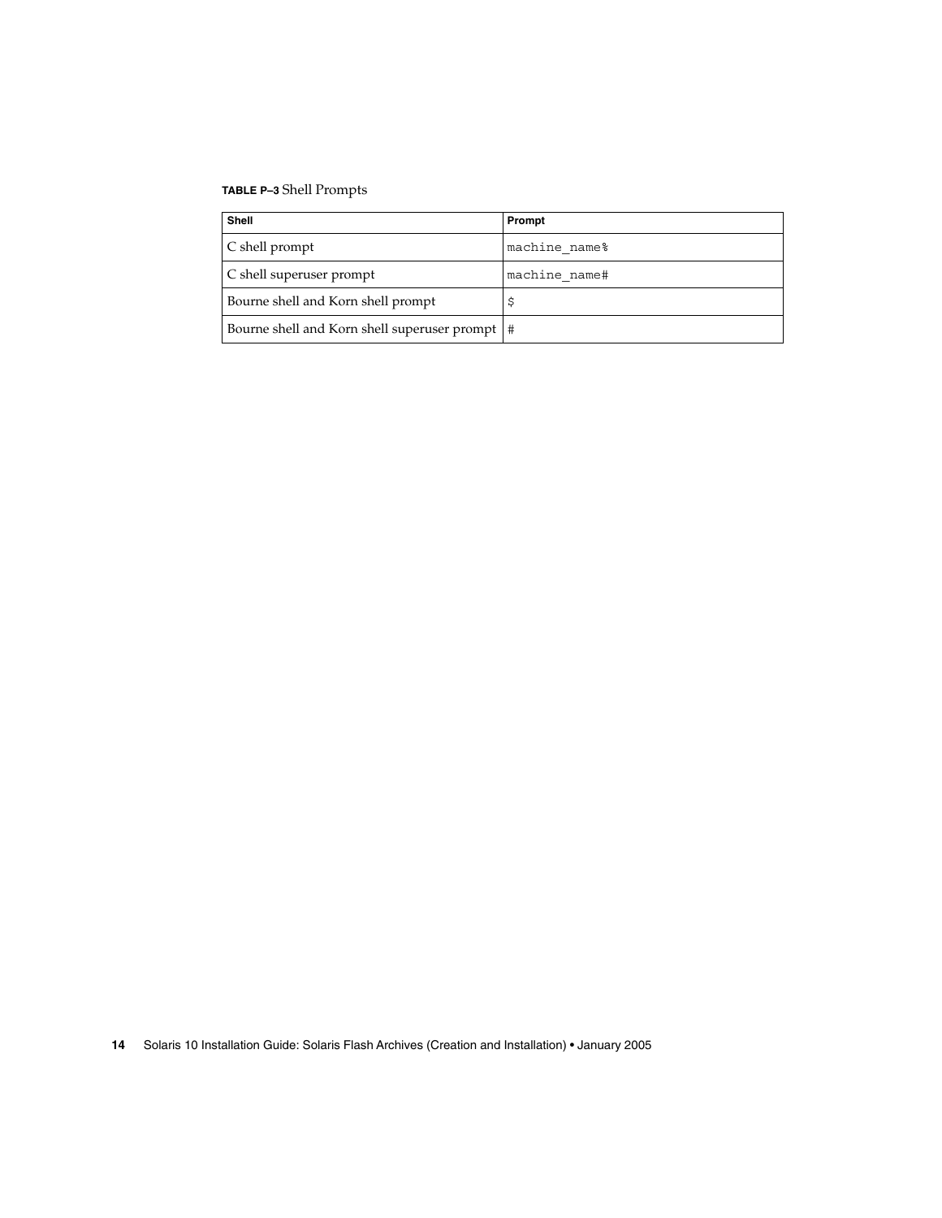**TABLE P–3** Shell Prompts

| Shell | Prompt |
| --- | --- |
| C shell prompt | machine_name% |
| C shell superuser prompt | machine_name# |
| Bourne shell and Korn shell prompt | $ |
| Bourne shell and Korn shell superuser prompt | # |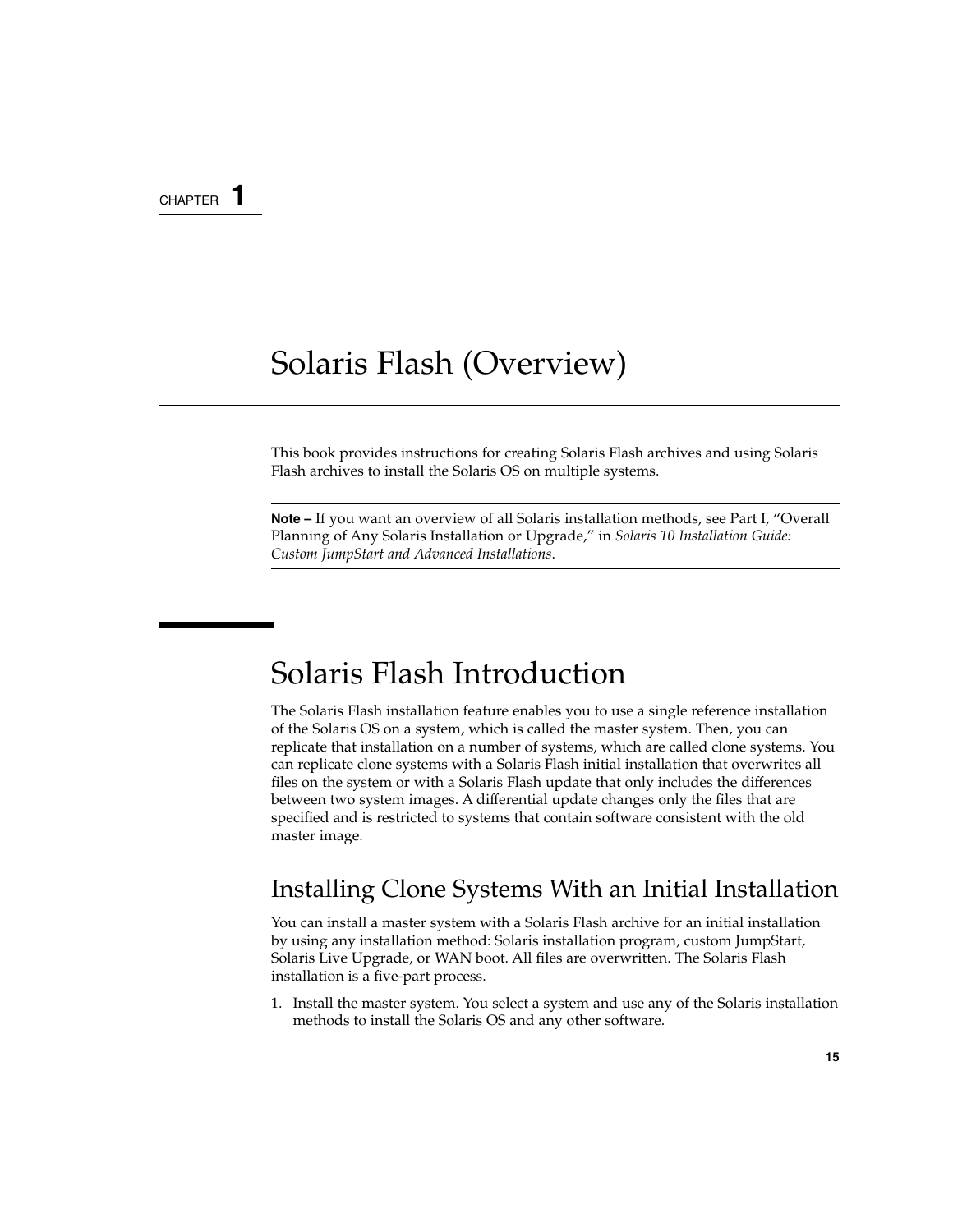CHAPTER 1

# Solaris Flash (Overview)

This book provides instructions for creating Solaris Flash archives and using Solaris Flash archives to install the Solaris OS on multiple systems.

---

**Note –** If you want an overview of all Solaris installation methods, see Part I, "Overall Planning of Any Solaris Installation or Upgrade," in *Solaris 10 Installation Guide: Custom JumpStart and Advanced Installations*.

---

## Solaris Flash Introduction

The Solaris Flash installation feature enables you to use a single reference installation of the Solaris OS on a system, which is called the master system. Then, you can replicate that installation on a number of systems, which are called clone systems. You can replicate clone systems with a Solaris Flash initial installation that overwrites all files on the system or with a Solaris Flash update that only includes the differences between two system images. A differential update changes only the files that are specified and is restricted to systems that contain software consistent with the old master image.

### Installing Clone Systems With an Initial Installation

You can install a master system with a Solaris Flash archive for an initial installation by using any installation method: Solaris installation program, custom JumpStart, Solaris Live Upgrade, or WAN boot. All files are overwritten. The Solaris Flash installation is a five-part process.

1. Install the master system. You select a system and use any of the Solaris installation methods to install the Solaris OS and any other software.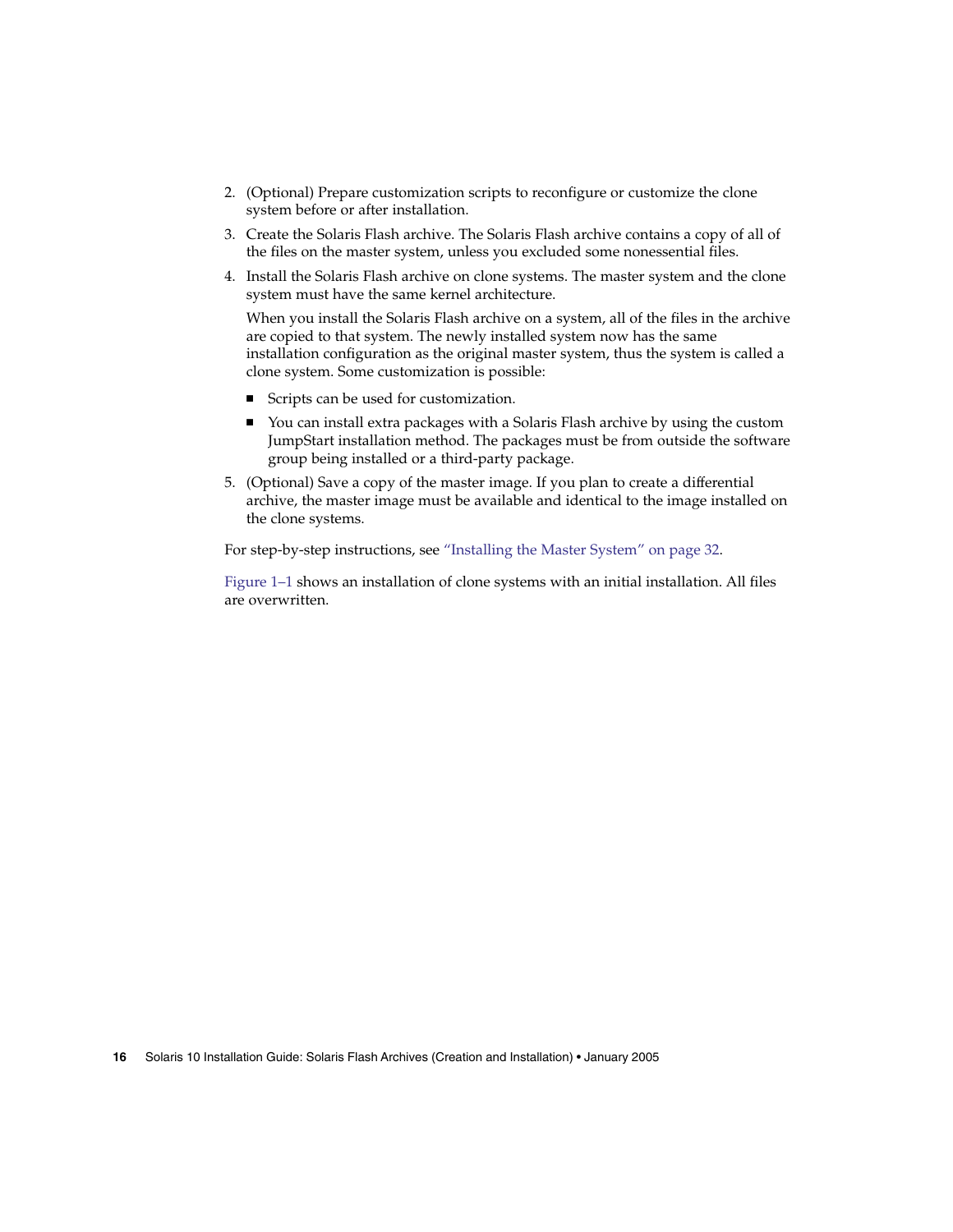2. (Optional) Prepare customization scripts to reconfigure or customize the clone system before or after installation.
3. Create the Solaris Flash archive. The Solaris Flash archive contains a copy of all of the files on the master system, unless you excluded some nonessential files.
4. Install the Solaris Flash archive on clone systems. The master system and the clone system must have the same kernel architecture.

   When you install the Solaris Flash archive on a system, all of the files in the archive are copied to that system. The newly installed system now has the same installation configuration as the original master system, thus the system is called a clone system. Some customization is possible:

   - Scripts can be used for customization.
   - You can install extra packages with a Solaris Flash archive by using the custom JumpStart installation method. The packages must be from outside the software group being installed or a third-party package.
5. (Optional) Save a copy of the master image. If you plan to create a differential archive, the master image must be available and identical to the image installed on the clone systems.

For step-by-step instructions, see "Installing the Master System" on page 32.

Figure 1–1 shows an installation of clone systems with an initial installation. All files are overwritten.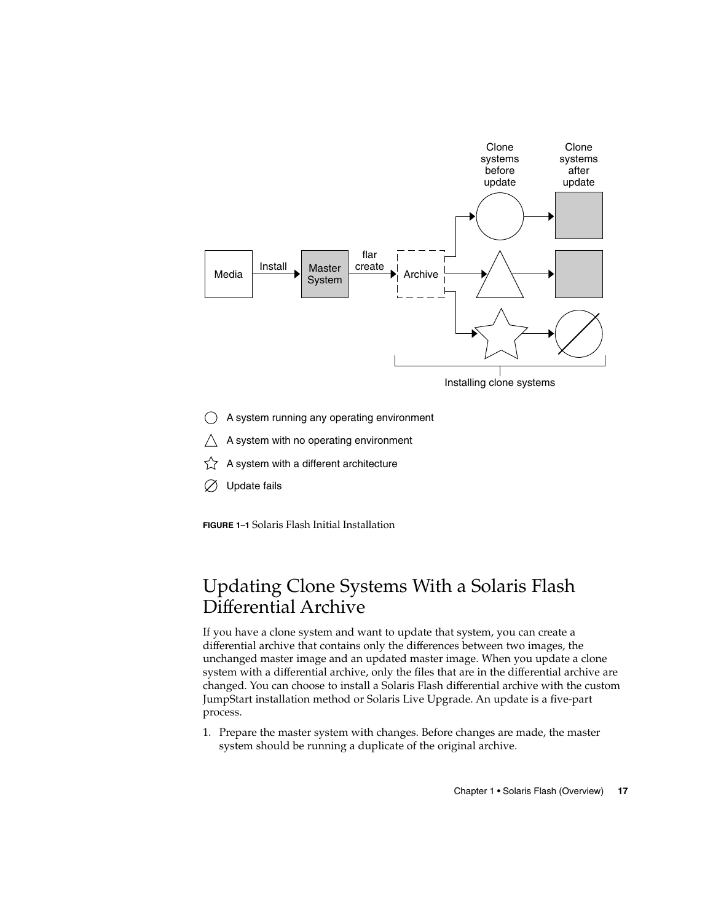FIGURE 1–1 Solaris Flash Initial Installation

## Updating Clone Systems With a Solaris Flash Differential Archive

If you have a clone system and want to update that system, you can create a differential archive that contains only the differences between two images, the unchanged master image and an updated master image. When you update a clone system with a differential archive, only the files that are in the differential archive are changed. You can choose to install a Solaris Flash differential archive with the custom JumpStart installation method or Solaris Live Upgrade. An update is a five-part process.

1. Prepare the master system with changes. Before changes are made, the master system should be running a duplicate of the original archive.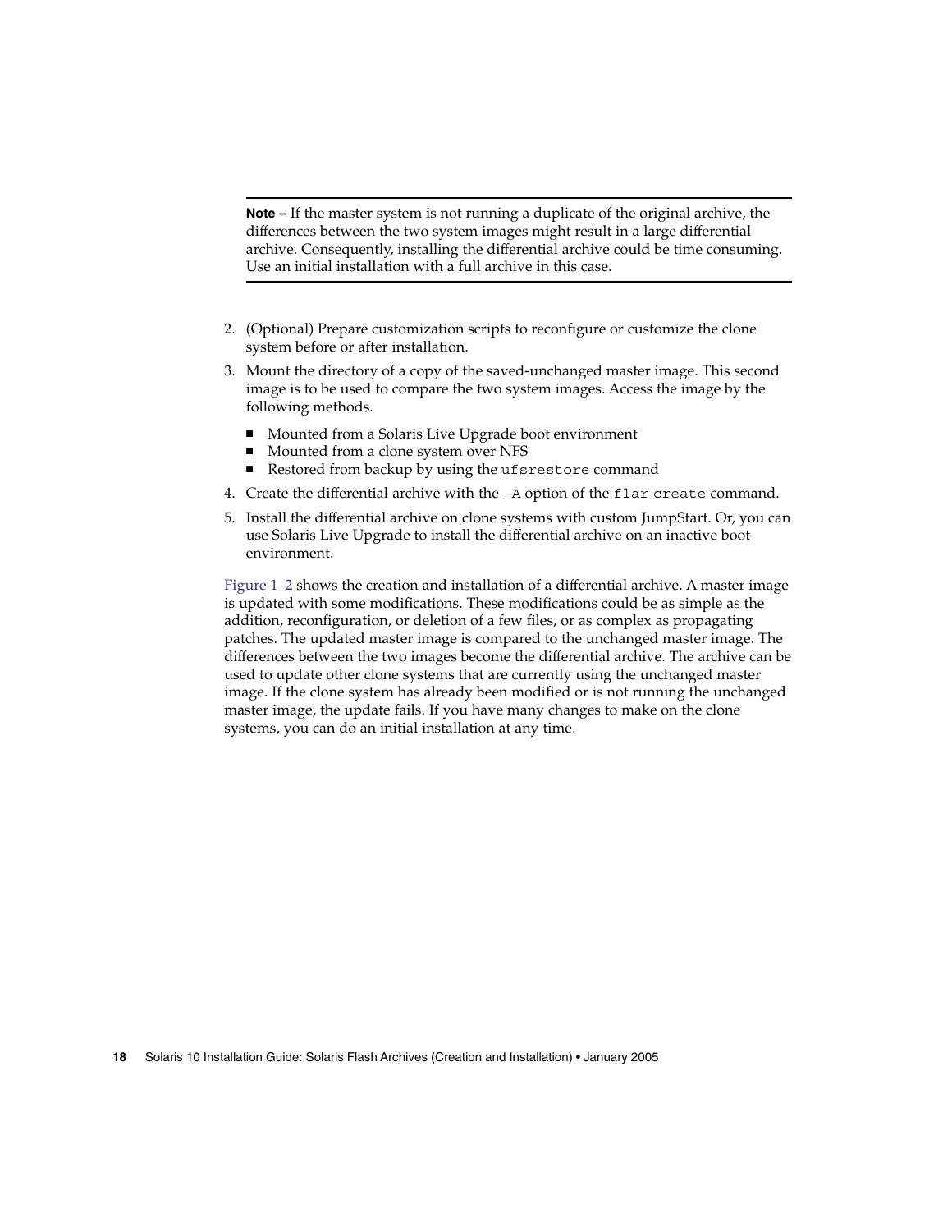---

**Note –** If the master system is not running a duplicate of the original archive, the differences between the two system images might result in a large differential archive. Consequently, installing the differential archive could be time consuming. Use an initial installation with a full archive in this case.

---

2. (Optional) Prepare customization scripts to reconfigure or customize the clone system before or after installation.
3. Mount the directory of a copy of the saved-unchanged master image. This second image is to be used to compare the two system images. Access the image by the following methods.
   - Mounted from a Solaris Live Upgrade boot environment
   - Mounted from a clone system over NFS
   - Restored from backup by using the `ufsrestore` command
4. Create the differential archive with the `-A` option of the `flar create` command.
5. Install the differential archive on clone systems with custom JumpStart. Or, you can use Solaris Live Upgrade to install the differential archive on an inactive boot environment.

Figure 1–2 shows the creation and installation of a differential archive. A master image is updated with some modifications. These modifications could be as simple as the addition, reconfiguration, or deletion of a few files, or as complex as propagating patches. The updated master image is compared to the unchanged master image. The differences between the two images become the differential archive. The archive can be used to update other clone systems that are currently using the unchanged master image. If the clone system has already been modified or is not running the unchanged master image, the update fails. If you have many changes to make on the clone systems, you can do an initial installation at any time.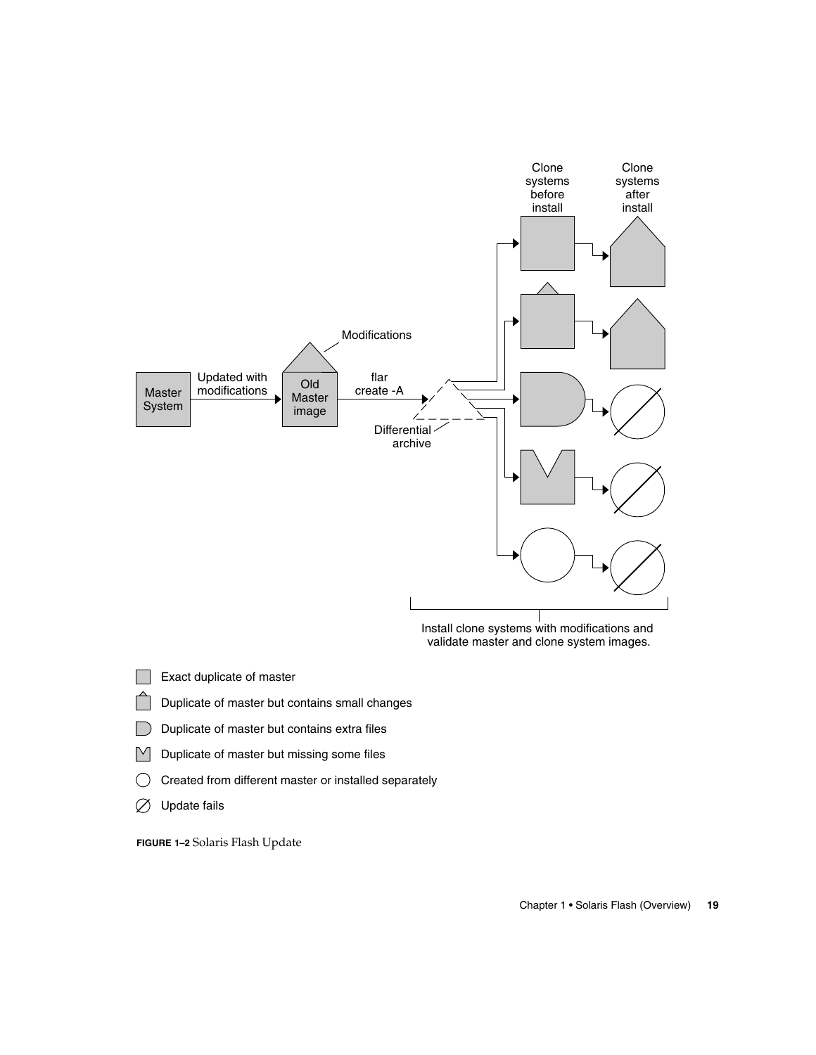Master System

Updated with modifications

Old Master image

Modifications

flar create -A

Differential archive

Clone systems before install

Clone systems after install

Install clone systems with modifications and validate master and clone system images.

- Exact duplicate of master
- Duplicate of master but contains small changes
- Duplicate of master but contains extra files
- Duplicate of master but missing some files
- Created from different master or installed separately
- Update fails

**FIGURE 1–2** Solaris Flash Update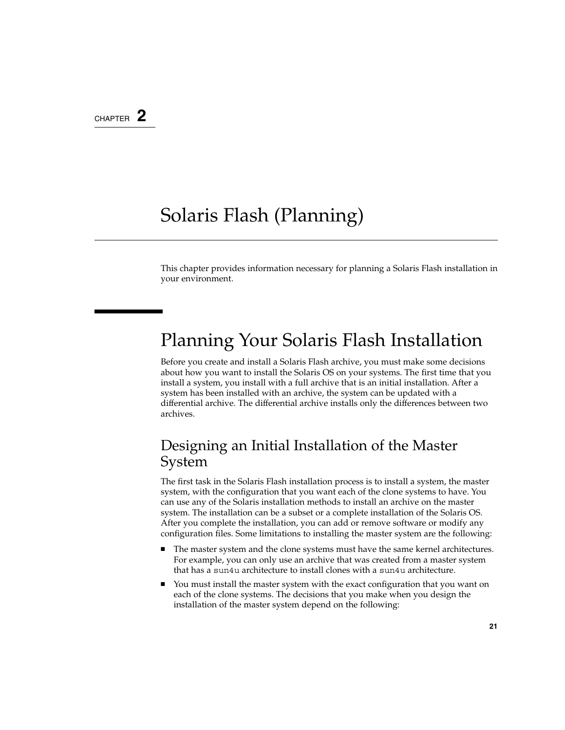CHAPTER 2

# Solaris Flash (Planning)

This chapter provides information necessary for planning a Solaris Flash installation in your environment.

## Planning Your Solaris Flash Installation

Before you create and install a Solaris Flash archive, you must make some decisions about how you want to install the Solaris OS on your systems. The first time that you install a system, you install with a full archive that is an initial installation. After a system has been installed with an archive, the system can be updated with a differential archive. The differential archive installs only the differences between two archives.

### Designing an Initial Installation of the Master System

The first task in the Solaris Flash installation process is to install a system, the master system, with the configuration that you want each of the clone systems to have. You can use any of the Solaris installation methods to install an archive on the master system. The installation can be a subset or a complete installation of the Solaris OS. After you complete the installation, you can add or remove software or modify any configuration files. Some limitations to installing the master system are the following:

- The master system and the clone systems must have the same kernel architectures. For example, you can only use an archive that was created from a master system that has a `sun4u` architecture to install clones with a `sun4u` architecture.
- You must install the master system with the exact configuration that you want on each of the clone systems. The decisions that you make when you design the installation of the master system depend on the following: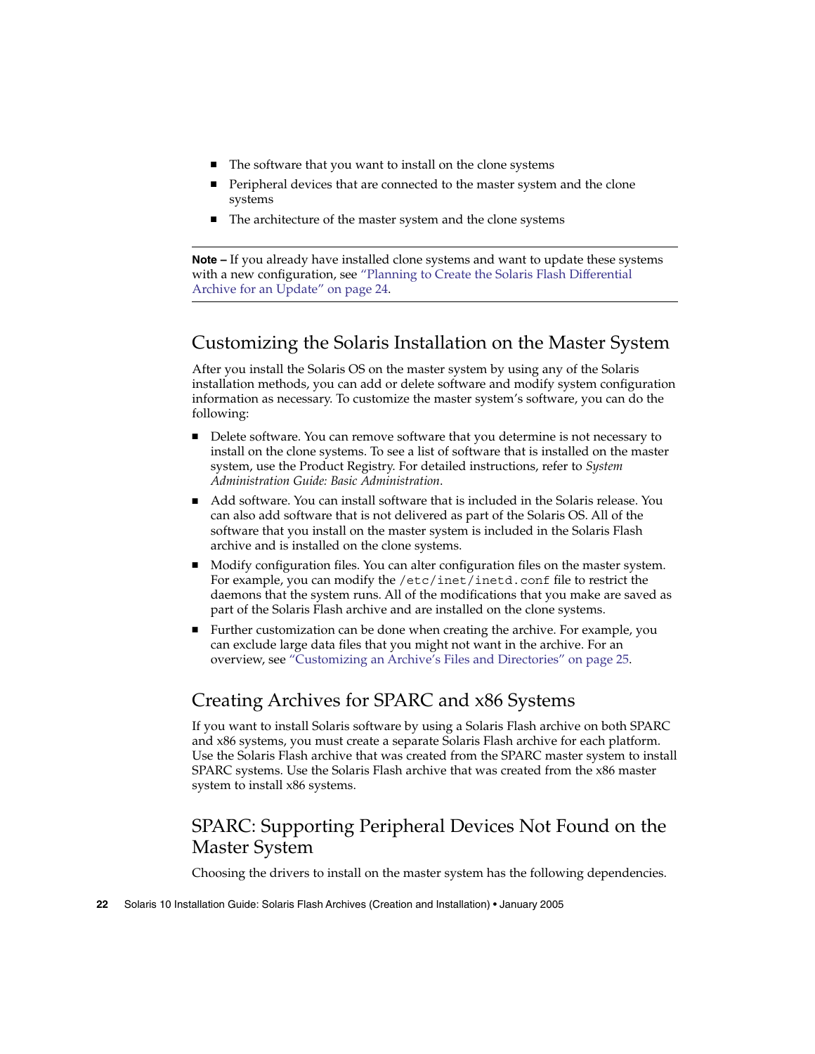- The software that you want to install on the clone systems
- Peripheral devices that are connected to the master system and the clone systems
- The architecture of the master system and the clone systems

---

**Note –** If you already have installed clone systems and want to update these systems with a new configuration, see "Planning to Create the Solaris Flash Differential Archive for an Update" on page 24.

---

## Customizing the Solaris Installation on the Master System

After you install the Solaris OS on the master system by using any of the Solaris installation methods, you can add or delete software and modify system configuration information as necessary. To customize the master system's software, you can do the following:

- Delete software. You can remove software that you determine is not necessary to install on the clone systems. To see a list of software that is installed on the master system, use the Product Registry. For detailed instructions, refer to *System Administration Guide: Basic Administration*.
- Add software. You can install software that is included in the Solaris release. You can also add software that is not delivered as part of the Solaris OS. All of the software that you install on the master system is included in the Solaris Flash archive and is installed on the clone systems.
- Modify configuration files. You can alter configuration files on the master system. For example, you can modify the `/etc/inet/inetd.conf` file to restrict the daemons that the system runs. All of the modifications that you make are saved as part of the Solaris Flash archive and are installed on the clone systems.
- Further customization can be done when creating the archive. For example, you can exclude large data files that you might not want in the archive. For an overview, see "Customizing an Archive's Files and Directories" on page 25.

## Creating Archives for SPARC and x86 Systems

If you want to install Solaris software by using a Solaris Flash archive on both SPARC and x86 systems, you must create a separate Solaris Flash archive for each platform. Use the Solaris Flash archive that was created from the SPARC master system to install SPARC systems. Use the Solaris Flash archive that was created from the x86 master system to install x86 systems.

## SPARC: Supporting Peripheral Devices Not Found on the Master System

Choosing the drivers to install on the master system has the following dependencies.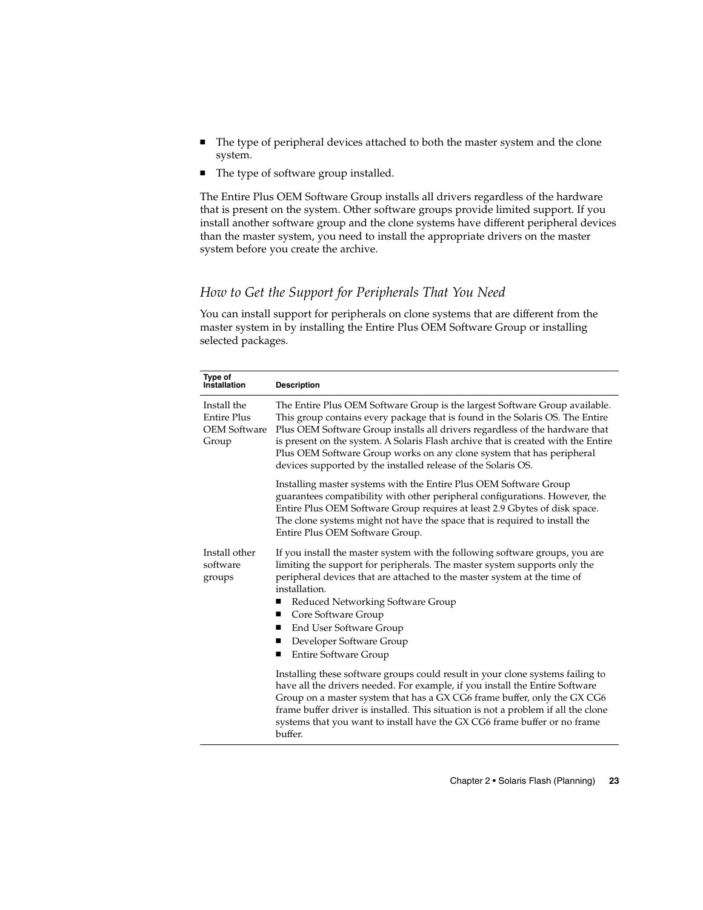- The type of peripheral devices attached to both the master system and the clone system.
- The type of software group installed.

The Entire Plus OEM Software Group installs all drivers regardless of the hardware that is present on the system. Other software groups provide limited support. If you install another software group and the clone systems have different peripheral devices than the master system, you need to install the appropriate drivers on the master system before you create the archive.

### *How to Get the Support for Peripherals That You Need*

You can install support for peripherals on clone systems that are different from the master system in by installing the Entire Plus OEM Software Group or installing selected packages.

| Type of Installation | Description |
| --- | --- |
| Install the Entire Plus OEM Software Group | The Entire Plus OEM Software Group is the largest Software Group available. This group contains every package that is found in the Solaris OS. The Entire Plus OEM Software Group installs all drivers regardless of the hardware that is present on the system. A Solaris Flash archive that is created with the Entire Plus OEM Software Group works on any clone system that has peripheral devices supported by the installed release of the Solaris OS.<br><br>Installing master systems with the Entire Plus OEM Software Group guarantees compatibility with other peripheral configurations. However, the Entire Plus OEM Software Group requires at least 2.9 Gbytes of disk space. The clone systems might not have the space that is required to install the Entire Plus OEM Software Group. |
| Install other software groups | If you install the master system with the following software groups, you are limiting the support for peripherals. The master system supports only the peripheral devices that are attached to the master system at the time of installation.<br>■ Reduced Networking Software Group<br>■ Core Software Group<br>■ End User Software Group<br>■ Developer Software Group<br>■ Entire Software Group<br><br>Installing these software groups could result in your clone systems failing to have all the drivers needed. For example, if you install the Entire Software Group on a master system that has a GX CG6 frame buffer, only the GX CG6 frame buffer driver is installed. This situation is not a problem if all the clone systems that you want to install have the GX CG6 frame buffer or no frame buffer. |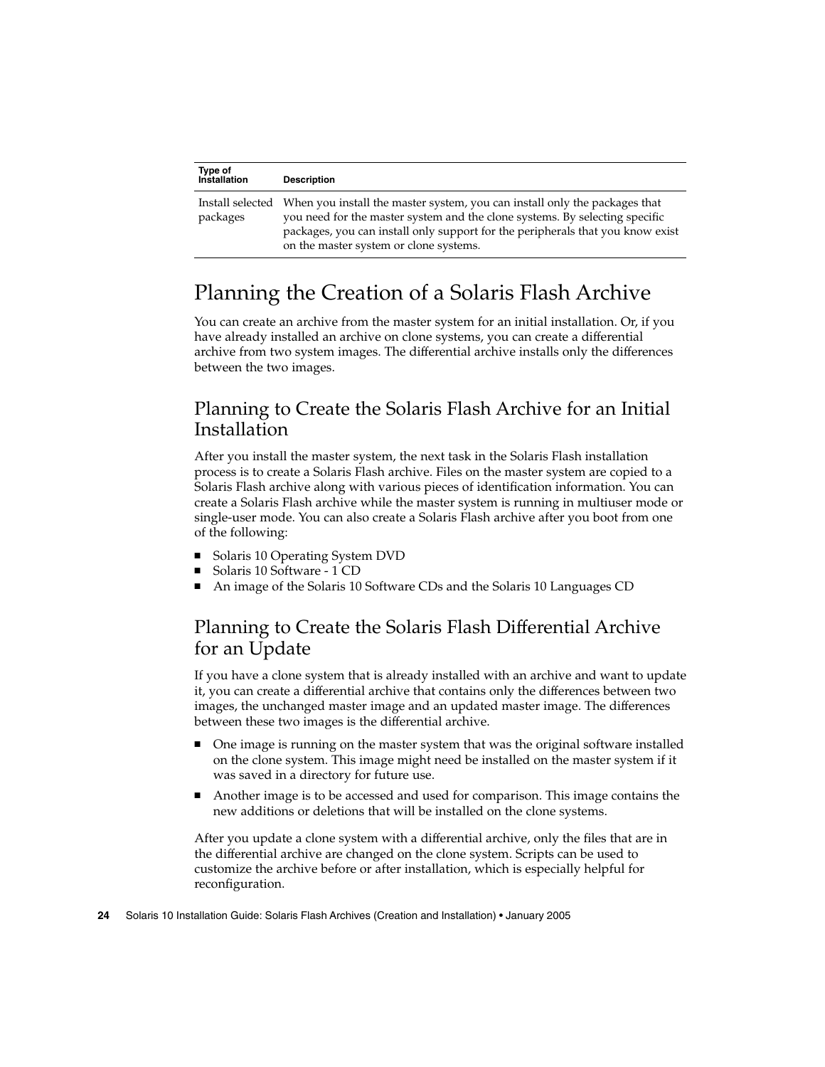| Type of Installation | Description |
|---|---|
| Install selected packages | When you install the master system, you can install only the packages that you need for the master system and the clone systems. By selecting specific packages, you can install only support for the peripherals that you know exist on the master system or clone systems. |

## Planning the Creation of a Solaris Flash Archive

You can create an archive from the master system for an initial installation. Or, if you have already installed an archive on clone systems, you can create a differential archive from two system images. The differential archive installs only the differences between the two images.

### Planning to Create the Solaris Flash Archive for an Initial Installation

After you install the master system, the next task in the Solaris Flash installation process is to create a Solaris Flash archive. Files on the master system are copied to a Solaris Flash archive along with various pieces of identification information. You can create a Solaris Flash archive while the master system is running in multiuser mode or single-user mode. You can also create a Solaris Flash archive after you boot from one of the following:

- Solaris 10 Operating System DVD
- Solaris 10 Software - 1 CD
- An image of the Solaris 10 Software CDs and the Solaris 10 Languages CD

### Planning to Create the Solaris Flash Differential Archive for an Update

If you have a clone system that is already installed with an archive and want to update it, you can create a differential archive that contains only the differences between two images, the unchanged master image and an updated master image. The differences between these two images is the differential archive.

- One image is running on the master system that was the original software installed on the clone system. This image might need be installed on the master system if it was saved in a directory for future use.
- Another image is to be accessed and used for comparison. This image contains the new additions or deletions that will be installed on the clone systems.

After you update a clone system with a differential archive, only the files that are in the differential archive are changed on the clone system. Scripts can be used to customize the archive before or after installation, which is especially helpful for reconfiguration.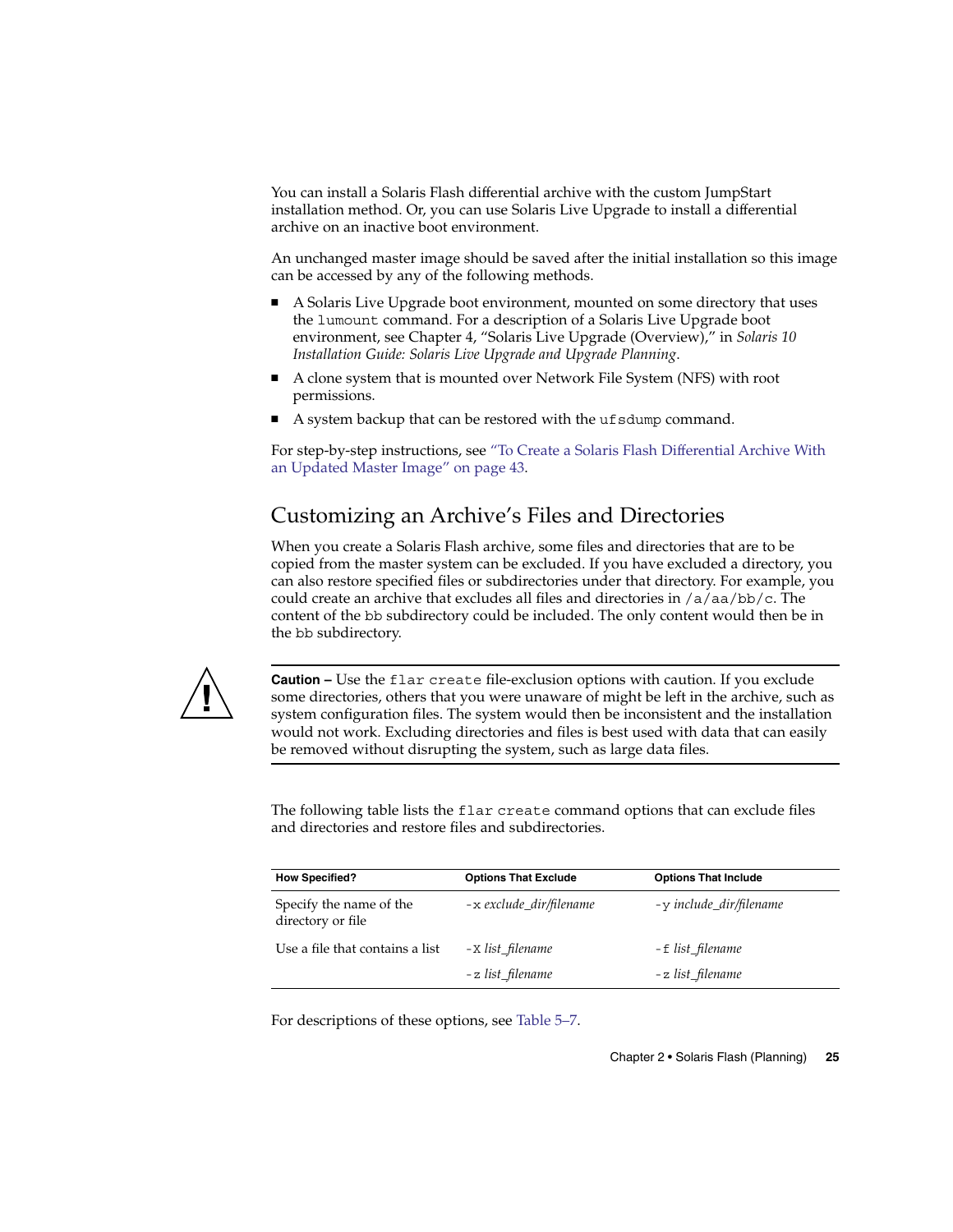You can install a Solaris Flash differential archive with the custom JumpStart installation method. Or, you can use Solaris Live Upgrade to install a differential archive on an inactive boot environment.

An unchanged master image should be saved after the initial installation so this image can be accessed by any of the following methods.

- A Solaris Live Upgrade boot environment, mounted on some directory that uses the `lumount` command. For a description of a Solaris Live Upgrade boot environment, see Chapter 4, "Solaris Live Upgrade (Overview)," in *Solaris 10 Installation Guide: Solaris Live Upgrade and Upgrade Planning*.
- A clone system that is mounted over Network File System (NFS) with root permissions.
- A system backup that can be restored with the `ufsdump` command.

For step-by-step instructions, see "To Create a Solaris Flash Differential Archive With an Updated Master Image" on page 43.

## Customizing an Archive's Files and Directories

When you create a Solaris Flash archive, some files and directories that are to be copied from the master system can be excluded. If you have excluded a directory, you can also restore specified files or subdirectories under that directory. For example, you could create an archive that excludes all files and directories in `/a/aa/bb/c`. The content of the `bb` subdirectory could be included. The only content would then be in the `bb` subdirectory.

> **Caution –** Use the `flar create` file-exclusion options with caution. If you exclude some directories, others that you were unaware of might be left in the archive, such as system configuration files. The system would then be inconsistent and the installation would not work. Excluding directories and files is best used with data that can easily be removed without disrupting the system, such as large data files.

The following table lists the `flar create` command options that can exclude files and directories and restore files and subdirectories.

| How Specified? | Options That Exclude | Options That Include |
| --- | --- | --- |
| Specify the name of the directory or file | `-x` *exclude_dir/filename* | `-y` *include_dir/filename* |
| Use a file that contains a list | `-X` *list_filename* | `-f` *list_filename* |
| | `-z` *list_filename* | `-z` *list_filename* |

For descriptions of these options, see Table 5–7.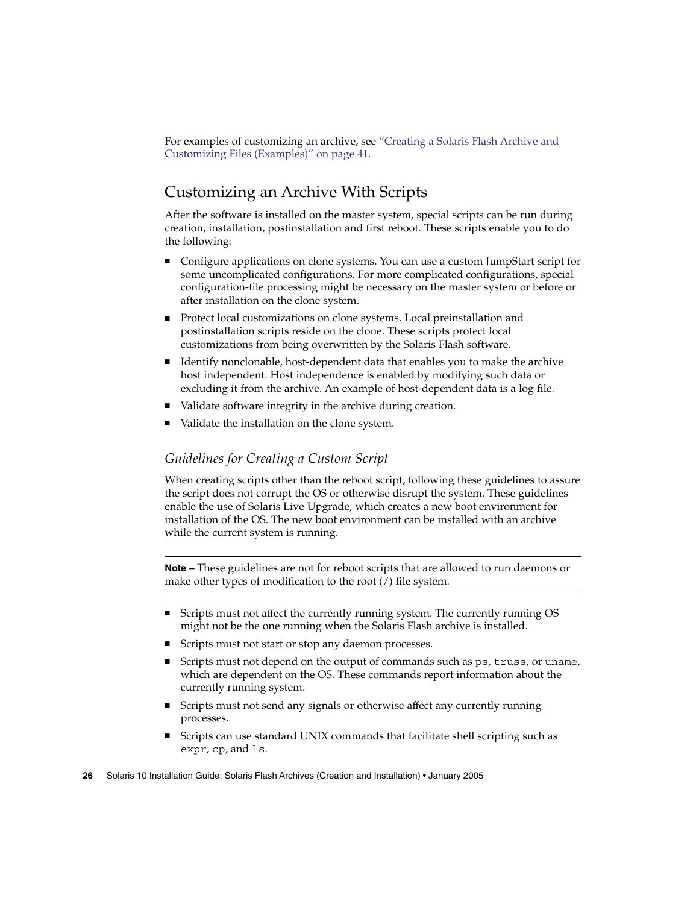For examples of customizing an archive, see "Creating a Solaris Flash Archive and Customizing Files (Examples)" on page 41.

## Customizing an Archive With Scripts

After the software is installed on the master system, special scripts can be run during creation, installation, postinstallation and first reboot. These scripts enable you to do the following:

- Configure applications on clone systems. You can use a custom JumpStart script for some uncomplicated configurations. For more complicated configurations, special configuration-file processing might be necessary on the master system or before or after installation on the clone system.
- Protect local customizations on clone systems. Local preinstallation and postinstallation scripts reside on the clone. These scripts protect local customizations from being overwritten by the Solaris Flash software.
- Identify nonclonable, host-dependent data that enables you to make the archive host independent. Host independence is enabled by modifying such data or excluding it from the archive. An example of host-dependent data is a log file.
- Validate software integrity in the archive during creation.
- Validate the installation on the clone system.

### *Guidelines for Creating a Custom Script*

When creating scripts other than the reboot script, following these guidelines to assure the script does not corrupt the OS or otherwise disrupt the system. These guidelines enable the use of Solaris Live Upgrade, which creates a new boot environment for installation of the OS. The new boot environment can be installed with an archive while the current system is running.

---

**Note –** These guidelines are not for reboot scripts that are allowed to run daemons or make other types of modification to the root (/) file system.

---

- Scripts must not affect the currently running system. The currently running OS might not be the one running when the Solaris Flash archive is installed.
- Scripts must not start or stop any daemon processes.
- Scripts must not depend on the output of commands such as `ps`, `truss`, or `uname`, which are dependent on the OS. These commands report information about the currently running system.
- Scripts must not send any signals or otherwise affect any currently running processes.
- Scripts can use standard UNIX commands that facilitate shell scripting such as `expr`, `cp`, and `ls`.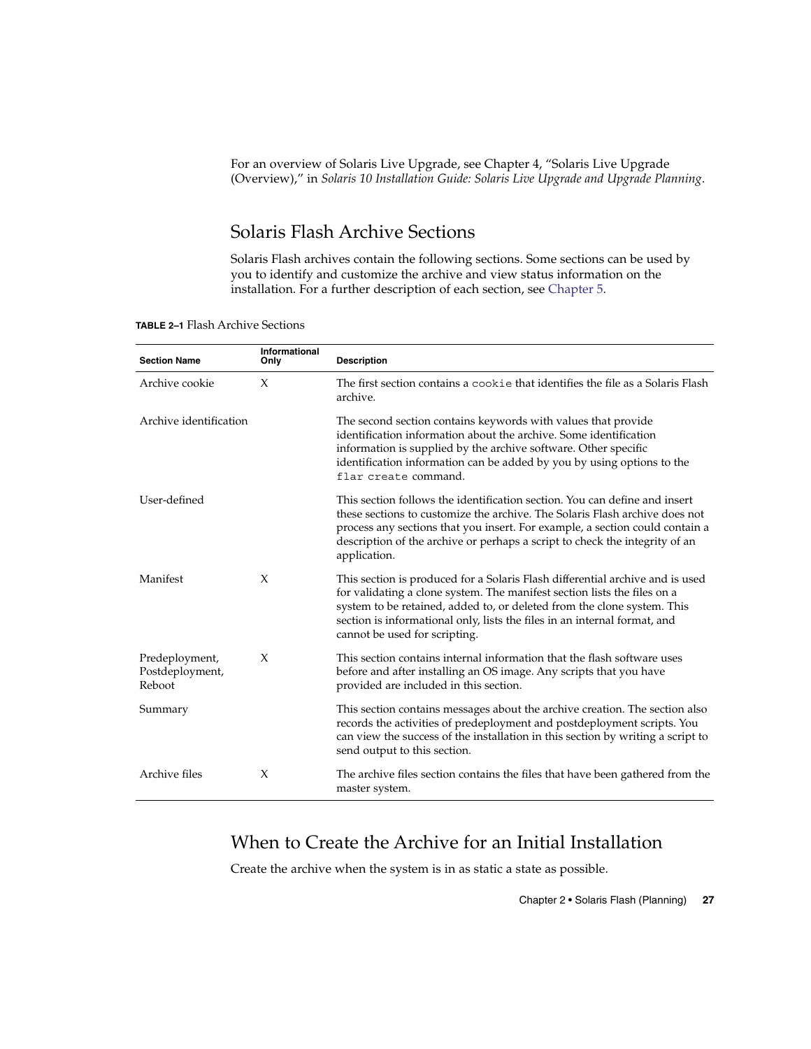For an overview of Solaris Live Upgrade, see Chapter 4, "Solaris Live Upgrade (Overview)," in *Solaris 10 Installation Guide: Solaris Live Upgrade and Upgrade Planning*.

## Solaris Flash Archive Sections

Solaris Flash archives contain the following sections. Some sections can be used by you to identify and customize the archive and view status information on the installation. For a further description of each section, see Chapter 5.

**TABLE 2–1** Flash Archive Sections

| Section Name | Informational Only | Description |
| --- | --- | --- |
| Archive cookie | X | The first section contains a `cookie` that identifies the file as a Solaris Flash archive. |
| Archive identification | | The second section contains keywords with values that provide identification information about the archive. Some identification information is supplied by the archive software. Other specific identification information can be added by you by using options to the `flar create` command. |
| User-defined | | This section follows the identification section. You can define and insert these sections to customize the archive. The Solaris Flash archive does not process any sections that you insert. For example, a section could contain a description of the archive or perhaps a script to check the integrity of an application. |
| Manifest | X | This section is produced for a Solaris Flash differential archive and is used for validating a clone system. The manifest section lists the files on a system to be retained, added to, or deleted from the clone system. This section is informational only, lists the files in an internal format, and cannot be used for scripting. |
| Predeployment, Postdeployment, Reboot | X | This section contains internal information that the flash software uses before and after installing an OS image. Any scripts that you have provided are included in this section. |
| Summary | | This section contains messages about the archive creation. The section also records the activities of predeployment and postdeployment scripts. You can view the success of the installation in this section by writing a script to send output to this section. |
| Archive files | X | The archive files section contains the files that have been gathered from the master system. |

## When to Create the Archive for an Initial Installation

Create the archive when the system is in as static a state as possible.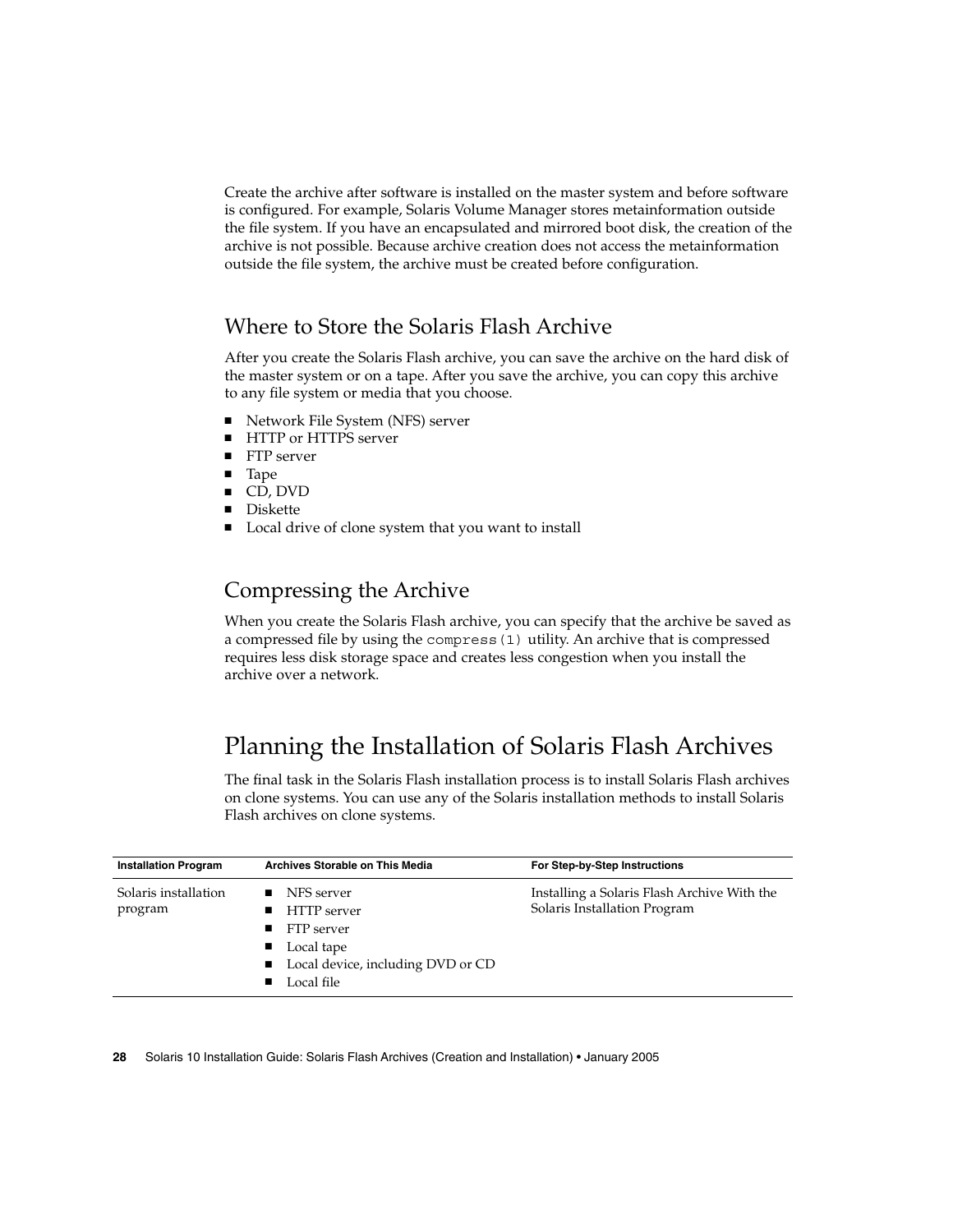Create the archive after software is installed on the master system and before software is configured. For example, Solaris Volume Manager stores metainformation outside the file system. If you have an encapsulated and mirrored boot disk, the creation of the archive is not possible. Because archive creation does not access the metainformation outside the file system, the archive must be created before configuration.

## Where to Store the Solaris Flash Archive

After you create the Solaris Flash archive, you can save the archive on the hard disk of the master system or on a tape. After you save the archive, you can copy this archive to any file system or media that you choose.

- Network File System (NFS) server
- HTTP or HTTPS server
- FTP server
- Tape
- CD, DVD
- Diskette
- Local drive of clone system that you want to install

## Compressing the Archive

When you create the Solaris Flash archive, you can specify that the archive be saved as a compressed file by using the `compress(1)` utility. An archive that is compressed requires less disk storage space and creates less congestion when you install the archive over a network.

# Planning the Installation of Solaris Flash Archives

The final task in the Solaris Flash installation process is to install Solaris Flash archives on clone systems. You can use any of the Solaris installation methods to install Solaris Flash archives on clone systems.

| Installation Program | Archives Storable on This Media | For Step-by-Step Instructions |
| --- | --- | --- |
| Solaris installation program | ■ NFS server<br>■ HTTP server<br>■ FTP server<br>■ Local tape<br>■ Local device, including DVD or CD<br>■ Local file | Installing a Solaris Flash Archive With the Solaris Installation Program |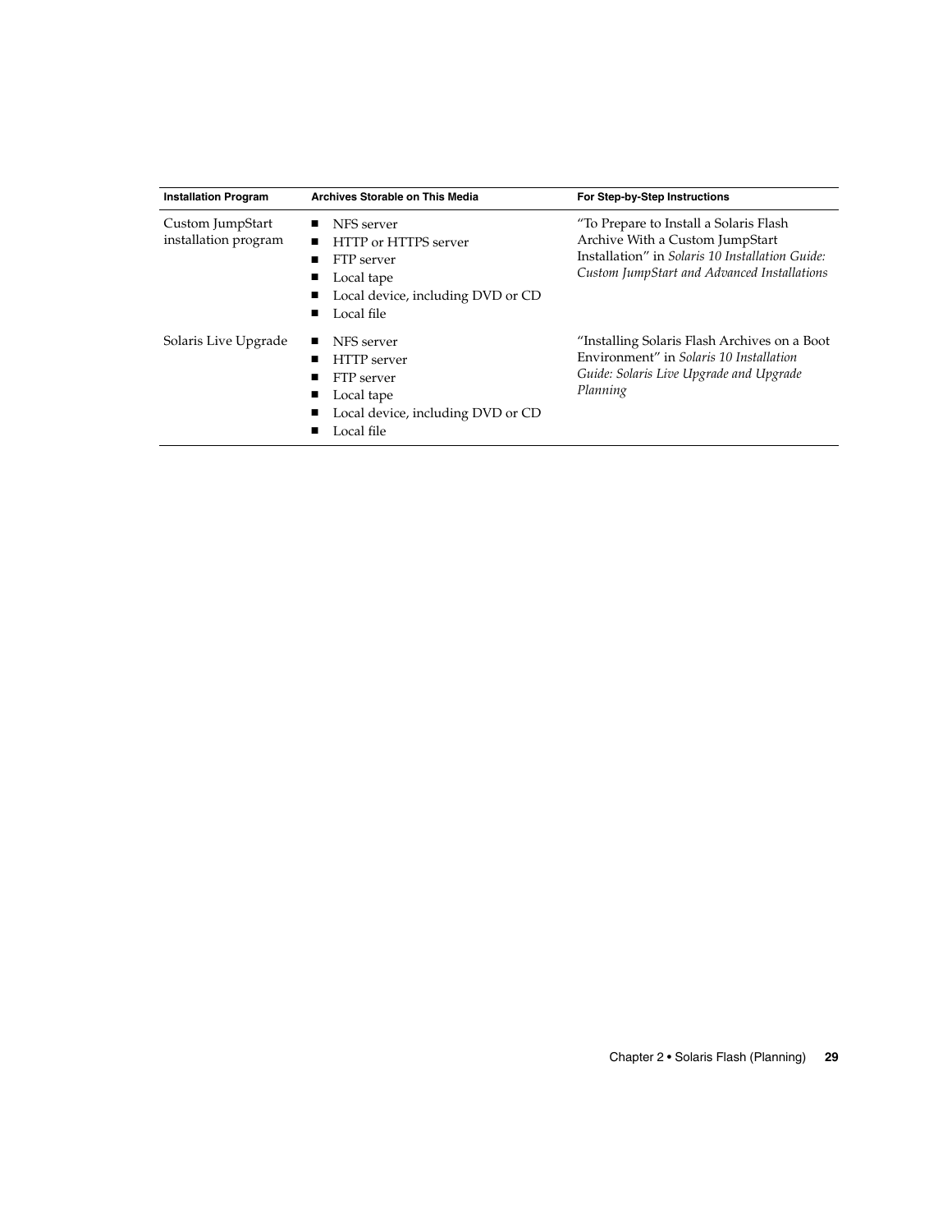| Installation Program | Archives Storable on This Media | For Step-by-Step Instructions |
| --- | --- | --- |
| Custom JumpStart installation program | ■ NFS server<br>■ HTTP or HTTPS server<br>■ FTP server<br>■ Local tape<br>■ Local device, including DVD or CD<br>■ Local file | "To Prepare to Install a Solaris Flash Archive With a Custom JumpStart Installation" in *Solaris 10 Installation Guide: Custom JumpStart and Advanced Installations* |
| Solaris Live Upgrade | ■ NFS server<br>■ HTTP server<br>■ FTP server<br>■ Local tape<br>■ Local device, including DVD or CD<br>■ Local file | "Installing Solaris Flash Archives on a Boot Environment" in *Solaris 10 Installation Guide: Solaris Live Upgrade and Upgrade Planning* |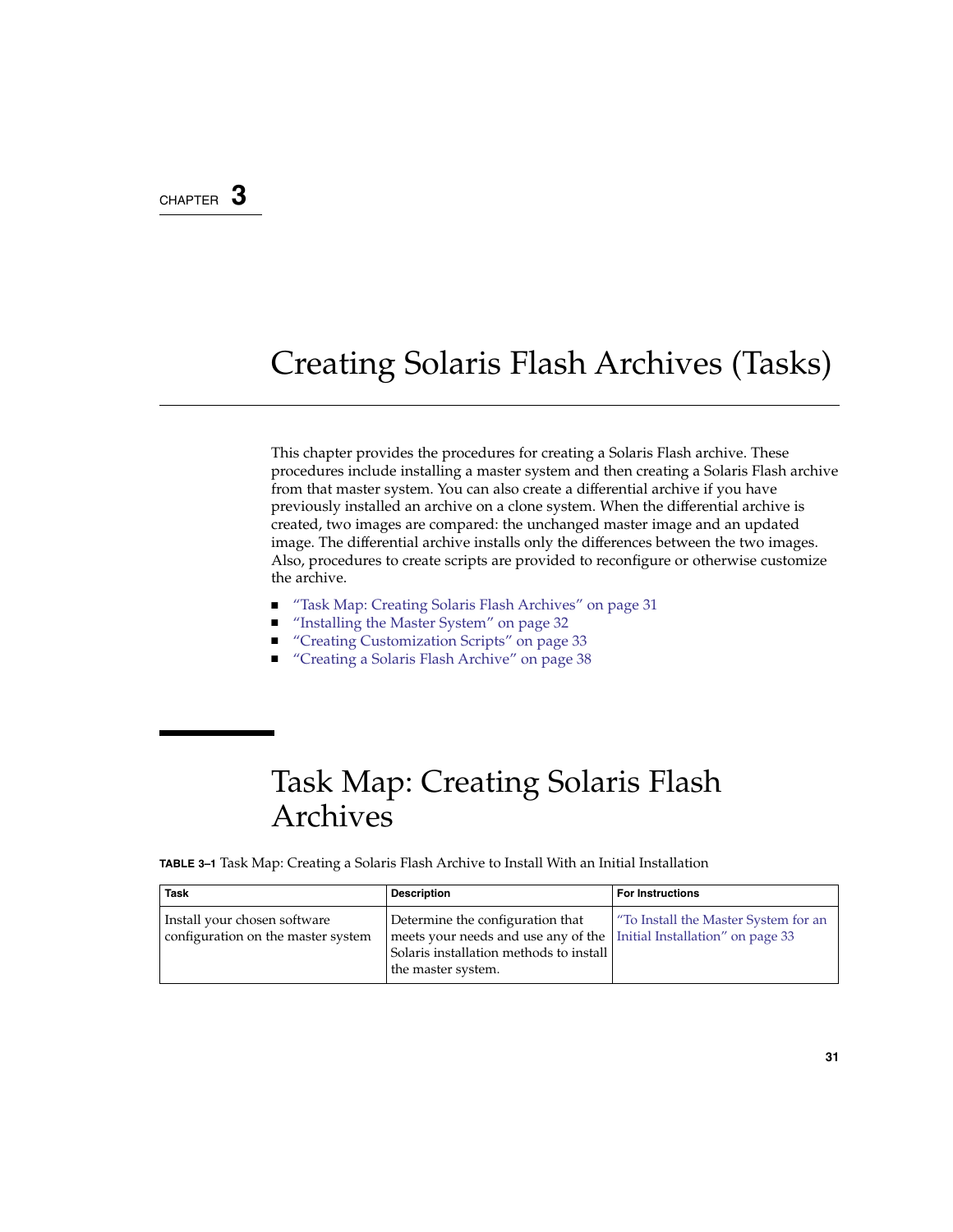CHAPTER 3

# Creating Solaris Flash Archives (Tasks)

This chapter provides the procedures for creating a Solaris Flash archive. These procedures include installing a master system and then creating a Solaris Flash archive from that master system. You can also create a differential archive if you have previously installed an archive on a clone system. When the differential archive is created, two images are compared: the unchanged master image and an updated image. The differential archive installs only the differences between the two images. Also, procedures to create scripts are provided to reconfigure or otherwise customize the archive.

- "Task Map: Creating Solaris Flash Archives" on page 31
- "Installing the Master System" on page 32
- "Creating Customization Scripts" on page 33
- "Creating a Solaris Flash Archive" on page 38

## Task Map: Creating Solaris Flash Archives

**TABLE 3–1** Task Map: Creating a Solaris Flash Archive to Install With an Initial Installation

| Task | Description | For Instructions |
| --- | --- | --- |
| Install your chosen software configuration on the master system | Determine the configuration that meets your needs and use any of the Solaris installation methods to install the master system. | "To Install the Master System for an Initial Installation" on page 33 |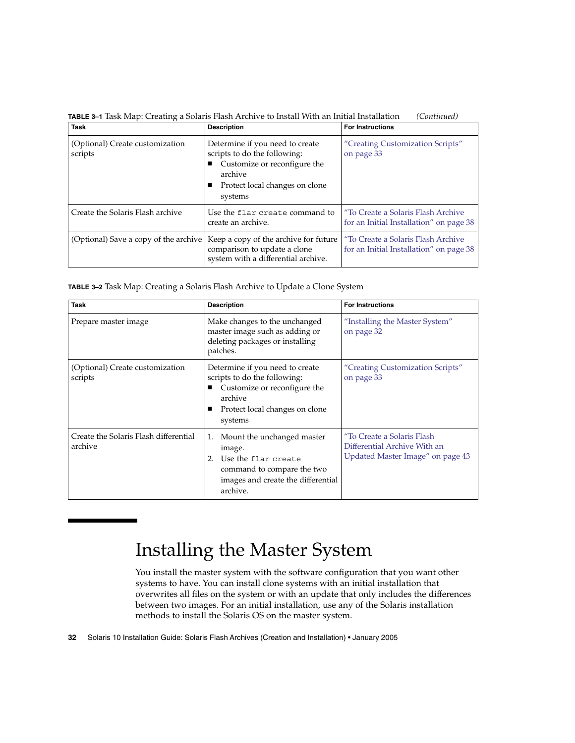**TABLE 3–1** Task Map: Creating a Solaris Flash Archive to Install With an Initial Installation *(Continued)*

| Task | Description | For Instructions |
| --- | --- | --- |
| (Optional) Create customization scripts | Determine if you need to create scripts to do the following:<br>■ Customize or reconfigure the archive<br>■ Protect local changes on clone systems | "Creating Customization Scripts" on page 33 |
| Create the Solaris Flash archive | Use the `flar create` command to create an archive. | "To Create a Solaris Flash Archive for an Initial Installation" on page 38 |
| (Optional) Save a copy of the archive | Keep a copy of the archive for future comparison to update a clone system with a differential archive. | "To Create a Solaris Flash Archive for an Initial Installation" on page 38 |

**TABLE 3–2** Task Map: Creating a Solaris Flash Archive to Update a Clone System

| Task | Description | For Instructions |
| --- | --- | --- |
| Prepare master image | Make changes to the unchanged master image such as adding or deleting packages or installing patches. | "Installing the Master System" on page 32 |
| (Optional) Create customization scripts | Determine if you need to create scripts to do the following:<br>■ Customize or reconfigure the archive<br>■ Protect local changes on clone systems | "Creating Customization Scripts" on page 33 |
| Create the Solaris Flash differential archive | 1. Mount the unchanged master image.<br>2. Use the `flar create` command to compare the two images and create the differential archive. | "To Create a Solaris Flash Differential Archive With an Updated Master Image" on page 43 |

# Installing the Master System

You install the master system with the software configuration that you want other systems to have. You can install clone systems with an initial installation that overwrites all files on the system or with an update that only includes the differences between two images. For an initial installation, use any of the Solaris installation methods to install the Solaris OS on the master system.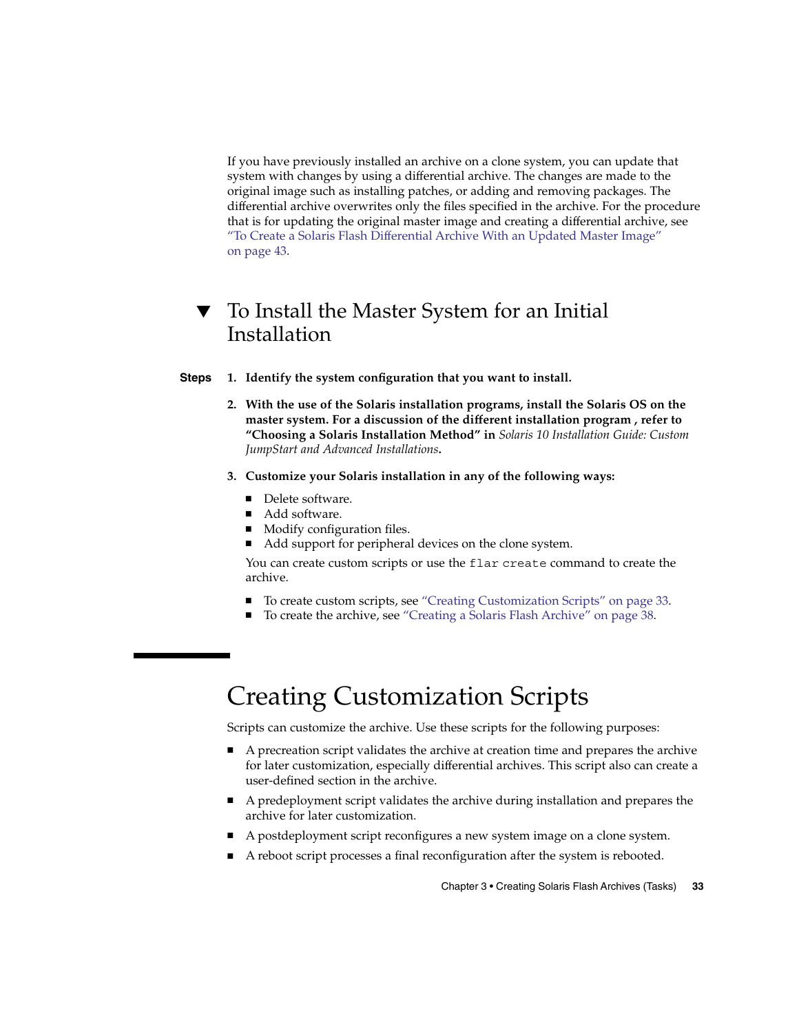If you have previously installed an archive on a clone system, you can update that system with changes by using a differential archive. The changes are made to the original image such as installing patches, or adding and removing packages. The differential archive overwrites only the files specified in the archive. For the procedure that is for updating the original master image and creating a differential archive, see "To Create a Solaris Flash Differential Archive With an Updated Master Image" on page 43.

### ▼ To Install the Master System for an Initial Installation

**Steps**

1. **Identify the system configuration that you want to install.**
2. **With the use of the Solaris installation programs, install the Solaris OS on the master system. For a discussion of the different installation program , refer to "Choosing a Solaris Installation Method" in** *Solaris 10 Installation Guide: Custom JumpStart and Advanced Installations***.**
3. **Customize your Solaris installation in any of the following ways:**
   - Delete software.
   - Add software.
   - Modify configuration files.
   - Add support for peripheral devices on the clone system.

   You can create custom scripts or use the `flar create` command to create the archive.

   - To create custom scripts, see "Creating Customization Scripts" on page 33.
   - To create the archive, see "Creating a Solaris Flash Archive" on page 38.

## Creating Customization Scripts

Scripts can customize the archive. Use these scripts for the following purposes:

- A precreation script validates the archive at creation time and prepares the archive for later customization, especially differential archives. This script also can create a user-defined section in the archive.
- A predeployment script validates the archive during installation and prepares the archive for later customization.
- A postdeployment script reconfigures a new system image on a clone system.
- A reboot script processes a final reconfiguration after the system is rebooted.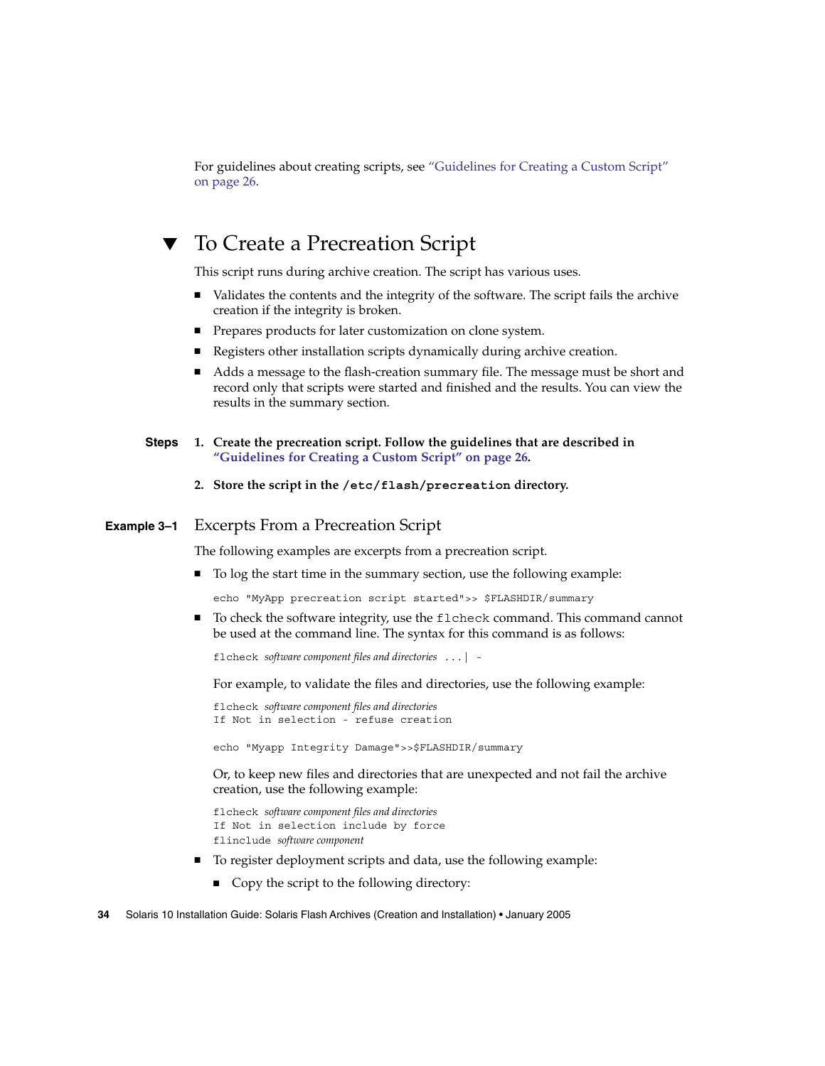For guidelines about creating scripts, see "Guidelines for Creating a Custom Script" on page 26.

## ▼ To Create a Precreation Script

This script runs during archive creation. The script has various uses.

- Validates the contents and the integrity of the software. The script fails the archive creation if the integrity is broken.
- Prepares products for later customization on clone system.
- Registers other installation scripts dynamically during archive creation.
- Adds a message to the flash-creation summary file. The message must be short and record only that scripts were started and finished and the results. You can view the results in the summary section.

**Steps**

1. **Create the precreation script. Follow the guidelines that are described in "Guidelines for Creating a Custom Script" on page 26.**

2. **Store the script in the `/etc/flash/precreation` directory.**

**Example 3–1** Excerpts From a Precreation Script

The following examples are excerpts from a precreation script.

- To log the start time in the summary section, use the following example:

  ```
  echo "MyApp precreation script started">> $FLASHDIR/summary
  ```

- To check the software integrity, use the `flcheck` command. This command cannot be used at the command line. The syntax for this command is as follows:

  ```
  flcheck software component files and directories ...| -
  ```

  For example, to validate the files and directories, use the following example:

  ```
  flcheck software component files and directories
  If Not in selection - refuse creation

  echo "Myapp Integrity Damage">>$FLASHDIR/summary
  ```

  Or, to keep new files and directories that are unexpected and not fail the archive creation, use the following example:

  ```
  flcheck software component files and directories
  If Not in selection include by force
  flinclude software component
  ```

- To register deployment scripts and data, use the following example:
  - Copy the script to the following directory: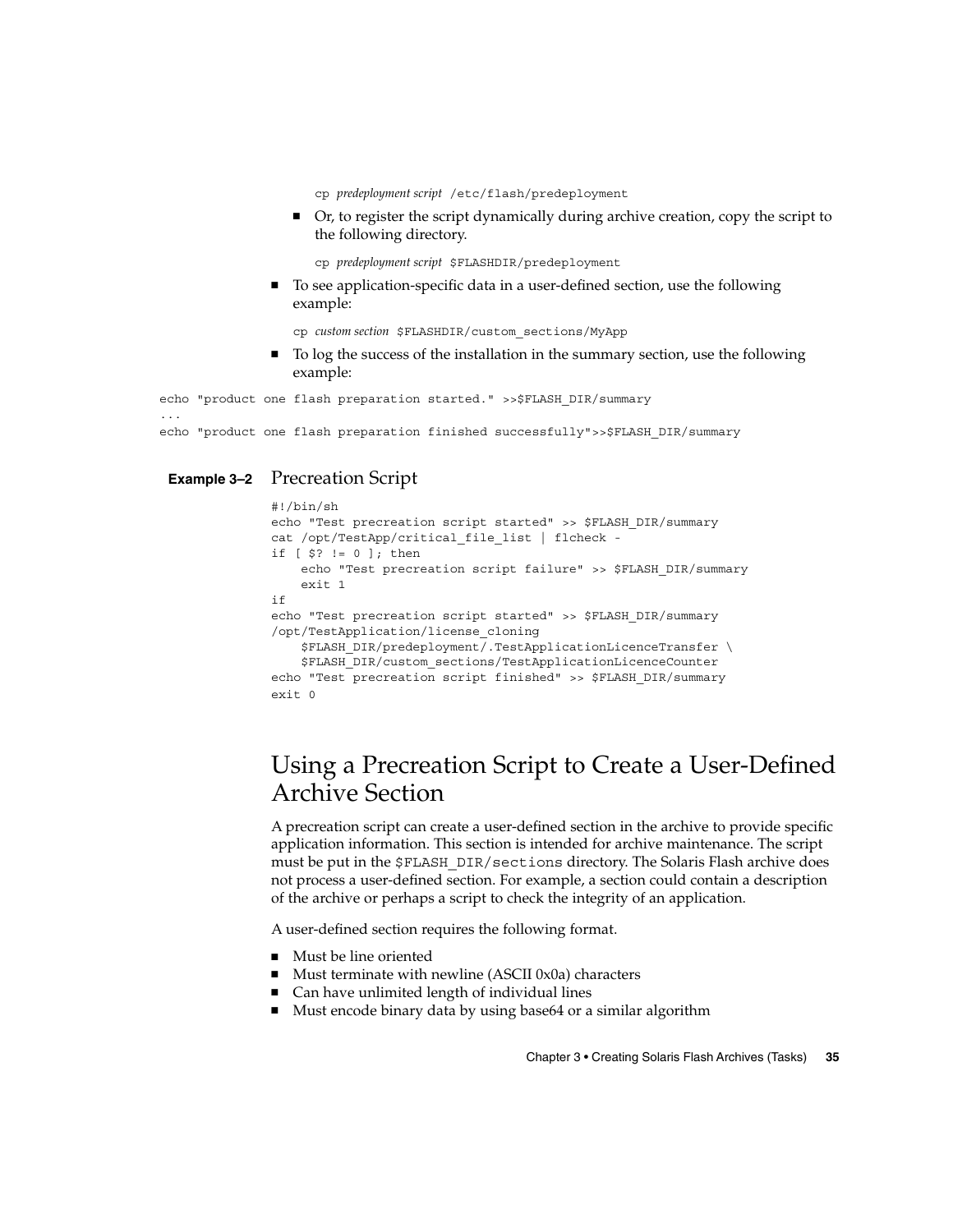```
cp predeployment script /etc/flash/predeployment
```

- Or, to register the script dynamically during archive creation, copy the script to the following directory.

```
cp predeployment script $FLASHDIR/predeployment
```

- To see application-specific data in a user-defined section, use the following example:

```
cp custom section $FLASHDIR/custom_sections/MyApp
```

- To log the success of the installation in the summary section, use the following example:

```
echo "product one flash preparation started." >>$FLASH_DIR/summary
...
echo "product one flash preparation finished successfully">>$FLASH_DIR/summary
```

**Example 3–2** Precreation Script

```
#!/bin/sh
echo "Test precreation script started" >> $FLASH_DIR/summary
cat /opt/TestApp/critical_file_list | flcheck -
if [ $? != 0 ]; then
    echo "Test precreation script failure" >> $FLASH_DIR/summary
    exit 1
if
echo "Test precreation script started" >> $FLASH_DIR/summary
/opt/TestApplication/license_cloning
    $FLASH_DIR/predeployment/.TestApplicationLicenceTransfer \
    $FLASH_DIR/custom_sections/TestApplicationLicenceCounter
echo "Test precreation script finished" >> $FLASH_DIR/summary
exit 0
```

## Using a Precreation Script to Create a User-Defined Archive Section

A precreation script can create a user-defined section in the archive to provide specific application information. This section is intended for archive maintenance. The script must be put in the `$FLASH_DIR/sections` directory. The Solaris Flash archive does not process a user-defined section. For example, a section could contain a description of the archive or perhaps a script to check the integrity of an application.

A user-defined section requires the following format.

- Must be line oriented
- Must terminate with newline (ASCII 0x0a) characters
- Can have unlimited length of individual lines
- Must encode binary data by using base64 or a similar algorithm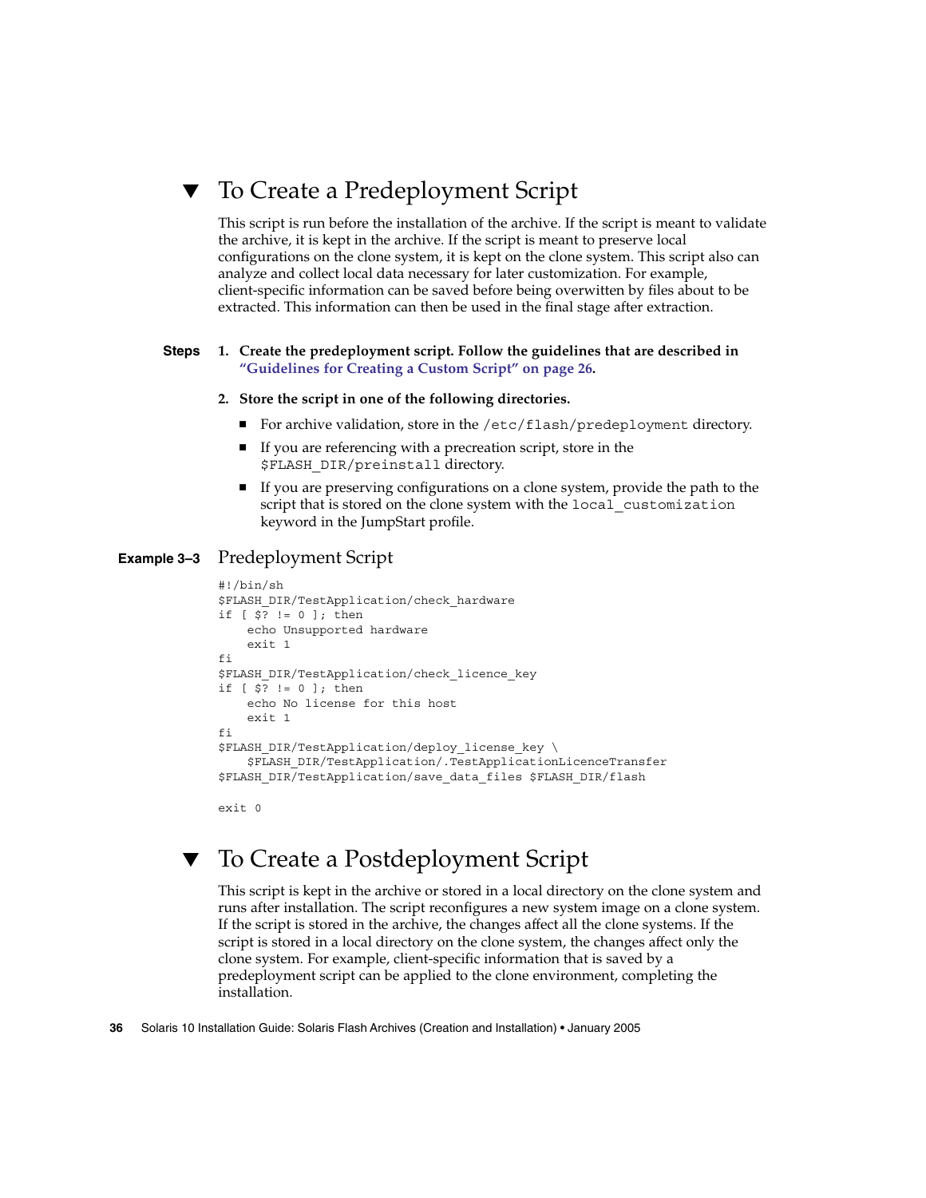## ▼ To Create a Predeployment Script

This script is run before the installation of the archive. If the script is meant to validate the archive, it is kept in the archive. If the script is meant to preserve local configurations on the clone system, it is kept on the clone system. This script also can analyze and collect local data necessary for later customization. For example, client-specific information can be saved before being overwritten by files about to be extracted. This information can then be used in the final stage after extraction.

**Steps**

1. **Create the predeployment script. Follow the guidelines that are described in "Guidelines for Creating a Custom Script" on page 26.**

2. **Store the script in one of the following directories.**
   - For archive validation, store in the `/etc/flash/predeployment` directory.
   - If you are referencing with a precreation script, store in the `$FLASH_DIR/preinstall` directory.
   - If you are preserving configurations on a clone system, provide the path to the script that is stored on the clone system with the `local_customization` keyword in the JumpStart profile.

**Example 3–3** Predeployment Script

```
#!/bin/sh
$FLASH_DIR/TestApplication/check_hardware
if [ $? != 0 ]; then
    echo Unsupported hardware
    exit 1
fi
$FLASH_DIR/TestApplication/check_licence_key
if [ $? != 0 ]; then
    echo No license for this host
    exit 1
fi
$FLASH_DIR/TestApplication/deploy_license_key \
    $FLASH_DIR/TestApplication/.TestApplicationLicenceTransfer
$FLASH_DIR/TestApplication/save_data_files $FLASH_DIR/flash

exit 0
```

## ▼ To Create a Postdeployment Script

This script is kept in the archive or stored in a local directory on the clone system and runs after installation. The script reconfigures a new system image on a clone system. If the script is stored in the archive, the changes affect all the clone systems. If the script is stored in a local directory on the clone system, the changes affect only the clone system. For example, client-specific information that is saved by a predeployment script can be applied to the clone environment, completing the installation.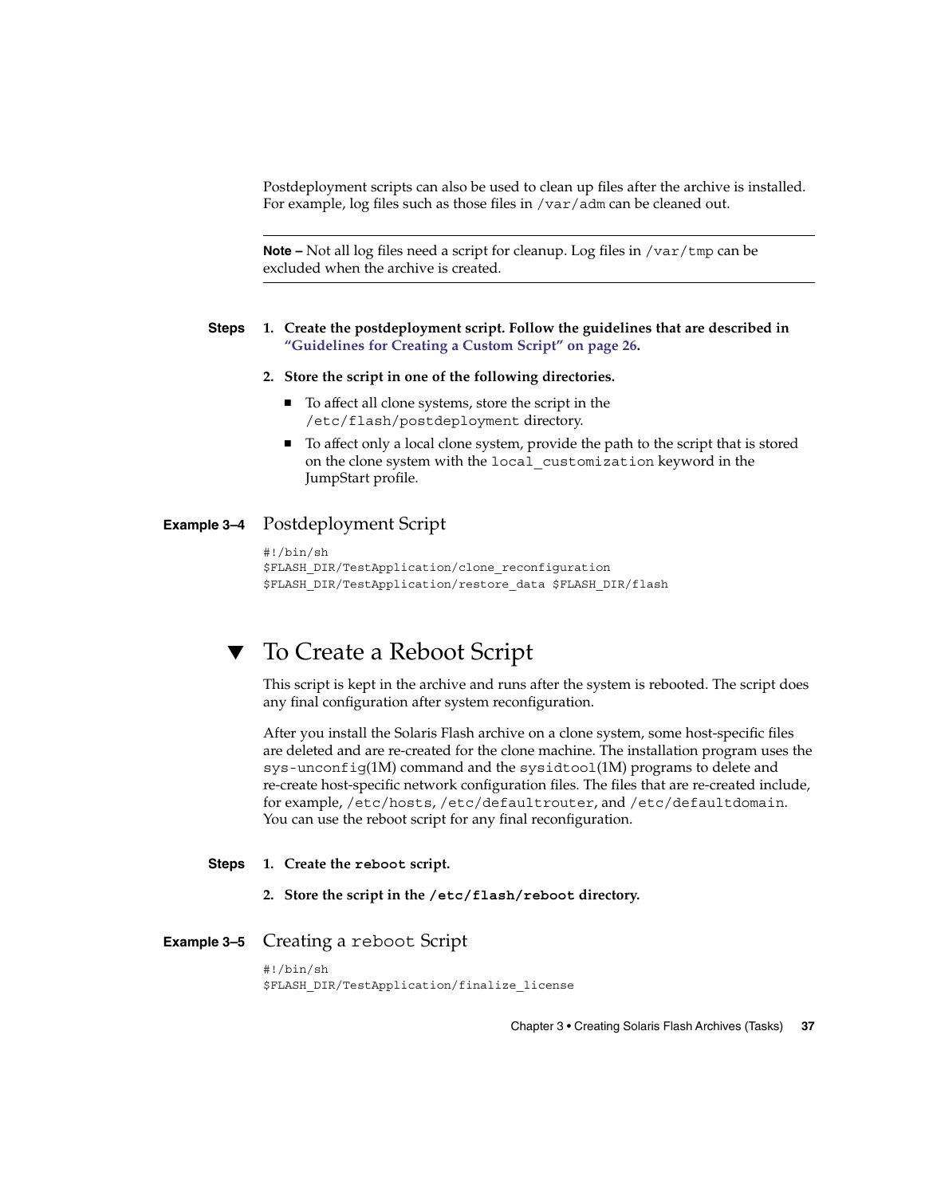Postdeployment scripts can also be used to clean up files after the archive is installed. For example, log files such as those files in `/var/adm` can be cleaned out.

---

**Note –** Not all log files need a script for cleanup. Log files in `/var/tmp` can be excluded when the archive is created.

---

**Steps**

1. **Create the postdeployment script. Follow the guidelines that are described in "Guidelines for Creating a Custom Script" on page 26.**

2. **Store the script in one of the following directories.**
   - To affect all clone systems, store the script in the `/etc/flash/postdeployment` directory.
   - To affect only a local clone system, provide the path to the script that is stored on the clone system with the `local_customization` keyword in the JumpStart profile.

**Example 3–4** Postdeployment Script

```
#!/bin/sh
$FLASH_DIR/TestApplication/clone_reconfiguration
$FLASH_DIR/TestApplication/restore_data $FLASH_DIR/flash
```

## ▼ To Create a Reboot Script

This script is kept in the archive and runs after the system is rebooted. The script does any final configuration after system reconfiguration.

After you install the Solaris Flash archive on a clone system, some host-specific files are deleted and are re-created for the clone machine. The installation program uses the `sys-unconfig`(1M) command and the `sysidtool`(1M) programs to delete and re-create host-specific network configuration files. The files that are re-created include, for example, `/etc/hosts`, `/etc/defaultrouter`, and `/etc/defaultdomain`. You can use the reboot script for any final reconfiguration.

**Steps**

1. **Create the `reboot` script.**

2. **Store the script in the `/etc/flash/reboot` directory.**

**Example 3–5** Creating a `reboot` Script

```
#!/bin/sh
$FLASH_DIR/TestApplication/finalize_license
```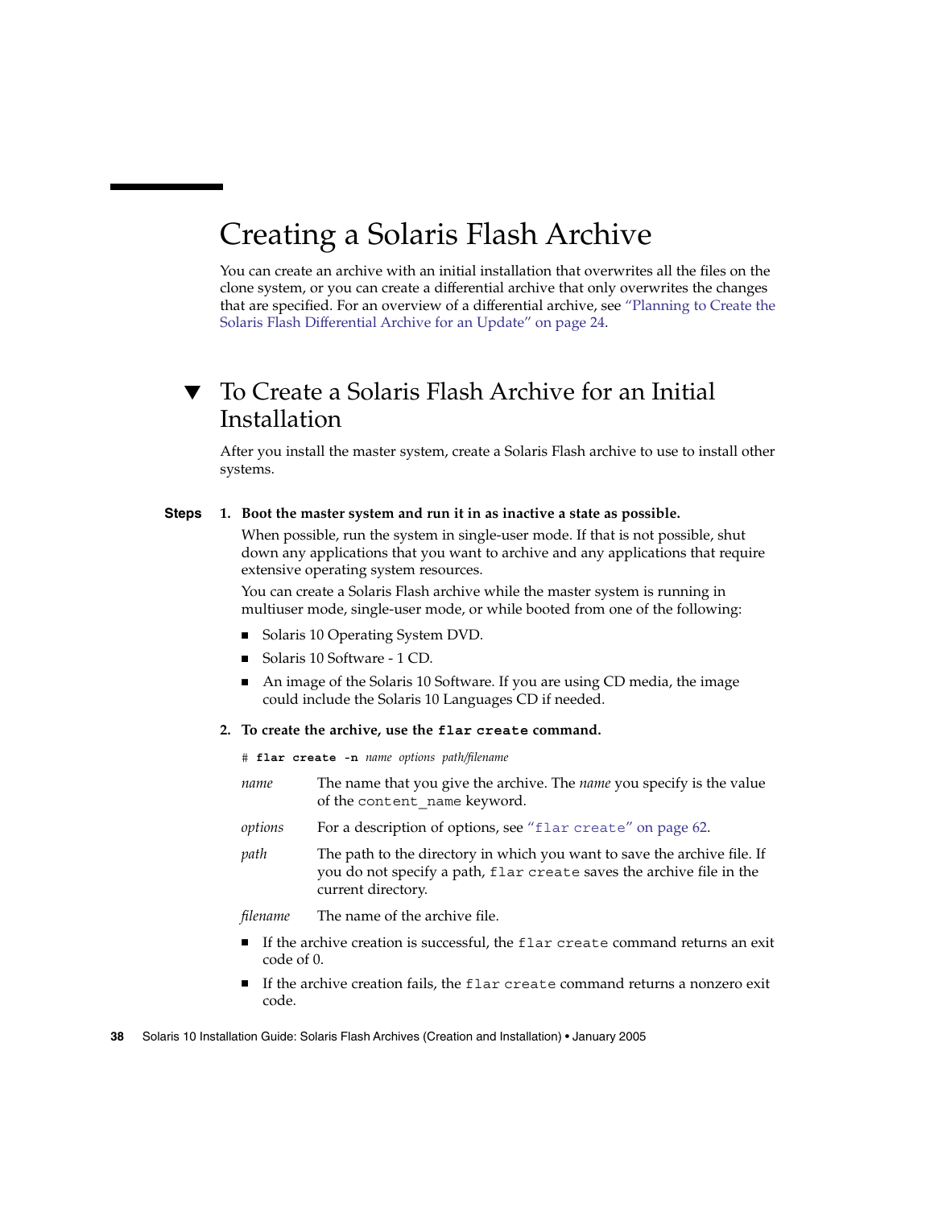# Creating a Solaris Flash Archive

You can create an archive with an initial installation that overwrites all the files on the clone system, or you can create a differential archive that only overwrites the changes that are specified. For an overview of a differential archive, see "Planning to Create the Solaris Flash Differential Archive for an Update" on page 24.

## ▼ To Create a Solaris Flash Archive for an Initial Installation

After you install the master system, create a Solaris Flash archive to use to install other systems.

**Steps**

1. **Boot the master system and run it in as inactive a state as possible.**

   When possible, run the system in single-user mode. If that is not possible, shut down any applications that you want to archive and any applications that require extensive operating system resources.

   You can create a Solaris Flash archive while the master system is running in multiuser mode, single-user mode, or while booted from one of the following:

   - Solaris 10 Operating System DVD.
   - Solaris 10 Software - 1 CD.
   - An image of the Solaris 10 Software. If you are using CD media, the image could include the Solaris 10 Languages CD if needed.

2. **To create the archive, use the `flar create` command.**

   ```
   # flar create -n name options path/filename
   ```

   *name* — The name that you give the archive. The *name* you specify is the value of the `content_name` keyword.

   *options* — For a description of options, see "`flar create`" on page 62.

   *path* — The path to the directory in which you want to save the archive file. If you do not specify a path, `flar create` saves the archive file in the current directory.

   *filename* — The name of the archive file.

   - If the archive creation is successful, the `flar create` command returns an exit code of 0.
   - If the archive creation fails, the `flar create` command returns a nonzero exit code.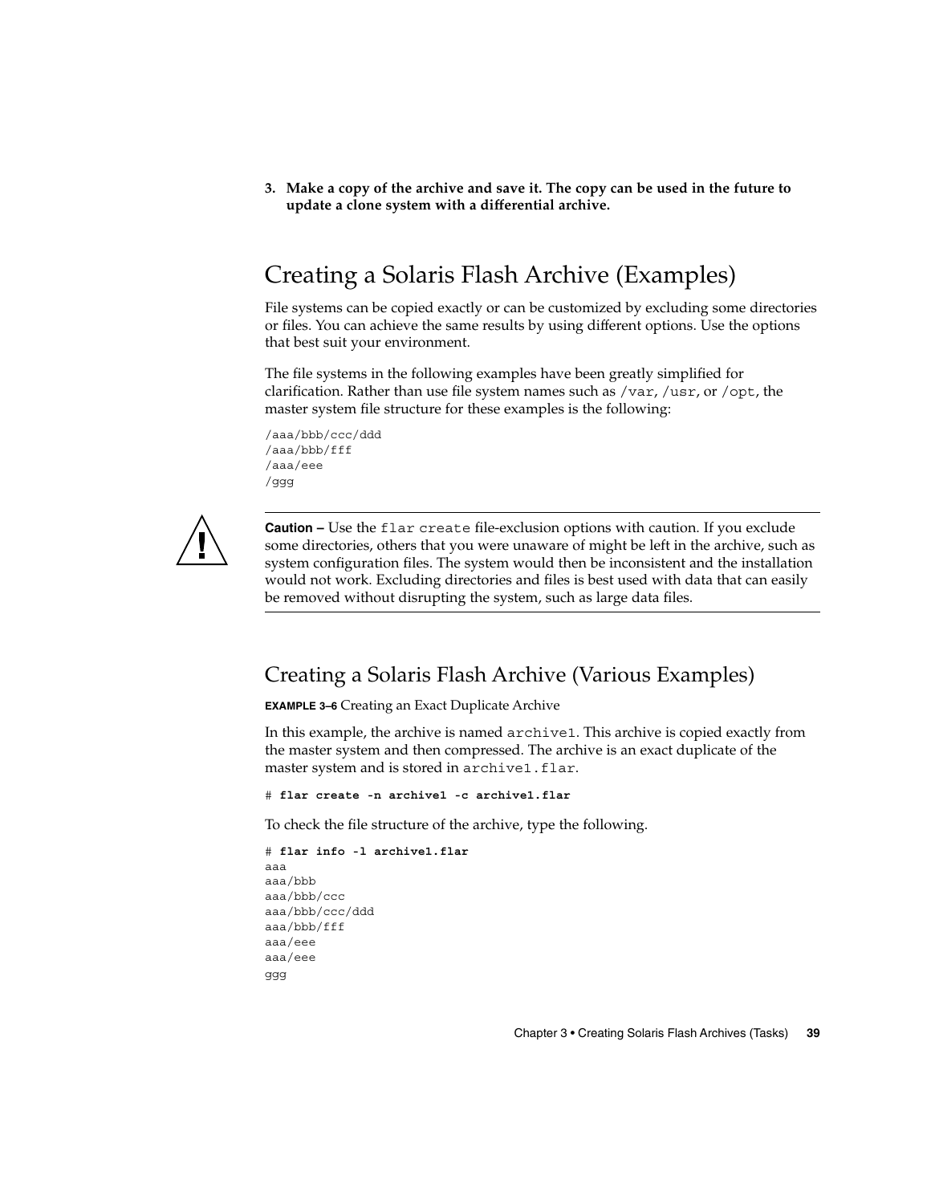3. **Make a copy of the archive and save it. The copy can be used in the future to update a clone system with a differential archive.**

## Creating a Solaris Flash Archive (Examples)

File systems can be copied exactly or can be customized by excluding some directories or files. You can achieve the same results by using different options. Use the options that best suit your environment.

The file systems in the following examples have been greatly simplified for clarification. Rather than use file system names such as `/var`, `/usr`, or `/opt`, the master system file structure for these examples is the following:

```
/aaa/bbb/ccc/ddd
/aaa/bbb/fff
/aaa/eee
/ggg
```

---

**Caution –** Use the `flar create` file-exclusion options with caution. If you exclude some directories, others that you were unaware of might be left in the archive, such as system configuration files. The system would then be inconsistent and the installation would not work. Excluding directories and files is best used with data that can easily be removed without disrupting the system, such as large data files.

---

### Creating a Solaris Flash Archive (Various Examples)

**EXAMPLE 3–6** Creating an Exact Duplicate Archive

In this example, the archive is named `archive1`. This archive is copied exactly from the master system and then compressed. The archive is an exact duplicate of the master system and is stored in `archive1.flar`.

```
# flar create -n archive1 -c archive1.flar
```

To check the file structure of the archive, type the following.

```
# flar info -l archive1.flar
aaa
aaa/bbb
aaa/bbb/ccc
aaa/bbb/ccc/ddd
aaa/bbb/fff
aaa/eee
aaa/eee
ggg
```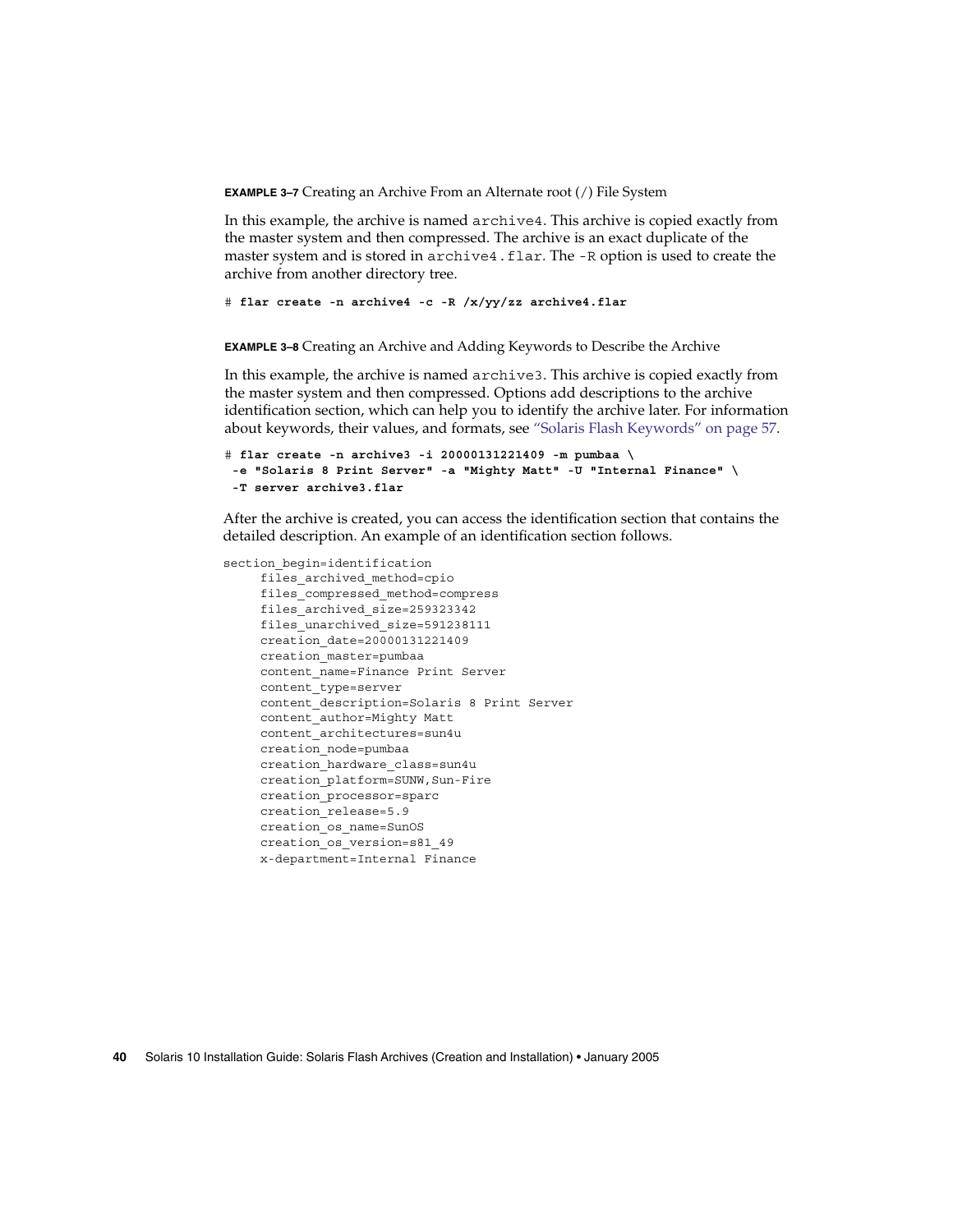**EXAMPLE 3–7** Creating an Archive From an Alternate root (/) File System

In this example, the archive is named `archive4`. This archive is copied exactly from the master system and then compressed. The archive is an exact duplicate of the master system and is stored in `archive4.flar`. The `-R` option is used to create the archive from another directory tree.

```
# flar create -n archive4 -c -R /x/yy/zz archive4.flar
```

**EXAMPLE 3–8** Creating an Archive and Adding Keywords to Describe the Archive

In this example, the archive is named `archive3`. This archive is copied exactly from the master system and then compressed. Options add descriptions to the archive identification section, which can help you to identify the archive later. For information about keywords, their values, and formats, see "Solaris Flash Keywords" on page 57.

```
# flar create -n archive3 -i 20000131221409 -m pumbaa \
 -e "Solaris 8 Print Server" -a "Mighty Matt" -U "Internal Finance" \
 -T server archive3.flar
```

After the archive is created, you can access the identification section that contains the detailed description. An example of an identification section follows.

```
section_begin=identification
     files_archived_method=cpio
     files_compressed_method=compress
     files_archived_size=259323342
     files_unarchived_size=591238111
     creation_date=20000131221409
     creation_master=pumbaa
     content_name=Finance Print Server
     content_type=server
     content_description=Solaris 8 Print Server
     content_author=Mighty Matt
     content_architectures=sun4u
     creation_node=pumbaa
     creation_hardware_class=sun4u
     creation_platform=SUNW,Sun-Fire
     creation_processor=sparc
     creation_release=5.9
     creation_os_name=SunOS
     creation_os_version=s81_49
     x-department=Internal Finance
```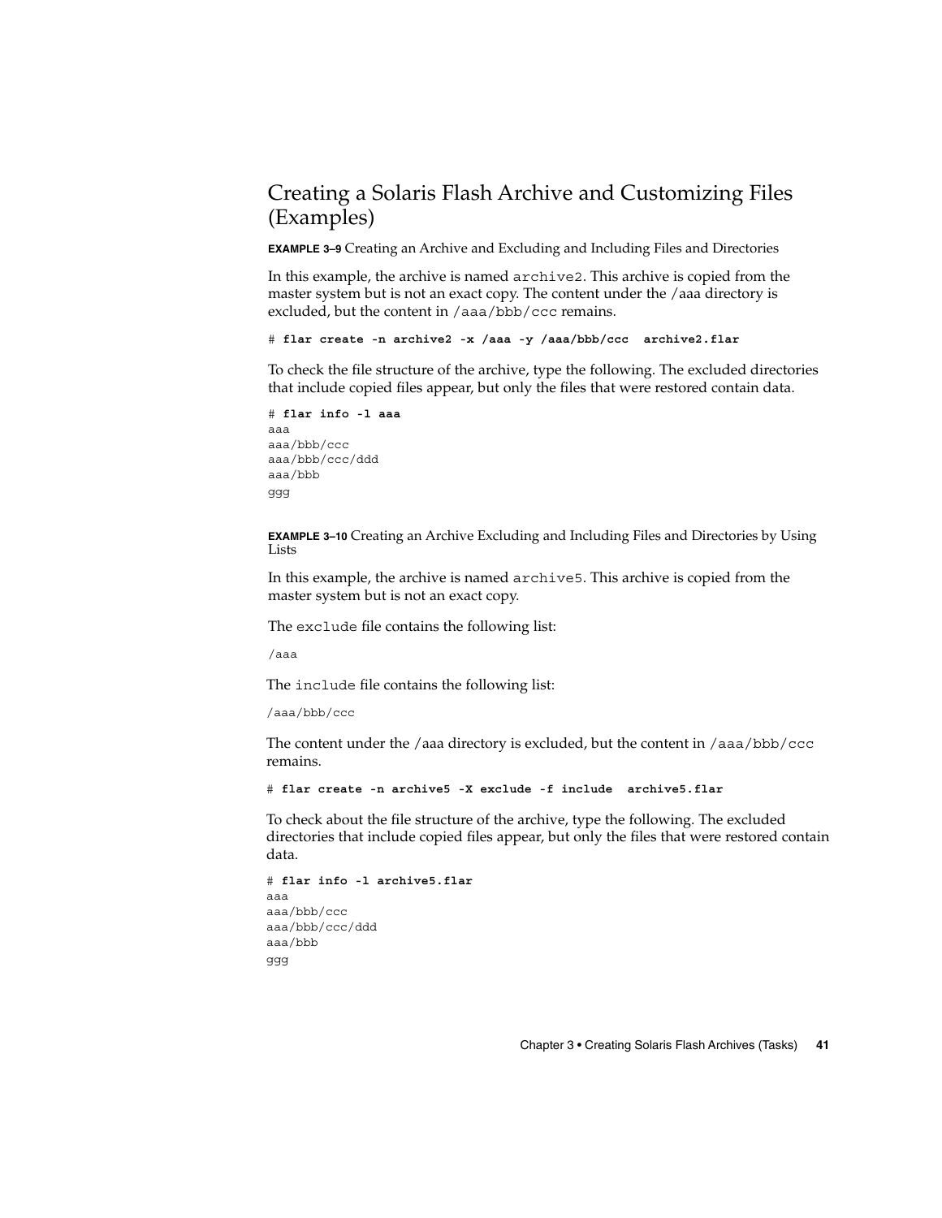## Creating a Solaris Flash Archive and Customizing Files (Examples)

**EXAMPLE 3–9** Creating an Archive and Excluding and Including Files and Directories

In this example, the archive is named `archive2`. This archive is copied from the master system but is not an exact copy. The content under the /aaa directory is excluded, but the content in `/aaa/bbb/ccc` remains.

```
# flar create -n archive2 -x /aaa -y /aaa/bbb/ccc  archive2.flar
```

To check the file structure of the archive, type the following. The excluded directories that include copied files appear, but only the files that were restored contain data.

```
# flar info -l aaa
aaa
aaa/bbb/ccc
aaa/bbb/ccc/ddd
aaa/bbb
ggg
```

**EXAMPLE 3–10** Creating an Archive Excluding and Including Files and Directories by Using Lists

In this example, the archive is named `archive5`. This archive is copied from the master system but is not an exact copy.

The `exclude` file contains the following list:

```
/aaa
```

The `include` file contains the following list:

```
/aaa/bbb/ccc
```

The content under the /aaa directory is excluded, but the content in `/aaa/bbb/ccc` remains.

```
# flar create -n archive5 -X exclude -f include  archive5.flar
```

To check about the file structure of the archive, type the following. The excluded directories that include copied files appear, but only the files that were restored contain data.

```
# flar info -l archive5.flar
aaa
aaa/bbb/ccc
aaa/bbb/ccc/ddd
aaa/bbb
ggg
```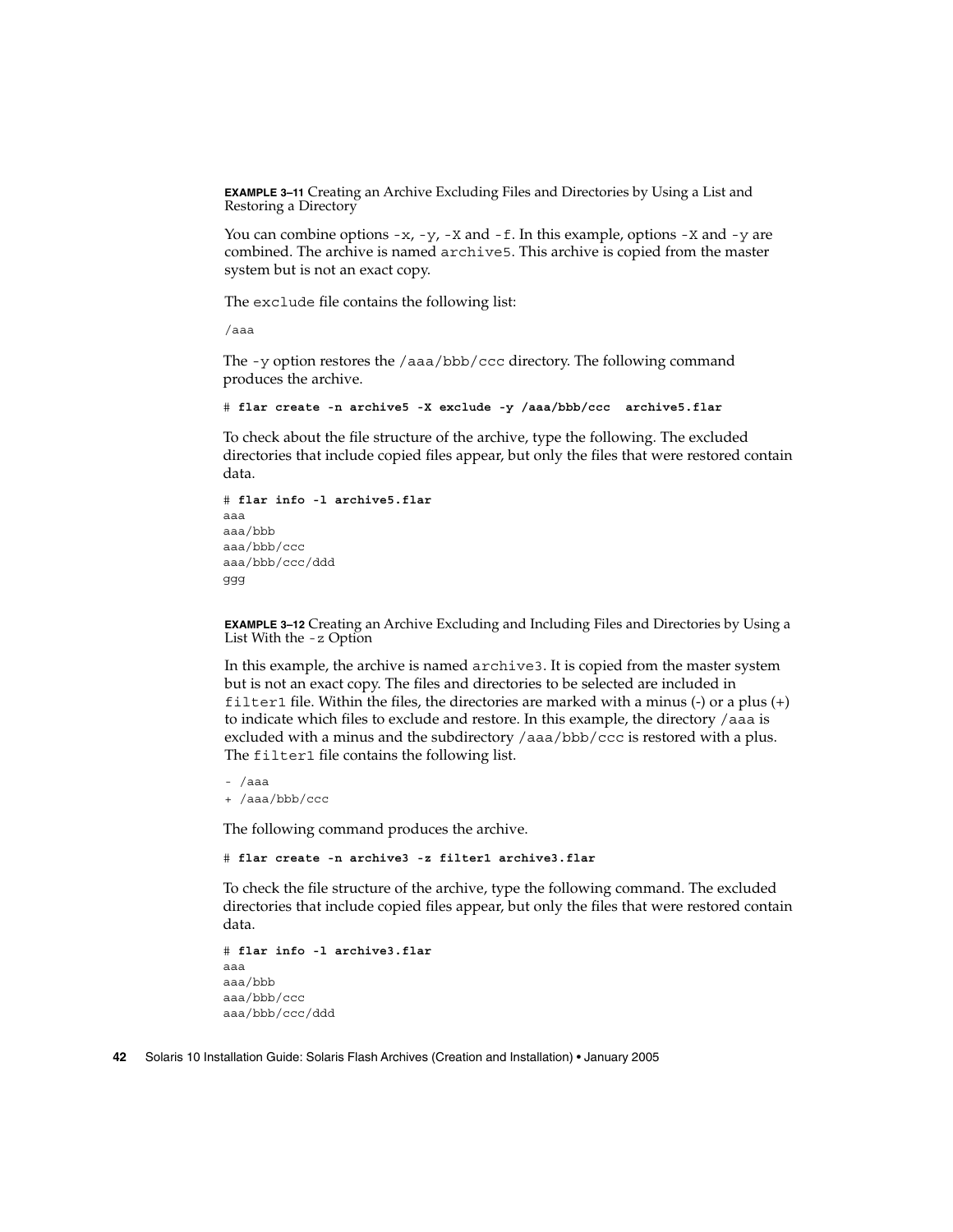**EXAMPLE 3–11** Creating an Archive Excluding Files and Directories by Using a List and Restoring a Directory

You can combine options `-x`, `-y`, `-X` and `-f`. In this example, options `-X` and `-y` are combined. The archive is named `archive5`. This archive is copied from the master system but is not an exact copy.

The `exclude` file contains the following list:

```
/aaa
```

The `-y` option restores the `/aaa/bbb/ccc` directory. The following command produces the archive.

```
# flar create -n archive5 -X exclude -y /aaa/bbb/ccc  archive5.flar
```

To check about the file structure of the archive, type the following. The excluded directories that include copied files appear, but only the files that were restored contain data.

```
# flar info -l archive5.flar
aaa
aaa/bbb
aaa/bbb/ccc
aaa/bbb/ccc/ddd
ggg
```

**EXAMPLE 3–12** Creating an Archive Excluding and Including Files and Directories by Using a List With the `-z` Option

In this example, the archive is named `archive3`. It is copied from the master system but is not an exact copy. The files and directories to be selected are included in `filter1` file. Within the files, the directories are marked with a minus (-) or a plus (+) to indicate which files to exclude and restore. In this example, the directory `/aaa` is excluded with a minus and the subdirectory `/aaa/bbb/ccc` is restored with a plus. The `filter1` file contains the following list.

```
- /aaa
+ /aaa/bbb/ccc
```

The following command produces the archive.

```
# flar create -n archive3 -z filter1 archive3.flar
```

To check the file structure of the archive, type the following command. The excluded directories that include copied files appear, but only the files that were restored contain data.

```
# flar info -l archive3.flar
aaa
aaa/bbb
aaa/bbb/ccc
aaa/bbb/ccc/ddd
```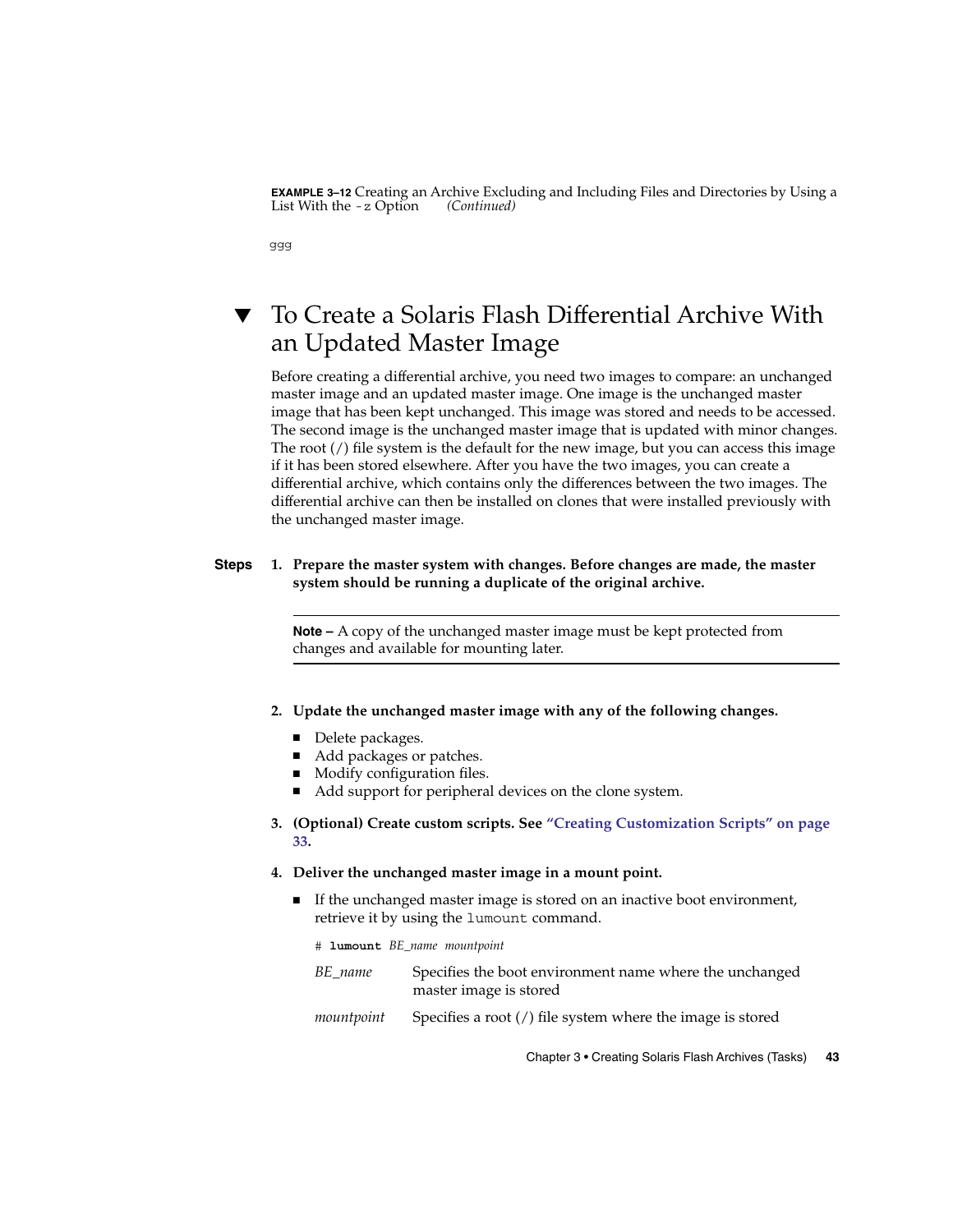**EXAMPLE 3–12** Creating an Archive Excluding and Including Files and Directories by Using a List With the -z Option *(Continued)*

```
ggg
```

## ▼ To Create a Solaris Flash Differential Archive With an Updated Master Image

Before creating a differential archive, you need two images to compare: an unchanged master image and an updated master image. One image is the unchanged master image that has been kept unchanged. This image was stored and needs to be accessed. The second image is the unchanged master image that is updated with minor changes. The root (/) file system is the default for the new image, but you can access this image if it has been stored elsewhere. After you have the two images, you can create a differential archive, which contains only the differences between the two images. The differential archive can then be installed on clones that were installed previously with the unchanged master image.

**Steps**

1. **Prepare the master system with changes. Before changes are made, the master system should be running a duplicate of the original archive.**

   ---

   **Note –** A copy of the unchanged master image must be kept protected from changes and available for mounting later.

   ---

2. **Update the unchanged master image with any of the following changes.**
   - Delete packages.
   - Add packages or patches.
   - Modify configuration files.
   - Add support for peripheral devices on the clone system.

3. **(Optional) Create custom scripts. See "Creating Customization Scripts" on page 33.**

4. **Deliver the unchanged master image in a mount point.**
   - If the unchanged master image is stored on an inactive boot environment, retrieve it by using the lumount command.

     ```
     # lumount BE_name mountpoint
     ```

     *BE_name* Specifies the boot environment name where the unchanged master image is stored

     *mountpoint* Specifies a root (/) file system where the image is stored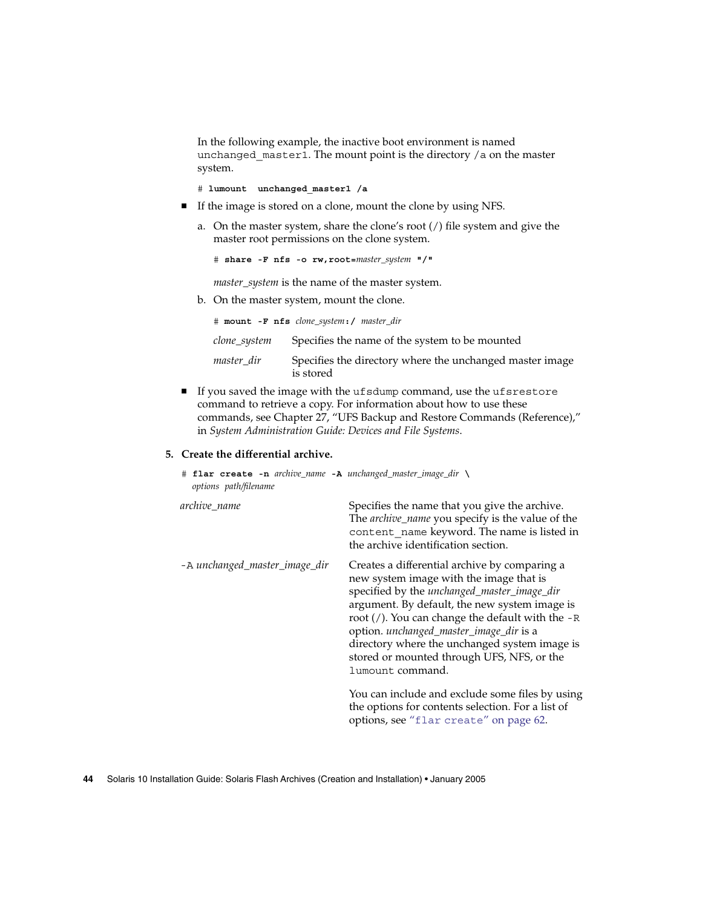In the following example, the inactive boot environment is named `unchanged_master1`. The mount point is the directory `/a` on the master system.

```
# lumount  unchanged_master1 /a
```

- If the image is stored on a clone, mount the clone by using NFS.

  a. On the master system, share the clone's root (/) file system and give the master root permissions on the clone system.

  ```
  # share -F nfs -o rw,root=master_system "/"
  ```

  *master_system* is the name of the master system.

  b. On the master system, mount the clone.

  ```
  # mount -F nfs clone_system:/ master_dir
  ```

  | | |
  |---|---|
  | *clone_system* | Specifies the name of the system to be mounted |
  | *master_dir* | Specifies the directory where the unchanged master image is stored |

- If you saved the image with the `ufsdump` command, use the `ufsrestore` command to retrieve a copy. For information about how to use these commands, see Chapter 27, "UFS Backup and Restore Commands (Reference)," in *System Administration Guide: Devices and File Systems*.

**5. Create the differential archive.**

```
# flar create -n archive_name -A unchanged_master_image_dir \
options path/filename
```

| | |
|---|---|
| *archive_name* | Specifies the name that you give the archive. The *archive_name* you specify is the value of the `content_name` keyword. The name is listed in the archive identification section. |
| `-A` *unchanged_master_image_dir* | Creates a differential archive by comparing a new system image with the image that is specified by the *unchanged_master_image_dir* argument. By default, the new system image is root (/). You can change the default with the `-R` option. *unchanged_master_image_dir* is a directory where the unchanged system image is stored or mounted through UFS, NFS, or the `lumount` command.<br><br>You can include and exclude some files by using the options for contents selection. For a list of options, see "`flar create`" on page 62. |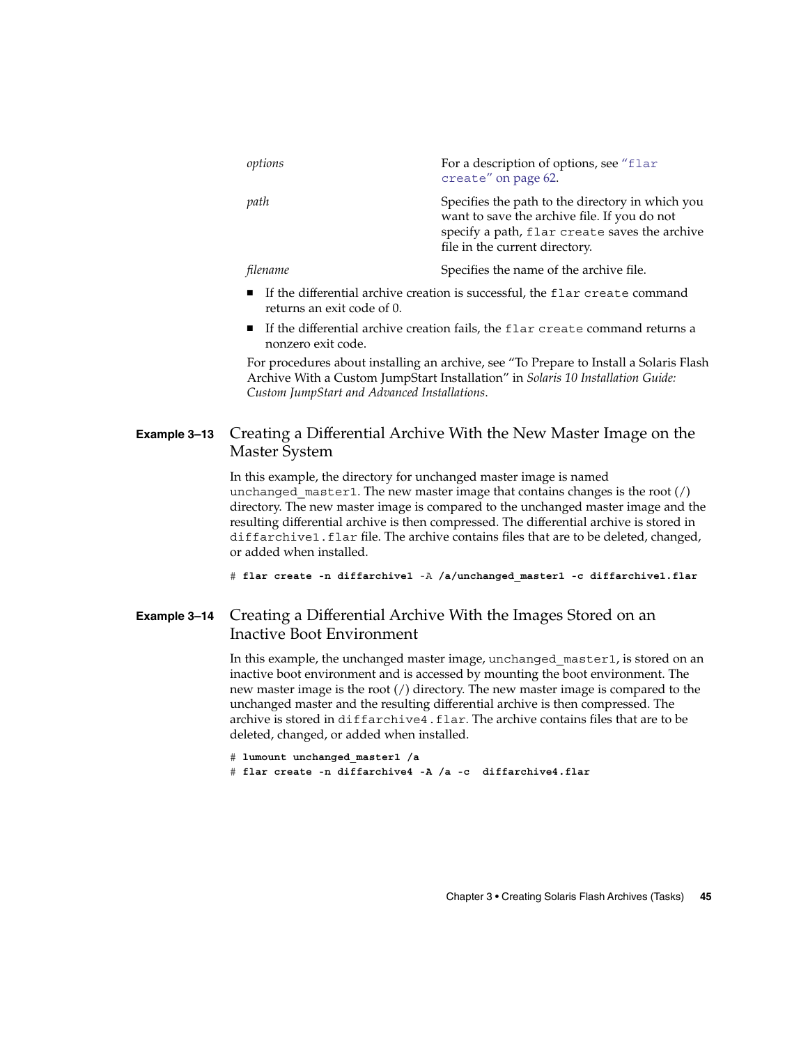| | |
|---|---|
| *options* | For a description of options, see "flar create" on page 62. |
| *path* | Specifies the path to the directory in which you want to save the archive file. If you do not specify a path, flar create saves the archive file in the current directory. |
| *filename* | Specifies the name of the archive file. |

- If the differential archive creation is successful, the flar create command returns an exit code of 0.
- If the differential archive creation fails, the flar create command returns a nonzero exit code.

For procedures about installing an archive, see "To Prepare to Install a Solaris Flash Archive With a Custom JumpStart Installation" in *Solaris 10 Installation Guide: Custom JumpStart and Advanced Installations*.

### Example 3–13 Creating a Differential Archive With the New Master Image on the Master System

In this example, the directory for unchanged master image is named unchanged_master1. The new master image that contains changes is the root (/) directory. The new master image is compared to the unchanged master image and the resulting differential archive is then compressed. The differential archive is stored in diffarchive1.flar file. The archive contains files that are to be deleted, changed, or added when installed.

```
# flar create -n diffarchive1 -A /a/unchanged_master1 -c diffarchive1.flar
```

### Example 3–14 Creating a Differential Archive With the Images Stored on an Inactive Boot Environment

In this example, the unchanged master image, unchanged_master1, is stored on an inactive boot environment and is accessed by mounting the boot environment. The new master image is the root (/) directory. The new master image is compared to the unchanged master and the resulting differential archive is then compressed. The archive is stored in diffarchive4.flar. The archive contains files that are to be deleted, changed, or added when installed.

```
# lumount unchanged_master1 /a
# flar create -n diffarchive4 -A /a -c  diffarchive4.flar
```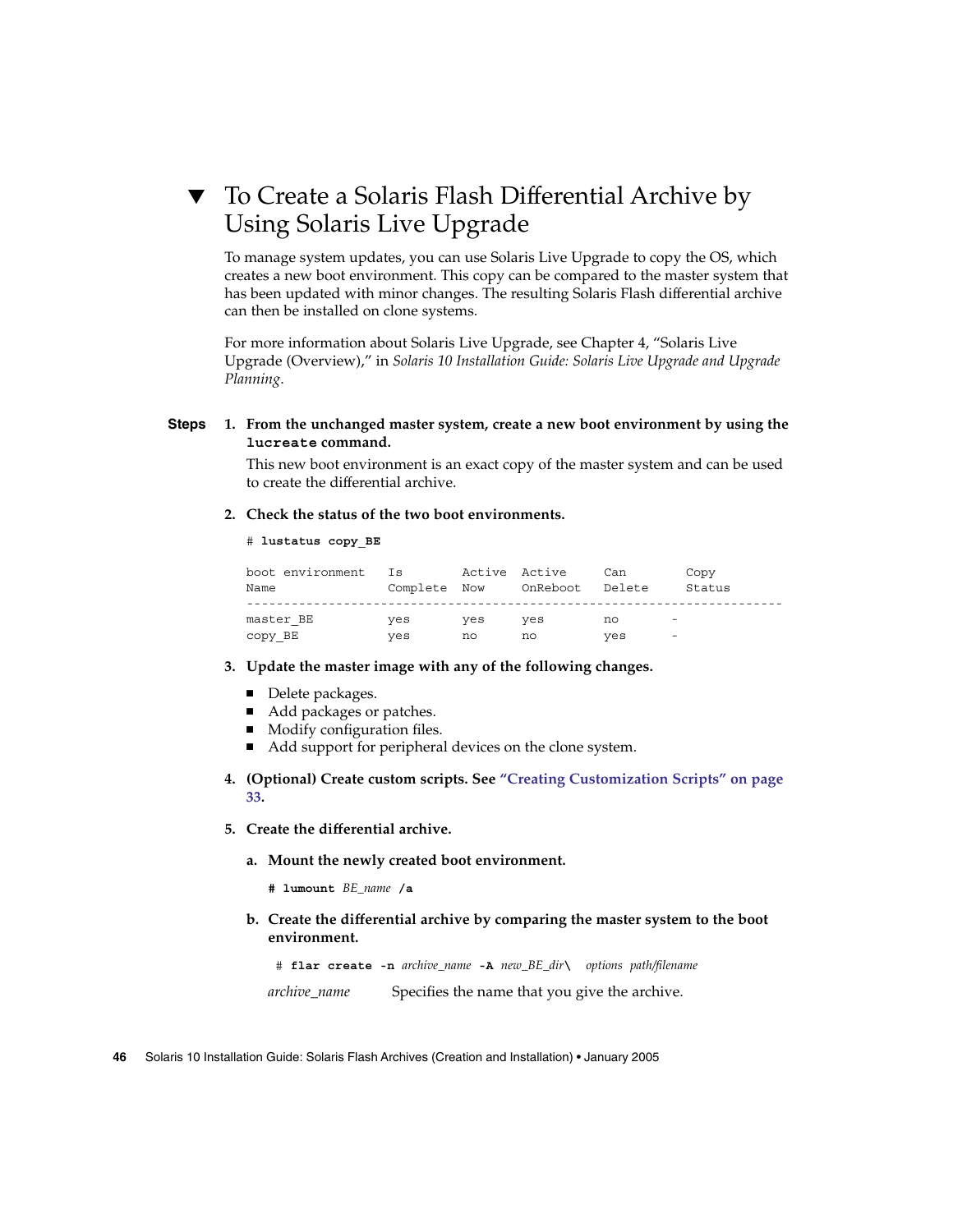## ▼ To Create a Solaris Flash Differential Archive by Using Solaris Live Upgrade

To manage system updates, you can use Solaris Live Upgrade to copy the OS, which creates a new boot environment. This copy can be compared to the master system that has been updated with minor changes. The resulting Solaris Flash differential archive can then be installed on clone systems.

For more information about Solaris Live Upgrade, see Chapter 4, “Solaris Live Upgrade (Overview),” in *Solaris 10 Installation Guide: Solaris Live Upgrade and Upgrade Planning*.

**Steps**

1. **From the unchanged master system, create a new boot environment by using the `lucreate` command.**

   This new boot environment is an exact copy of the master system and can be used to create the differential archive.

2. **Check the status of the two boot environments.**

   ```
   # lustatus copy_BE

   boot environment   Is        Active  Active     Can       Copy
   Name               Complete  Now     OnReboot   Delete    Status
   ------------------------------------------------------------------------
   master_BE          yes       yes     yes        no        -
   copy_BE            yes       no      no         yes       -
   ```

3. **Update the master image with any of the following changes.**
   - Delete packages.
   - Add packages or patches.
   - Modify configuration files.
   - Add support for peripheral devices on the clone system.

4. **(Optional) Create custom scripts. See “Creating Customization Scripts” on page 33.**

5. **Create the differential archive.**

   a. **Mount the newly created boot environment.**

   ```
   # lumount BE_name /a
   ```

   b. **Create the differential archive by comparing the master system to the boot environment.**

   ```
   # flar create -n archive_name -A new_BE_dir\  options path/filename
   ```

   *archive_name* — Specifies the name that you give the archive.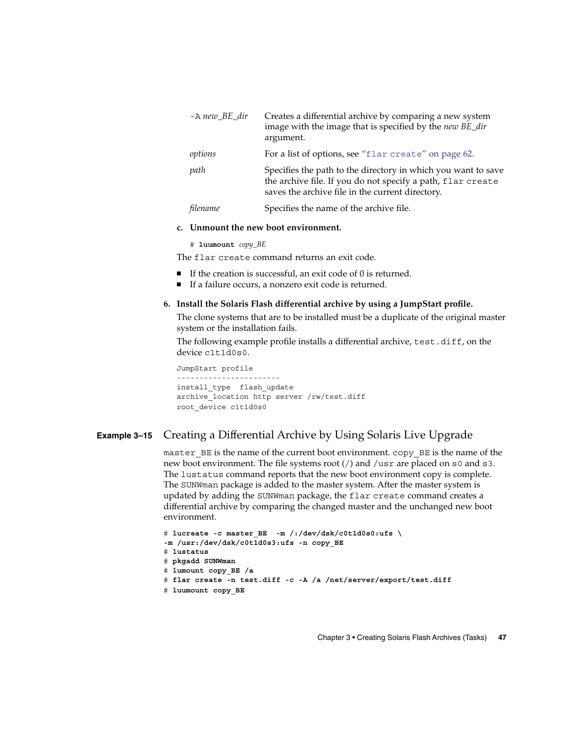| | |
|---|---|
| `-A` *new_BE_dir* | Creates a differential archive by comparing a new system image with the image that is specified by the *new BE_dir* argument. |
| *options* | For a list of options, see "`flar create`" on page 62. |
| *path* | Specifies the path to the directory in which you want to save the archive file. If you do not specify a path, `flar create` saves the archive file in the current directory. |
| *filename* | Specifies the name of the archive file. |

c. **Unmount the new boot environment.**

```
# luumount copy_BE
```

The `flar create` command returns an exit code.

- If the creation is successful, an exit code of 0 is returned.
- If a failure occurs, a nonzero exit code is returned.

6. **Install the Solaris Flash differential archive by using a JumpStart profile.**

The clone systems that are to be installed must be a duplicate of the original master system or the installation fails.

The following example profile installs a differential archive, `test.diff`, on the device `c1t1d0s0`.

```
JumpStart profile
-----------------------
install_type  flash_update
archive_location http server /rw/test.diff
root_device c1t1d0s0
```

**Example 3–15** Creating a Differential Archive by Using Solaris Live Upgrade

`master_BE` is the name of the current boot environment. `copy_BE` is the name of the new boot environment. The file systems root (`/`) and `/usr` are placed on `s0` and `s3`. The `lustatus` command reports that the new boot environment copy is complete. The `SUNWman` package is added to the master system. After the master system is updated by adding the `SUNWman` package, the `flar create` command creates a differential archive by comparing the changed master and the unchanged new boot environment.

```
# lucreate -c master_BE  -m /:/dev/dsk/c0t1d0s0:ufs \
-m /usr:/dev/dsk/c0t1d0s3:ufs -n copy_BE
# lustatus
# pkgadd SUNWman
# lumount copy_BE /a
# flar create -n test.diff -c -A /a /net/server/export/test.diff
# luumount copy_BE
```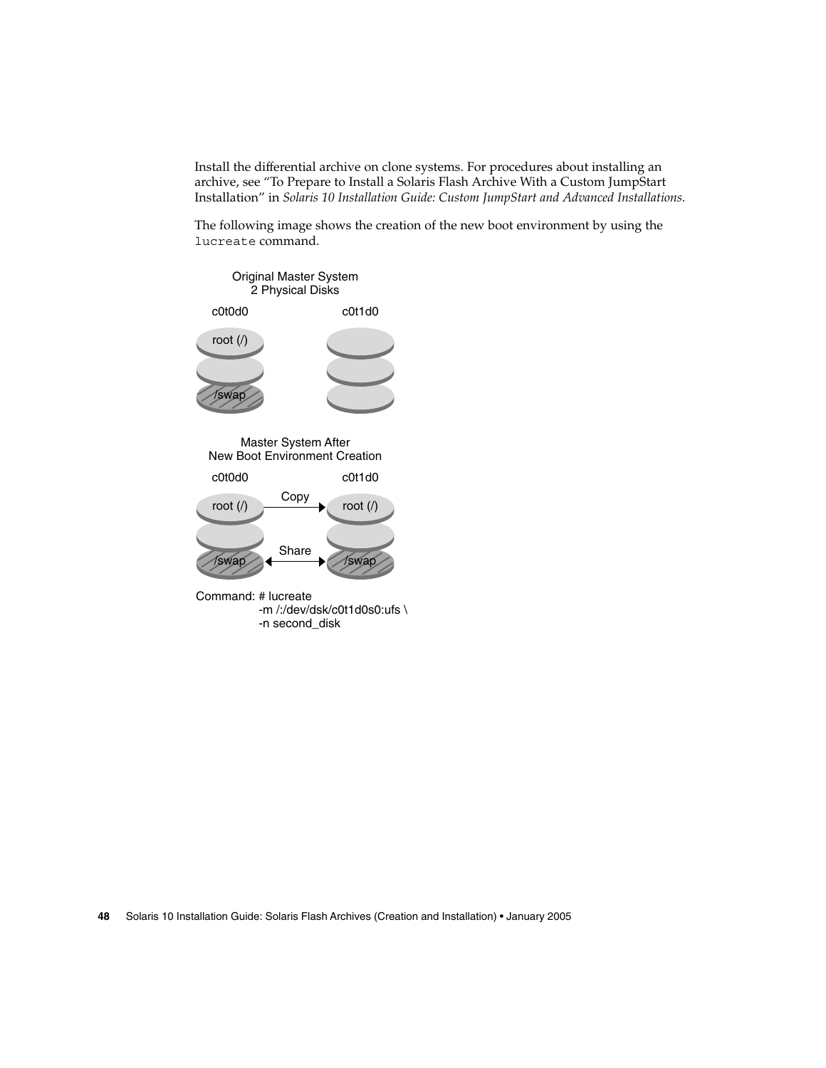Install the differential archive on clone systems. For procedures about installing an archive, see "To Prepare to Install a Solaris Flash Archive With a Custom JumpStart Installation" in *Solaris 10 Installation Guide: Custom JumpStart and Advanced Installations*.

The following image shows the creation of the new boot environment by using the `lucreate` command.

Original Master System
2 Physical Disks

c0t0d0 c0t1d0

root (/)

/swap

Master System After
New Boot Environment Creation

c0t0d0 c0t1d0

root (/) Copy root (/)

/swap Share /swap

```
Command: # lucreate
         -m /:/dev/dsk/c0t1d0s0:ufs \
         -n second_disk
```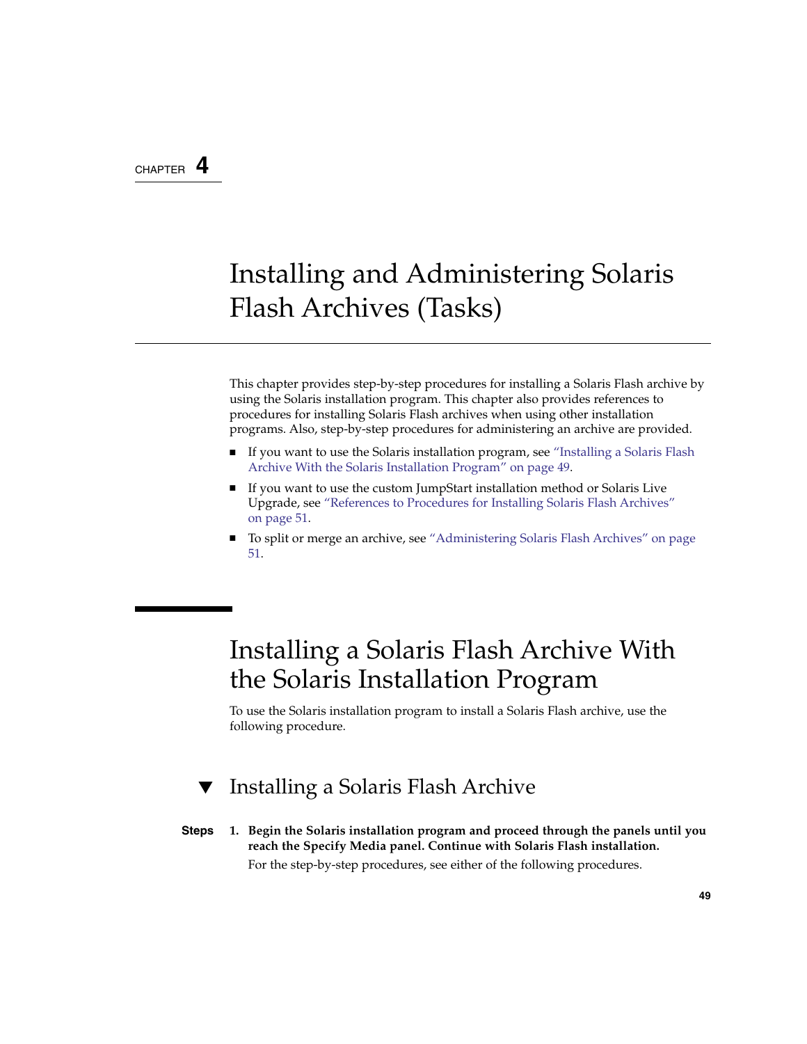CHAPTER 4

# Installing and Administering Solaris Flash Archives (Tasks)

This chapter provides step-by-step procedures for installing a Solaris Flash archive by using the Solaris installation program. This chapter also provides references to procedures for installing Solaris Flash archives when using other installation programs. Also, step-by-step procedures for administering an archive are provided.

- If you want to use the Solaris installation program, see "Installing a Solaris Flash Archive With the Solaris Installation Program" on page 49.
- If you want to use the custom JumpStart installation method or Solaris Live Upgrade, see "References to Procedures for Installing Solaris Flash Archives" on page 51.
- To split or merge an archive, see "Administering Solaris Flash Archives" on page 51.

## Installing a Solaris Flash Archive With the Solaris Installation Program

To use the Solaris installation program to install a Solaris Flash archive, use the following procedure.

### ▼ Installing a Solaris Flash Archive

**Steps**

1. **Begin the Solaris installation program and proceed through the panels until you reach the Specify Media panel. Continue with Solaris Flash installation.**

   For the step-by-step procedures, see either of the following procedures.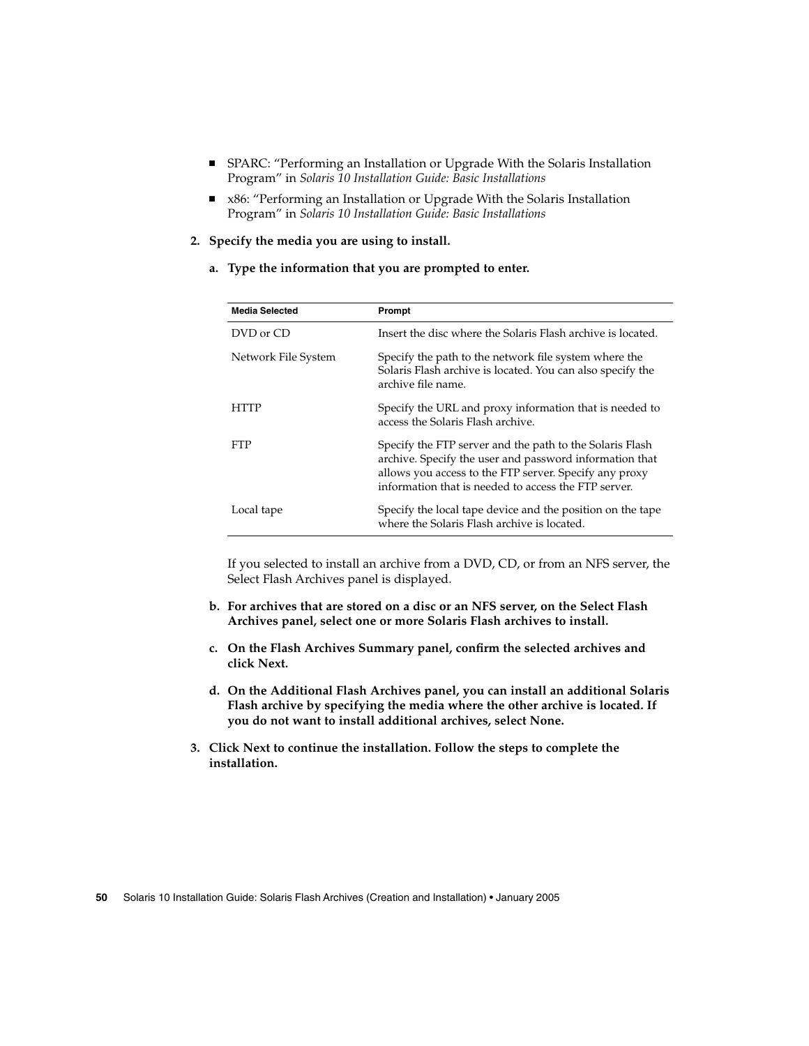- SPARC: "Performing an Installation or Upgrade With the Solaris Installation Program" in *Solaris 10 Installation Guide: Basic Installations*
- x86: "Performing an Installation or Upgrade With the Solaris Installation Program" in *Solaris 10 Installation Guide: Basic Installations*

2. **Specify the media you are using to install.**

   a. **Type the information that you are prompted to enter.**

| Media Selected | Prompt |
|---|---|
| DVD or CD | Insert the disc where the Solaris Flash archive is located. |
| Network File System | Specify the path to the network file system where the Solaris Flash archive is located. You can also specify the archive file name. |
| HTTP | Specify the URL and proxy information that is needed to access the Solaris Flash archive. |
| FTP | Specify the FTP server and the path to the Solaris Flash archive. Specify the user and password information that allows you access to the FTP server. Specify any proxy information that is needed to access the FTP server. |
| Local tape | Specify the local tape device and the position on the tape where the Solaris Flash archive is located. |

   If you selected to install an archive from a DVD, CD, or from an NFS server, the Select Flash Archives panel is displayed.

   b. **For archives that are stored on a disc or an NFS server, on the Select Flash Archives panel, select one or more Solaris Flash archives to install.**

   c. **On the Flash Archives Summary panel, confirm the selected archives and click Next.**

   d. **On the Additional Flash Archives panel, you can install an additional Solaris Flash archive by specifying the media where the other archive is located. If you do not want to install additional archives, select None.**

3. **Click Next to continue the installation. Follow the steps to complete the installation.**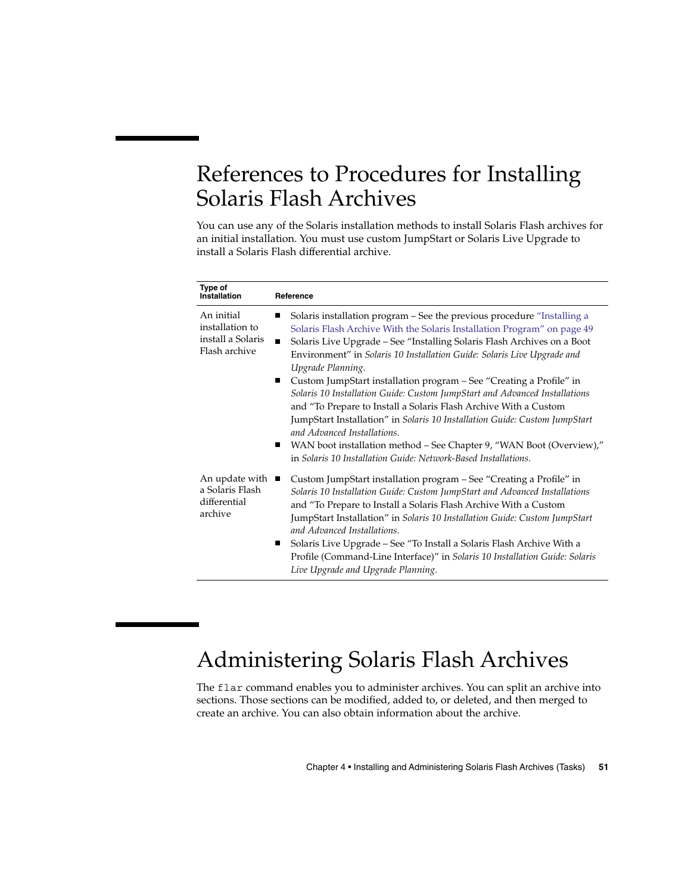## References to Procedures for Installing Solaris Flash Archives

You can use any of the Solaris installation methods to install Solaris Flash archives for an initial installation. You must use custom JumpStart or Solaris Live Upgrade to install a Solaris Flash differential archive.

| Type of Installation | Reference |
| --- | --- |
| An initial installation to install a Solaris Flash archive | ■ Solaris installation program – See the previous procedure "Installing a Solaris Flash Archive With the Solaris Installation Program" on page 49<br>■ Solaris Live Upgrade – See "Installing Solaris Flash Archives on a Boot Environment" in *Solaris 10 Installation Guide: Solaris Live Upgrade and Upgrade Planning*.<br>■ Custom JumpStart installation program – See "Creating a Profile" in *Solaris 10 Installation Guide: Custom JumpStart and Advanced Installations* and "To Prepare to Install a Solaris Flash Archive With a Custom JumpStart Installation" in *Solaris 10 Installation Guide: Custom JumpStart and Advanced Installations.*<br>■ WAN boot installation method – See Chapter 9, "WAN Boot (Overview)," in *Solaris 10 Installation Guide: Network-Based Installations*. |
| An update with a Solaris Flash differential archive | ■ Custom JumpStart installation program – See "Creating a Profile" in *Solaris 10 Installation Guide: Custom JumpStart and Advanced Installations* and "To Prepare to Install a Solaris Flash Archive With a Custom JumpStart Installation" in *Solaris 10 Installation Guide: Custom JumpStart and Advanced Installations.*<br>■ Solaris Live Upgrade – See "To Install a Solaris Flash Archive With a Profile (Command-Line Interface)" in *Solaris 10 Installation Guide: Solaris Live Upgrade and Upgrade Planning*. |

## Administering Solaris Flash Archives

The `flar` command enables you to administer archives. You can split an archive into sections. Those sections can be modified, added to, or deleted, and then merged to create an archive. You can also obtain information about the archive.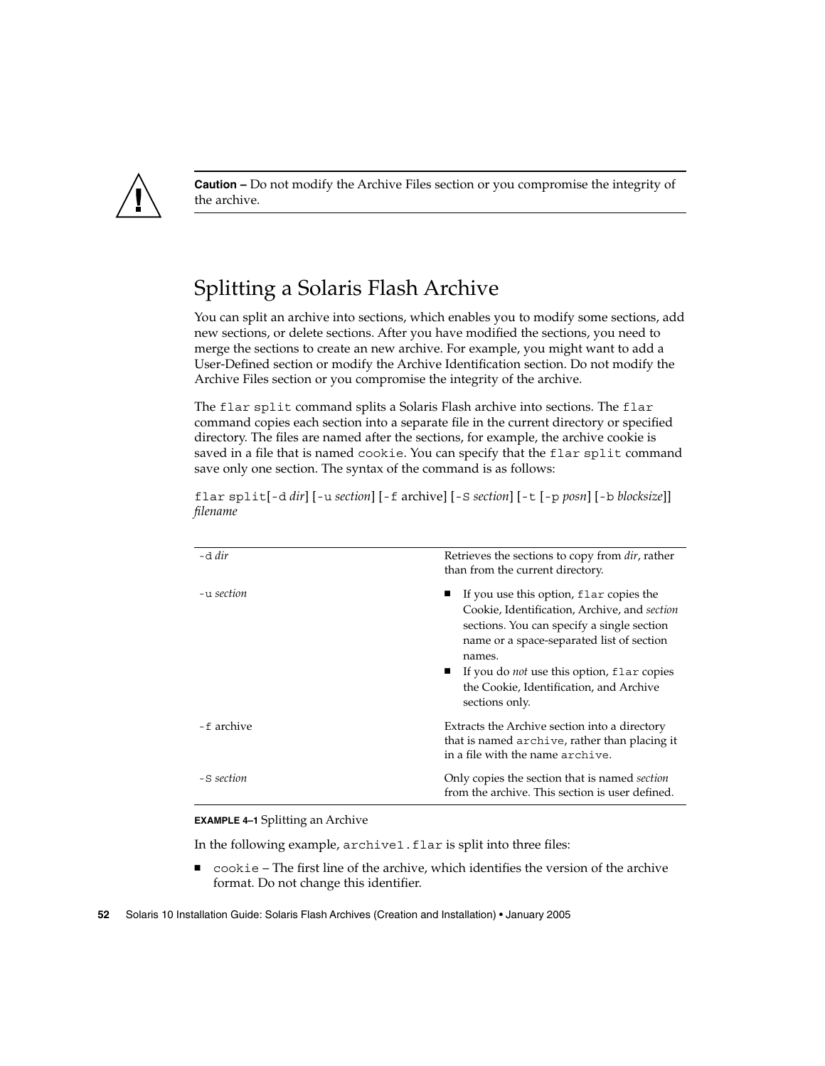**Caution –** Do not modify the Archive Files section or you compromise the integrity of the archive.

## Splitting a Solaris Flash Archive

You can split an archive into sections, which enables you to modify some sections, add new sections, or delete sections. After you have modified the sections, you need to merge the sections to create an new archive. For example, you might want to add a User-Defined section or modify the Archive Identification section. Do not modify the Archive Files section or you compromise the integrity of the archive.

The `flar split` command splits a Solaris Flash archive into sections. The `flar` command copies each section into a separate file in the current directory or specified directory. The files are named after the sections, for example, the archive cookie is saved in a file that is named `cookie`. You can specify that the `flar split` command save only one section. The syntax of the command is as follows:

`flar split`[`-d` *dir*] [`-u` *section*] [`-f` archive] [`-S` *section*] [`-t` [`-p` *posn*] [`-b` *blocksize*]] *filename*

| | |
|---|---|
| `-d` *dir* | Retrieves the sections to copy from *dir*, rather than from the current directory. |
| `-u` *section* | ■ If you use this option, `flar` copies the Cookie, Identification, Archive, and *section* sections. You can specify a single section name or a space-separated list of section names.<br>■ If you do *not* use this option, `flar` copies the Cookie, Identification, and Archive sections only. |
| `-f` archive | Extracts the Archive section into a directory that is named `archive`, rather than placing it in a file with the name `archive`. |
| `-S` *section* | Only copies the section that is named *section* from the archive. This section is user defined. |

**EXAMPLE 4–1** Splitting an Archive

In the following example, `archive1.flar` is split into three files:

- `cookie` – The first line of the archive, which identifies the version of the archive format. Do not change this identifier.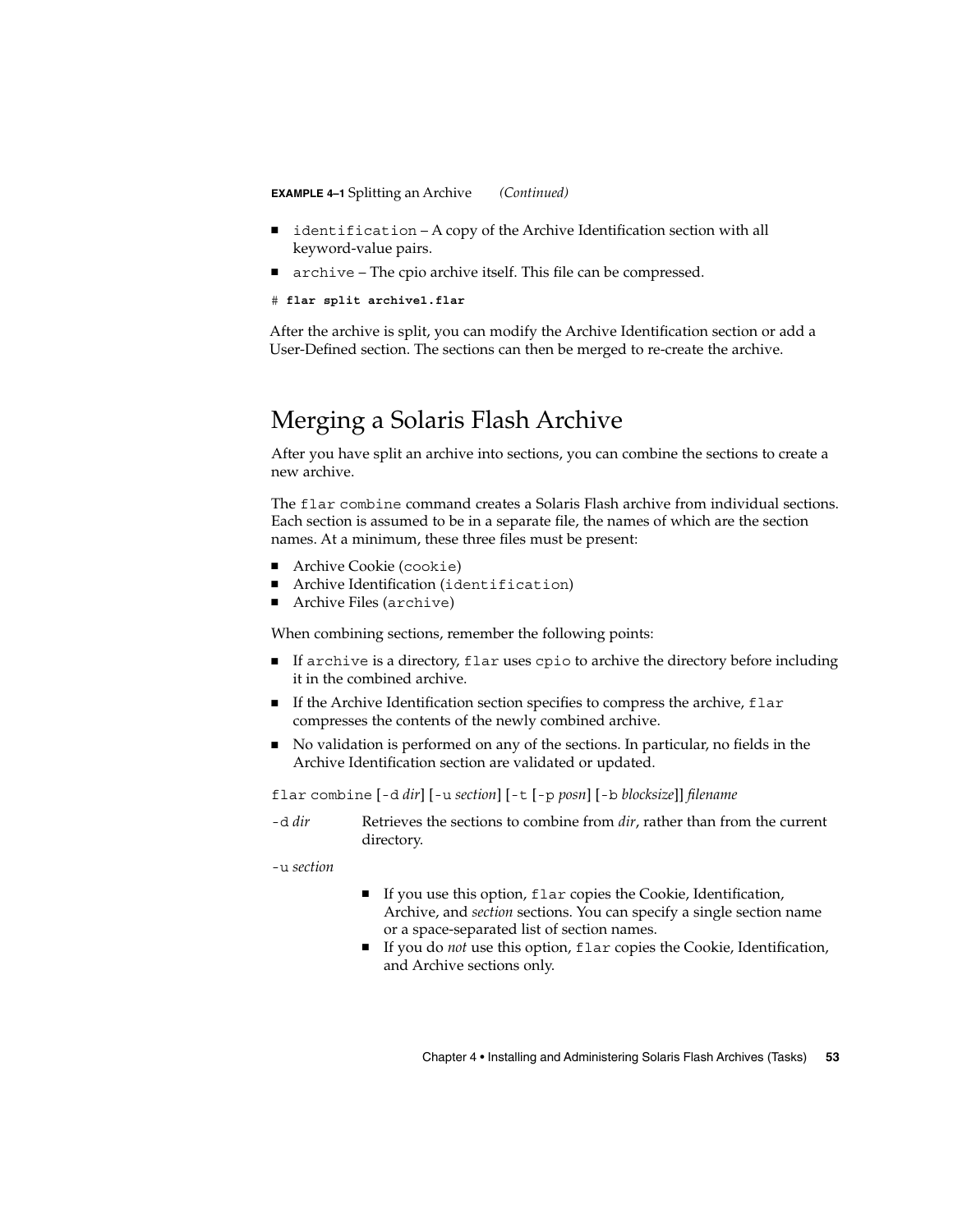**EXAMPLE 4–1** Splitting an Archive *(Continued)*

- `identification` – A copy of the Archive Identification section with all keyword-value pairs.
- `archive` – The cpio archive itself. This file can be compressed.

```
# flar split archive1.flar
```

After the archive is split, you can modify the Archive Identification section or add a User-Defined section. The sections can then be merged to re-create the archive.

## Merging a Solaris Flash Archive

After you have split an archive into sections, you can combine the sections to create a new archive.

The `flar combine` command creates a Solaris Flash archive from individual sections. Each section is assumed to be in a separate file, the names of which are the section names. At a minimum, these three files must be present:

- Archive Cookie (`cookie`)
- Archive Identification (`identification`)
- Archive Files (`archive`)

When combining sections, remember the following points:

- If `archive` is a directory, `flar` uses `cpio` to archive the directory before including it in the combined archive.
- If the Archive Identification section specifies to compress the archive, `flar` compresses the contents of the newly combined archive.
- No validation is performed on any of the sections. In particular, no fields in the Archive Identification section are validated or updated.

`flar combine` [`-d` *dir*] [`-u` *section*] [`-t` [`-p` *posn*] [`-b` *blocksize*]] *filename*

`-d` *dir*
: Retrieves the sections to combine from *dir*, rather than from the current directory.

`-u` *section*
: - If you use this option, `flar` copies the Cookie, Identification, Archive, and *section* sections. You can specify a single section name or a space-separated list of section names.
  - If you do *not* use this option, `flar` copies the Cookie, Identification, and Archive sections only.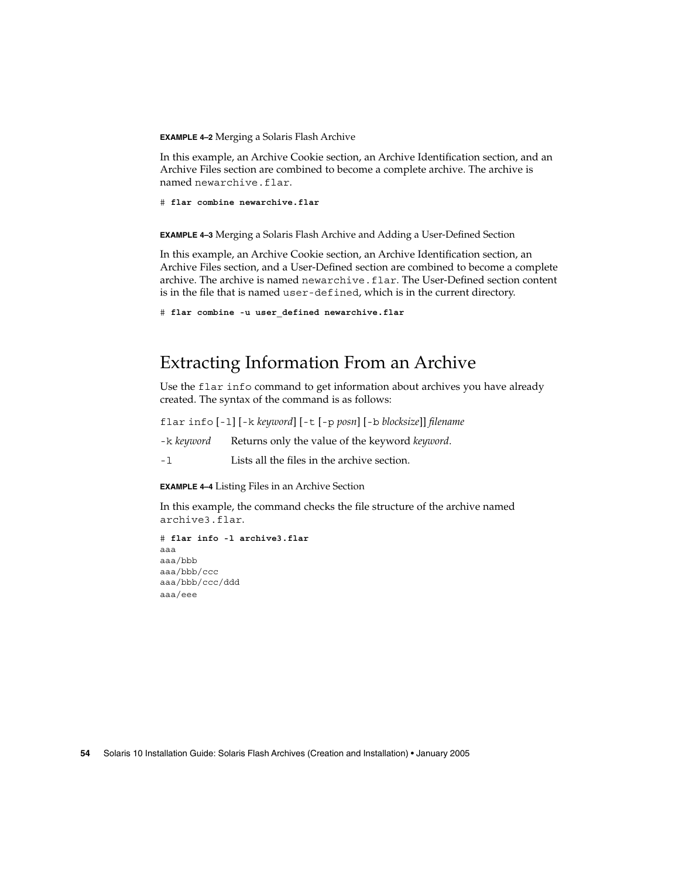**EXAMPLE 4–2** Merging a Solaris Flash Archive

In this example, an Archive Cookie section, an Archive Identification section, and an Archive Files section are combined to become a complete archive. The archive is named `newarchive.flar`.

```
# flar combine newarchive.flar
```

**EXAMPLE 4–3** Merging a Solaris Flash Archive and Adding a User-Defined Section

In this example, an Archive Cookie section, an Archive Identification section, an Archive Files section, and a User-Defined section are combined to become a complete archive. The archive is named `newarchive.flar`. The User-Defined section content is in the file that is named `user-defined`, which is in the current directory.

```
# flar combine -u user_defined newarchive.flar
```

## Extracting Information From an Archive

Use the `flar info` command to get information about archives you have already created. The syntax of the command is as follows:

`flar info` [`-l`] [`-k` *keyword*] [`-t` [`-p` *posn*] [`-b` *blocksize*]] *filename*

`-k` *keyword* Returns only the value of the keyword *keyword*.

`-l` Lists all the files in the archive section.

**EXAMPLE 4–4** Listing Files in an Archive Section

In this example, the command checks the file structure of the archive named `archive3.flar`.

```
# flar info -l archive3.flar
aaa
aaa/bbb
aaa/bbb/ccc
aaa/bbb/ccc/ddd
aaa/eee
```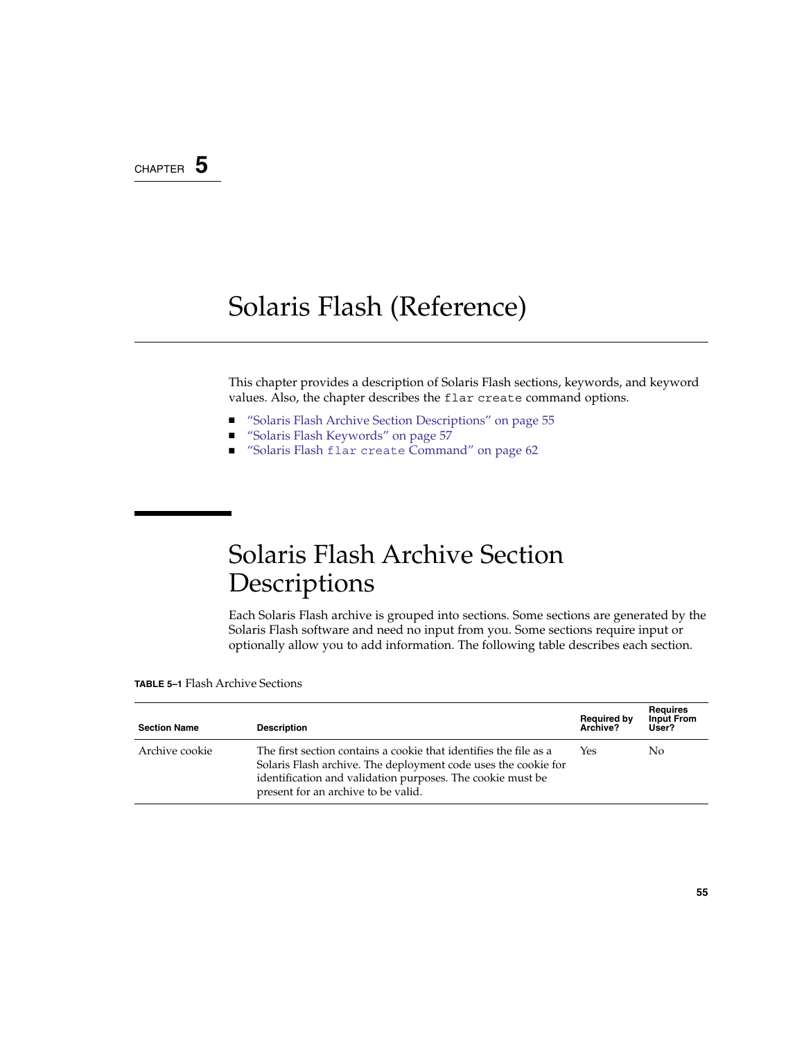CHAPTER 5

# Solaris Flash (Reference)

This chapter provides a description of Solaris Flash sections, keywords, and keyword values. Also, the chapter describes the `flar create` command options.

- "Solaris Flash Archive Section Descriptions" on page 55
- "Solaris Flash Keywords" on page 57
- "Solaris Flash `flar create` Command" on page 62

## Solaris Flash Archive Section Descriptions

Each Solaris Flash archive is grouped into sections. Some sections are generated by the Solaris Flash software and need no input from you. Some sections require input or optionally allow you to add information. The following table describes each section.

**TABLE 5–1** Flash Archive Sections

| Section Name | Description | Required by Archive? | Requires Input From User? |
|---|---|---|---|
| Archive cookie | The first section contains a cookie that identifies the file as a Solaris Flash archive. The deployment code uses the cookie for identification and validation purposes. The cookie must be present for an archive to be valid. | Yes | No |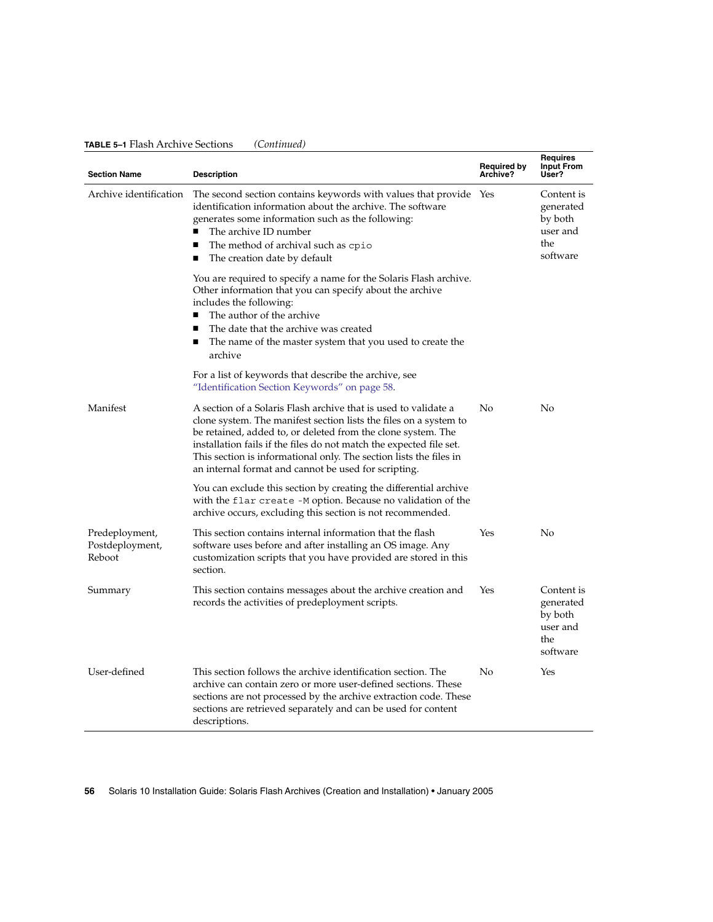**TABLE 5–1** Flash Archive Sections *(Continued)*

| Section Name | Description | Required by Archive? | Requires Input From User? |
| --- | --- | --- | --- |
| Archive identification | The second section contains keywords with values that provide identification information about the archive. The software generates some information such as the following:<br>■ The archive ID number<br>■ The method of archival such as `cpio`<br>■ The creation date by default<br><br>You are required to specify a name for the Solaris Flash archive. Other information that you can specify about the archive includes the following:<br>■ The author of the archive<br>■ The date that the archive was created<br>■ The name of the master system that you used to create the archive<br><br>For a list of keywords that describe the archive, see "Identification Section Keywords" on page 58. | Yes | Content is generated by both user and the software |
| Manifest | A section of a Solaris Flash archive that is used to validate a clone system. The manifest section lists the files on a system to be retained, added to, or deleted from the clone system. The installation fails if the files do not match the expected file set. This section is informational only. The section lists the files in an internal format and cannot be used for scripting.<br><br>You can exclude this section by creating the differential archive with the `flar create -M` option. Because no validation of the archive occurs, excluding this section is not recommended. | No | No |
| Predeployment, Postdeployment, Reboot | This section contains internal information that the flash software uses before and after installing an OS image. Any customization scripts that you have provided are stored in this section. | Yes | No |
| Summary | This section contains messages about the archive creation and records the activities of predeployment scripts. | Yes | Content is generated by both user and the software |
| User-defined | This section follows the archive identification section. The archive can contain zero or more user-defined sections. These sections are not processed by the archive extraction code. These sections are retrieved separately and can be used for content descriptions. | No | Yes |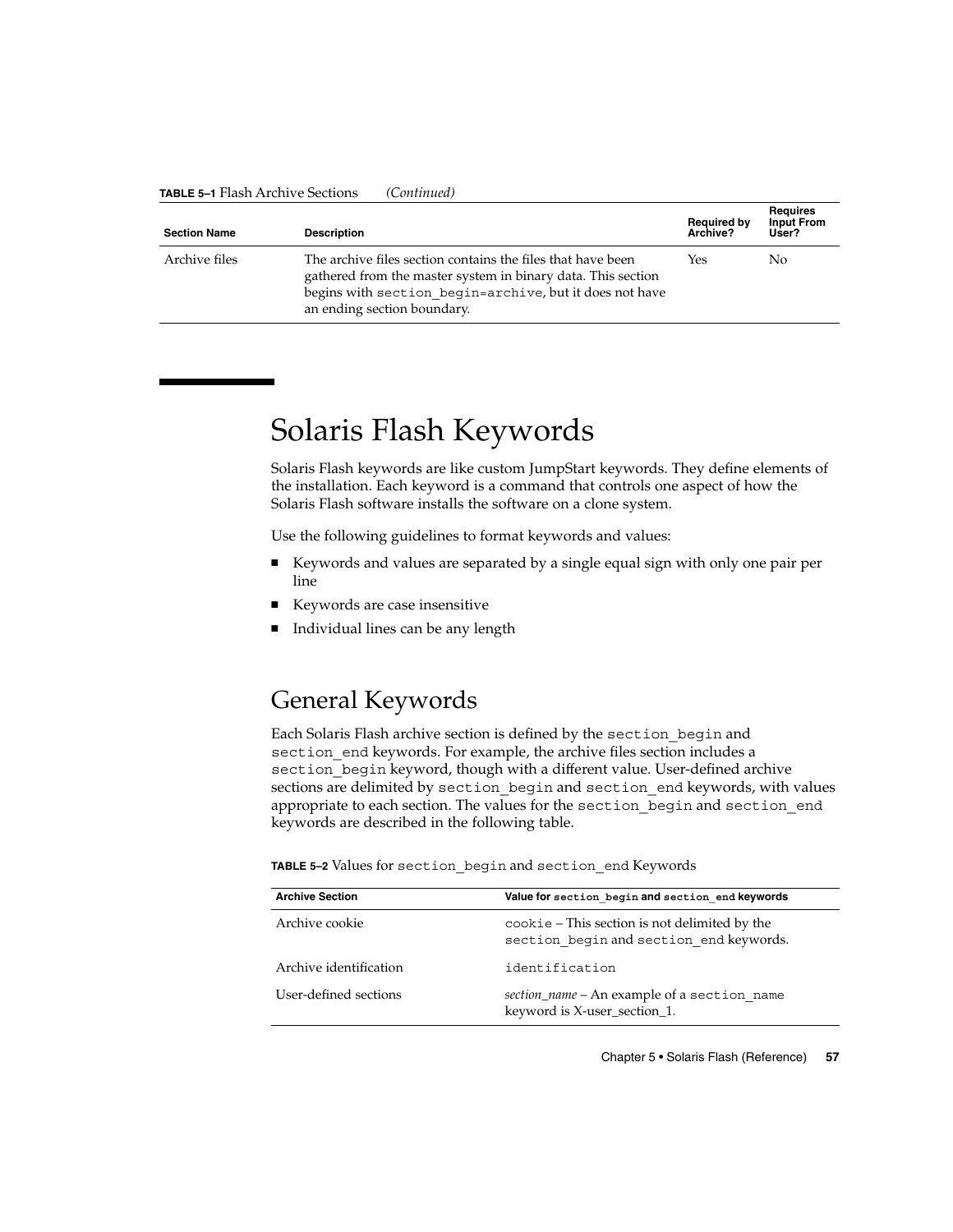**TABLE 5–1** Flash Archive Sections *(Continued)*

| Section Name | Description | Required by Archive? | Requires Input From User? |
| --- | --- | --- | --- |
| Archive files | The archive files section contains the files that have been gathered from the master system in binary data. This section begins with `section_begin=archive`, but it does not have an ending section boundary. | Yes | No |

# Solaris Flash Keywords

Solaris Flash keywords are like custom JumpStart keywords. They define elements of the installation. Each keyword is a command that controls one aspect of how the Solaris Flash software installs the software on a clone system.

Use the following guidelines to format keywords and values:

- Keywords and values are separated by a single equal sign with only one pair per line
- Keywords are case insensitive
- Individual lines can be any length

## General Keywords

Each Solaris Flash archive section is defined by the `section_begin` and `section_end` keywords. For example, the archive files section includes a `section_begin` keyword, though with a different value. User-defined archive sections are delimited by `section_begin` and `section_end` keywords, with values appropriate to each section. The values for the `section_begin` and `section_end` keywords are described in the following table.

**TABLE 5–2** Values for `section_begin` and `section_end` Keywords

| Archive Section | Value for `section_begin` and `section_end` keywords |
| --- | --- |
| Archive cookie | `cookie` – This section is not delimited by the `section_begin` and `section_end` keywords. |
| Archive identification | `identification` |
| User-defined sections | *section_name* – An example of a `section_name` keyword is X-user_section_1. |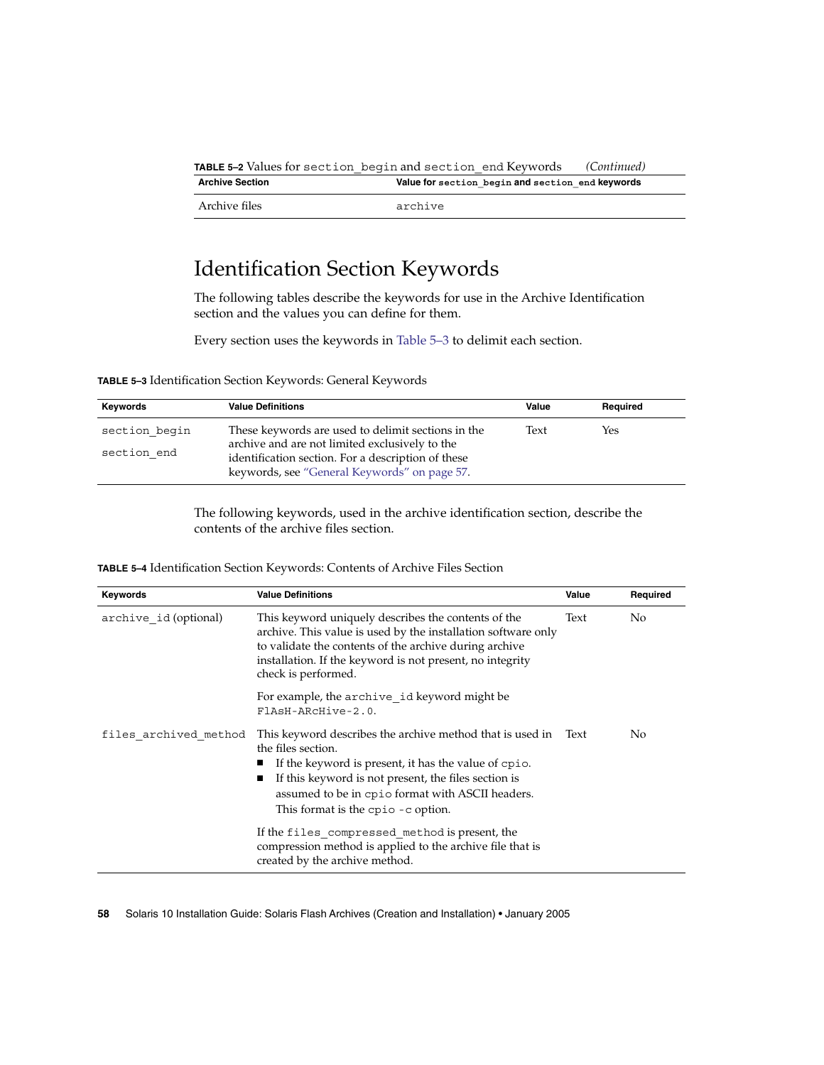**TABLE 5–2** Values for `section_begin` and `section_end` Keywords *(Continued)*

| Archive Section | Value for `section_begin` and `section_end` keywords |
|---|---|
| Archive files | `archive` |

## Identification Section Keywords

The following tables describe the keywords for use in the Archive Identification section and the values you can define for them.

Every section uses the keywords in Table 5–3 to delimit each section.

**TABLE 5–3** Identification Section Keywords: General Keywords

| Keywords | Value Definitions | Value | Required |
|---|---|---|---|
| `section_begin`<br>`section_end` | These keywords are used to delimit sections in the archive and are not limited exclusively to the identification section. For a description of these keywords, see "General Keywords" on page 57. | Text | Yes |

The following keywords, used in the archive identification section, describe the contents of the archive files section.

**TABLE 5–4** Identification Section Keywords: Contents of Archive Files Section

| Keywords | Value Definitions | Value | Required |
|---|---|---|---|
| `archive_id` (optional) | This keyword uniquely describes the contents of the archive. This value is used by the installation software only to validate the contents of the archive during archive installation. If the keyword is not present, no integrity check is performed.<br><br>For example, the `archive_id` keyword might be `FlAsH-ARcHive-2.0`. | Text | No |
| `files_archived_method` | This keyword describes the archive method that is used in the files section.<br>■ If the keyword is present, it has the value of `cpio`.<br>■ If this keyword is not present, the files section is assumed to be in `cpio` format with ASCII headers. This format is the `cpio -c` option.<br><br>If the `files_compressed_method` is present, the compression method is applied to the archive file that is created by the archive method. | Text | No |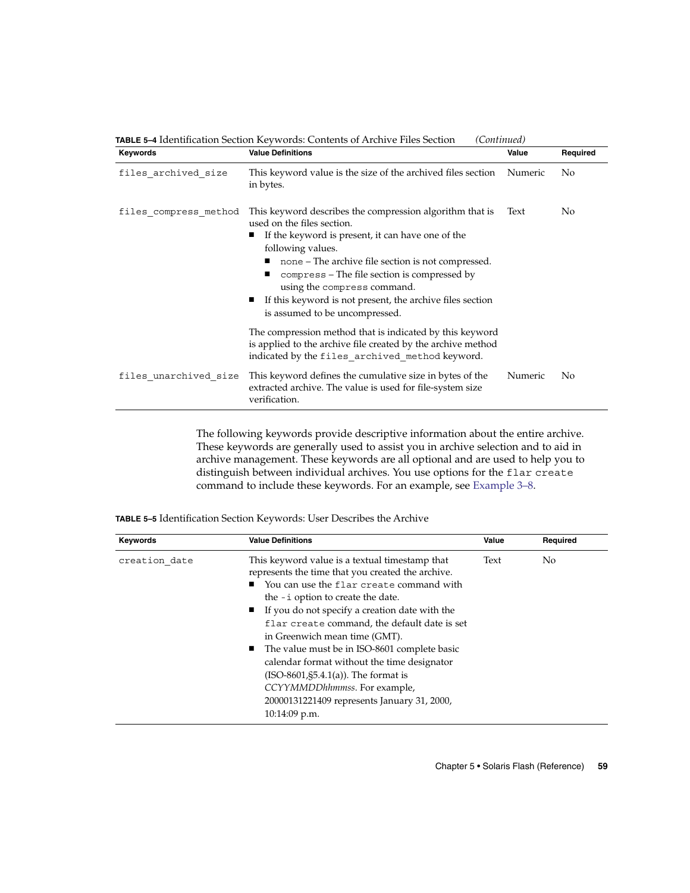**TABLE 5–4** Identification Section Keywords: Contents of Archive Files Section *(Continued)*

| Keywords | Value Definitions | Value | Required |
| --- | --- | --- | --- |
| `files_archived_size` | This keyword value is the size of the archived files section in bytes. | Numeric | No |
| `files_compress_method` | This keyword describes the compression algorithm that is used on the files section.<br>■ If the keyword is present, it can have one of the following values.<br>■ `none` – The archive file section is not compressed.<br>■ `compress` – The file section is compressed by using the `compress` command.<br>■ If this keyword is not present, the archive files section is assumed to be uncompressed.<br><br>The compression method that is indicated by this keyword is applied to the archive file created by the archive method indicated by the `files_archived_method` keyword. | Text | No |
| `files_unarchived_size` | This keyword defines the cumulative size in bytes of the extracted archive. The value is used for file-system size verification. | Numeric | No |

The following keywords provide descriptive information about the entire archive. These keywords are generally used to assist you in archive selection and to aid in archive management. These keywords are all optional and are used to help you to distinguish between individual archives. You use options for the `flar create` command to include these keywords. For an example, see Example 3–8.

**TABLE 5–5** Identification Section Keywords: User Describes the Archive

| Keywords | Value Definitions | Value | Required |
| --- | --- | --- | --- |
| `creation_date` | This keyword value is a textual timestamp that represents the time that you created the archive.<br>■ You can use the `flar create` command with the `-i` option to create the date.<br>■ If you do not specify a creation date with the `flar create` command, the default date is set in Greenwich mean time (GMT).<br>■ The value must be in ISO-8601 complete basic calendar format without the time designator (ISO-8601,§5.4.1(a)). The format is *CCYYMMDDhhmmss*. For example, 20000131221409 represents January 31, 2000, 10:14:09 p.m. | Text | No |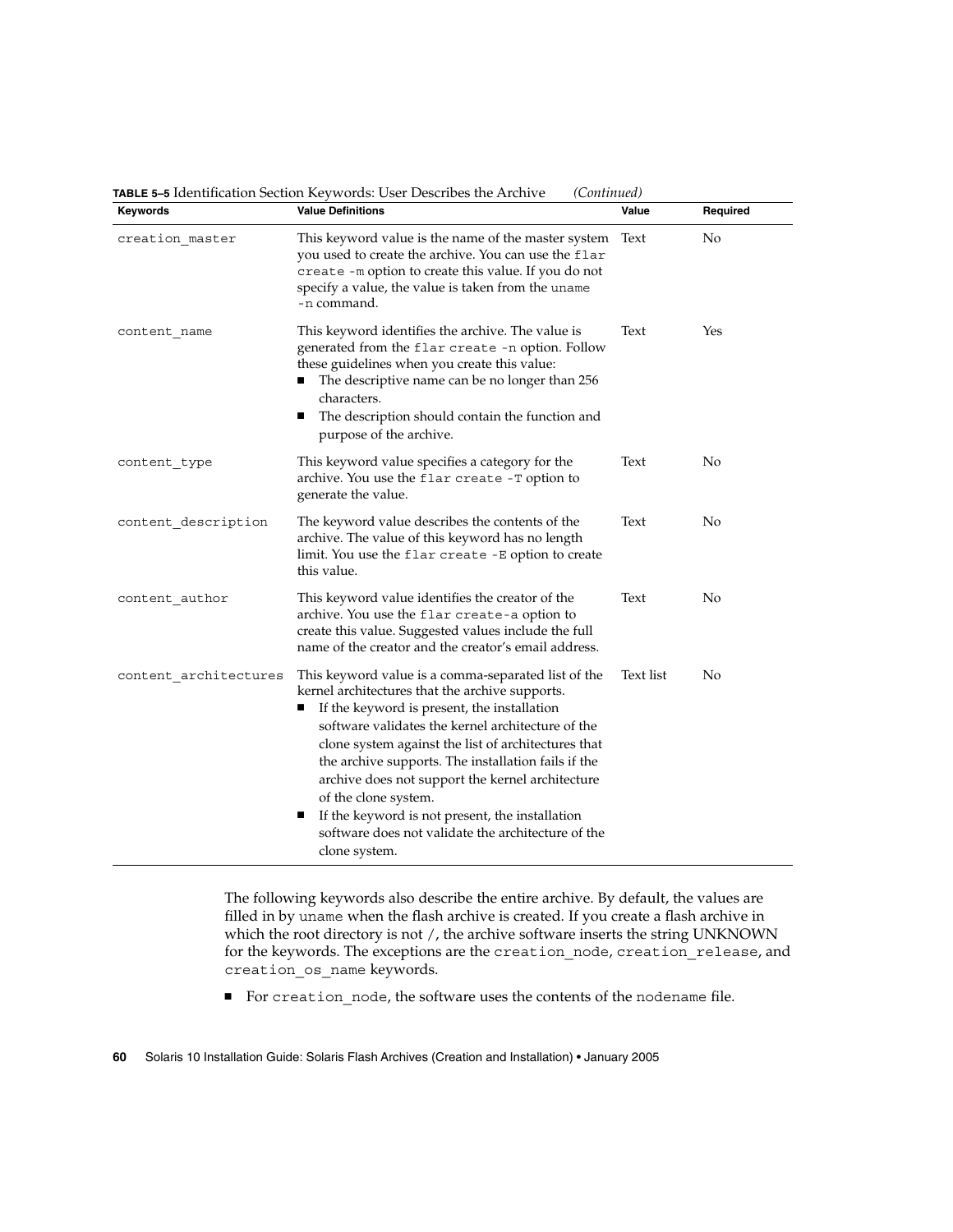**TABLE 5–5** Identification Section Keywords: User Describes the Archive *(Continued)*

| Keywords | Value Definitions | Value | Required |
| --- | --- | --- | --- |
| creation_master | This keyword value is the name of the master system you used to create the archive. You can use the flar create -m option to create this value. If you do not specify a value, the value is taken from the uname -n command. | Text | No |
| content_name | This keyword identifies the archive. The value is generated from the flar create -n option. Follow these guidelines when you create this value:<br>■ The descriptive name can be no longer than 256 characters.<br>■ The description should contain the function and purpose of the archive. | Text | Yes |
| content_type | This keyword value specifies a category for the archive. You use the flar create -T option to generate the value. | Text | No |
| content_description | The keyword value describes the contents of the archive. The value of this keyword has no length limit. You use the flar create -E option to create this value. | Text | No |
| content_author | This keyword value identifies the creator of the archive. You use the flar create-a option to create this value. Suggested values include the full name of the creator and the creator's email address. | Text | No |
| content_architectures | This keyword value is a comma-separated list of the kernel architectures that the archive supports.<br>■ If the keyword is present, the installation software validates the kernel architecture of the clone system against the list of architectures that the archive supports. The installation fails if the archive does not support the kernel architecture of the clone system.<br>■ If the keyword is not present, the installation software does not validate the architecture of the clone system. | Text list | No |

The following keywords also describe the entire archive. By default, the values are filled in by uname when the flash archive is created. If you create a flash archive in which the root directory is not /, the archive software inserts the string UNKNOWN for the keywords. The exceptions are the creation_node, creation_release, and creation_os_name keywords.

- For creation_node, the software uses the contents of the nodename file.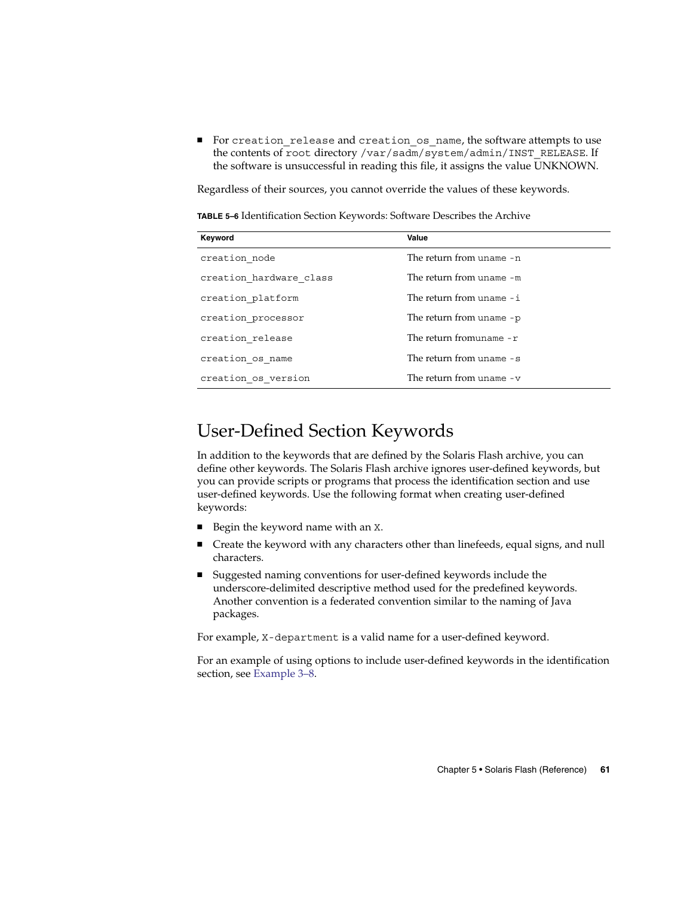- For creation_release and creation_os_name, the software attempts to use the contents of root directory /var/sadm/system/admin/INST_RELEASE. If the software is unsuccessful in reading this file, it assigns the value UNKNOWN.

Regardless of their sources, you cannot override the values of these keywords.

**TABLE 5–6** Identification Section Keywords: Software Describes the Archive

| Keyword | Value |
| --- | --- |
| creation_node | The return from uname -n |
| creation_hardware_class | The return from uname -m |
| creation_platform | The return from uname -i |
| creation_processor | The return from uname -p |
| creation_release | The return fromuname -r |
| creation_os_name | The return from uname -s |
| creation_os_version | The return from uname -v |

## User-Defined Section Keywords

In addition to the keywords that are defined by the Solaris Flash archive, you can define other keywords. The Solaris Flash archive ignores user-defined keywords, but you can provide scripts or programs that process the identification section and use user-defined keywords. Use the following format when creating user-defined keywords:

- Begin the keyword name with an X.
- Create the keyword with any characters other than linefeeds, equal signs, and null characters.
- Suggested naming conventions for user-defined keywords include the underscore-delimited descriptive method used for the predefined keywords. Another convention is a federated convention similar to the naming of Java packages.

For example, X-department is a valid name for a user-defined keyword.

For an example of using options to include user-defined keywords in the identification section, see Example 3–8.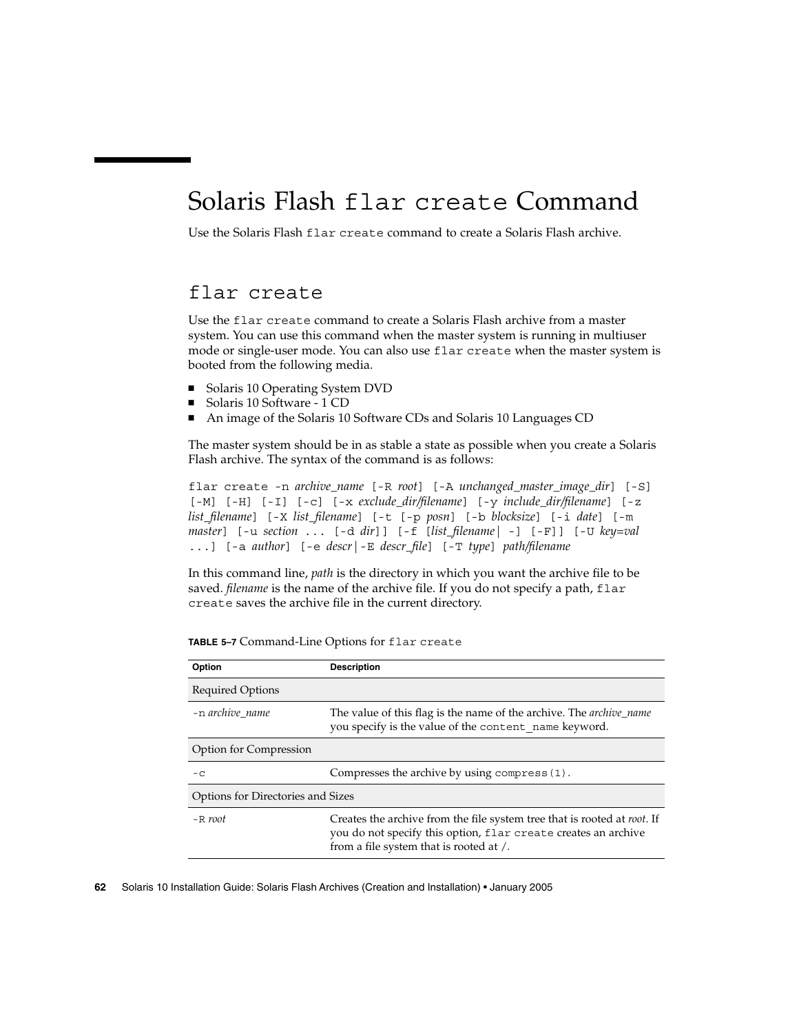# Solaris Flash `flar create` Command

Use the Solaris Flash `flar create` command to create a Solaris Flash archive.

## flar create

Use the `flar create` command to create a Solaris Flash archive from a master system. You can use this command when the master system is running in multiuser mode or single-user mode. You can also use `flar create` when the master system is booted from the following media.

- Solaris 10 Operating System DVD
- Solaris 10 Software - 1 CD
- An image of the Solaris 10 Software CDs and Solaris 10 Languages CD

The master system should be in as stable a state as possible when you create a Solaris Flash archive. The syntax of the command is as follows:

`flar create -n` *archive_name* `[-R` *root*`] [-A` *unchanged_master_image_dir*`] [-S] [-M] [-H] [-I] [-c] [-x` *exclude_dir/filename*`] [-y` *include_dir/filename*`] [-z` *list_filename*`] [-X` *list_filename*`] [-t [-p` *posn*`] [-b` *blocksize*`] [-i` *date*`] [-m` *master*`] [-u` *section* `... [-d` *dir*`]] [-f [`*list_filename*`| -] [-F]] [-U` *key=val* `...] [-a` *author*`] [-e` *descr*`|-E` *descr_file*`] [-T` *type*`]` *path/filename*

In this command line, *path* is the directory in which you want the archive file to be saved. *filename* is the name of the archive file. If you do not specify a path, `flar create` saves the archive file in the current directory.

**TABLE 5–7** Command-Line Options for `flar create`

| Option | Description |
| --- | --- |
| Required Options | |
| `-n` *archive_name* | The value of this flag is the name of the archive. The *archive_name* you specify is the value of the `content_name` keyword. |
| Option for Compression | |
| `-c` | Compresses the archive by using `compress(1)`. |
| Options for Directories and Sizes | |
| `-R` *root* | Creates the archive from the file system tree that is rooted at *root*. If you do not specify this option, `flar create` creates an archive from a file system that is rooted at `/`. |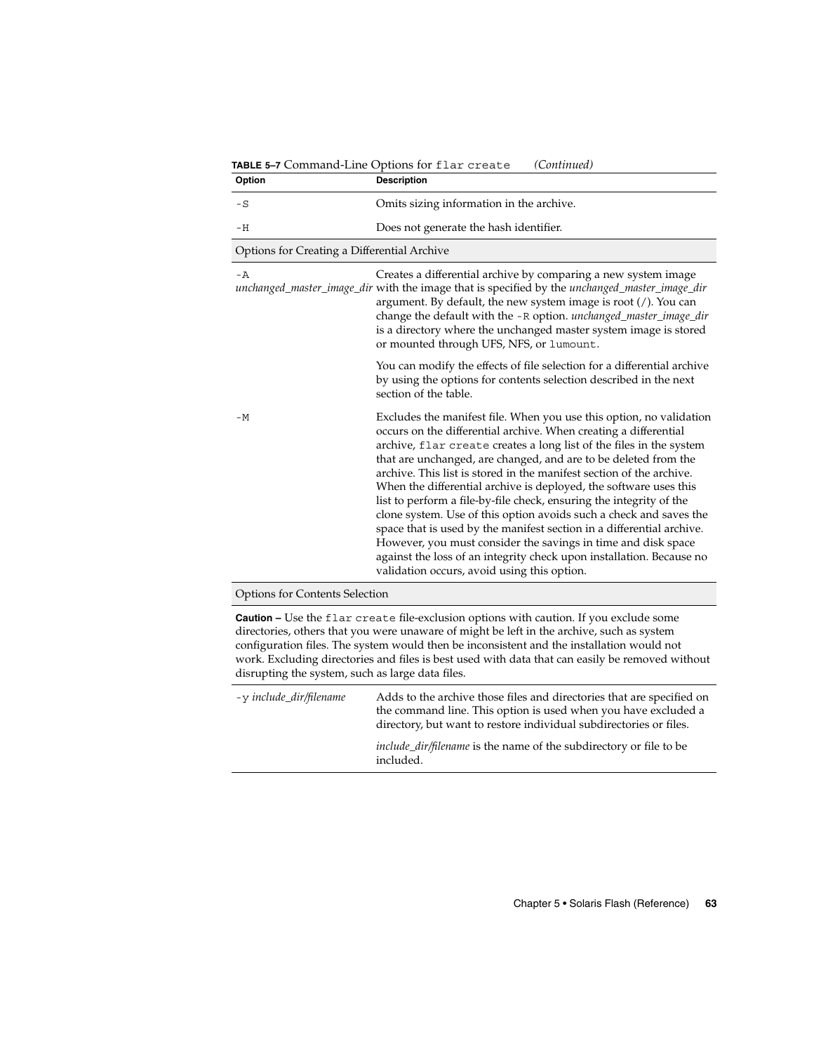**TABLE 5–7** Command-Line Options for `flar create` *(Continued)*

| Option | Description |
| --- | --- |
| `-S` | Omits sizing information in the archive. |
| `-H` | Does not generate the hash identifier. |
| Options for Creating a Differential Archive | |
| `-A` *unchanged_master_image_dir* | Creates a differential archive by comparing a new system image with the image that is specified by the *unchanged_master_image_dir* argument. By default, the new system image is root (/). You can change the default with the `-R` option. *unchanged_master_image_dir* is a directory where the unchanged master system image is stored or mounted through UFS, NFS, or `lumount`.<br><br>You can modify the effects of file selection for a differential archive by using the options for contents selection described in the next section of the table. |
| `-M` | Excludes the manifest file. When you use this option, no validation occurs on the differential archive. When creating a differential archive, `flar create` creates a long list of the files in the system that are unchanged, are changed, and are to be deleted from the archive. This list is stored in the manifest section of the archive. When the differential archive is deployed, the software uses this list to perform a file-by-file check, ensuring the integrity of the clone system. Use of this option avoids such a check and saves the space that is used by the manifest section in a differential archive. However, you must consider the savings in time and disk space against the loss of an integrity check upon installation. Because no validation occurs, avoid using this option. |
| Options for Contents Selection | |
| **Caution –** Use the `flar create` file-exclusion options with caution. If you exclude some directories, others that you were unaware of might be left in the archive, such as system configuration files. The system would then be inconsistent and the installation would not work. Excluding directories and files is best used with data that can easily be removed without disrupting the system, such as large data files. | |
| `-y` *include_dir/filename* | Adds to the archive those files and directories that are specified on the command line. This option is used when you have excluded a directory, but want to restore individual subdirectories or files.<br><br>*include_dir/filename* is the name of the subdirectory or file to be included. |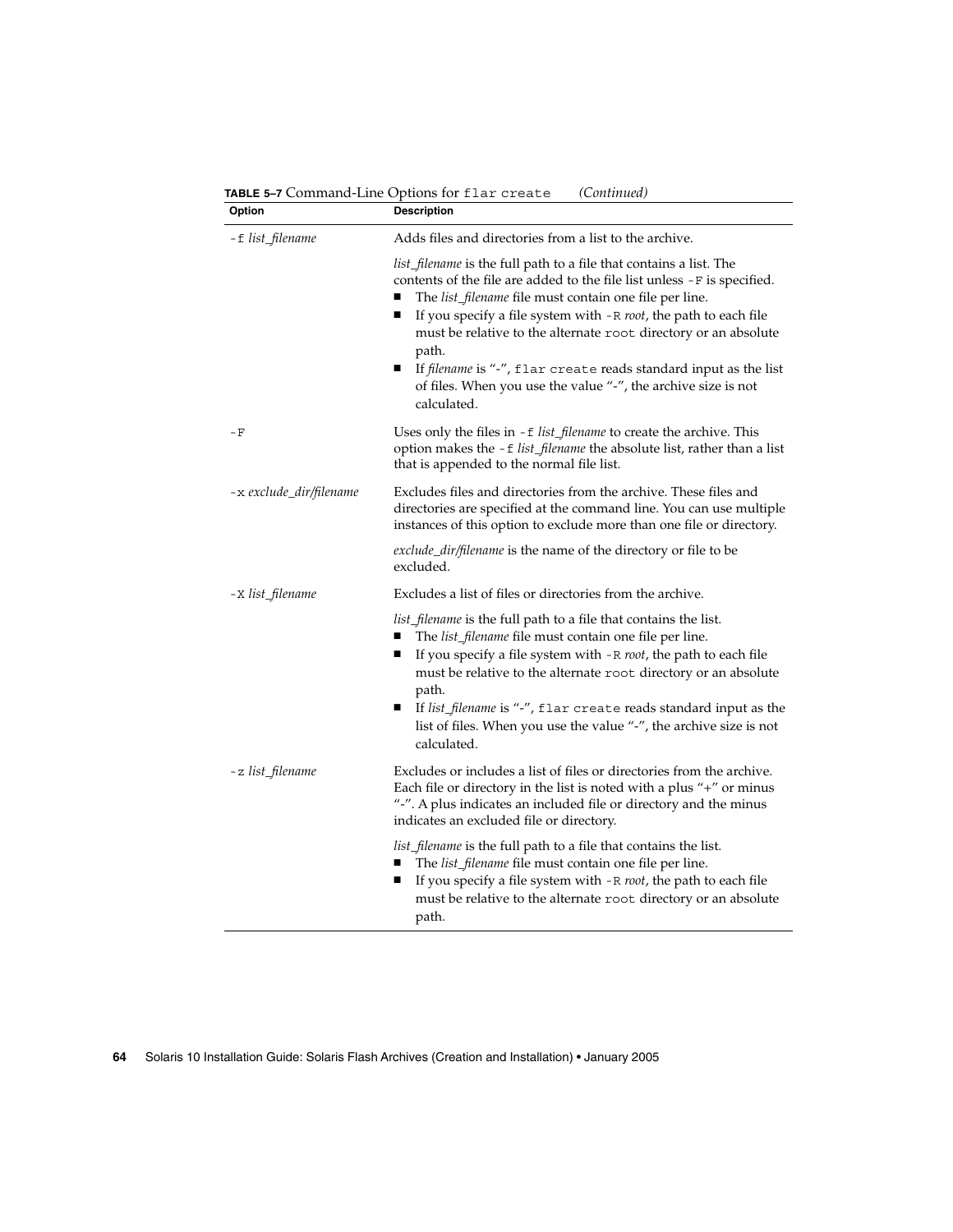**TABLE 5–7** Command-Line Options for `flar create` *(Continued)*

| Option | Description |
| --- | --- |
| `-f` *list_filename* | Adds files and directories from a list to the archive.<br><br>*list_filename* is the full path to a file that contains a list. The contents of the file are added to the file list unless `-F` is specified.<br>■ The *list_filename* file must contain one file per line.<br>■ If you specify a file system with `-R` *root*, the path to each file must be relative to the alternate `root` directory or an absolute path.<br>■ If *filename* is "-", `flar create` reads standard input as the list of files. When you use the value "-", the archive size is not calculated. |
| `-F` | Uses only the files in `-f` *list_filename* to create the archive. This option makes the `-f` *list_filename* the absolute list, rather than a list that is appended to the normal file list. |
| `-x` *exclude_dir/filename* | Excludes files and directories from the archive. These files and directories are specified at the command line. You can use multiple instances of this option to exclude more than one file or directory.<br><br>*exclude_dir/filename* is the name of the directory or file to be excluded. |
| `-X` *list_filename* | Excludes a list of files or directories from the archive.<br><br>*list_filename* is the full path to a file that contains the list.<br>■ The *list_filename* file must contain one file per line.<br>■ If you specify a file system with `-R` *root*, the path to each file must be relative to the alternate `root` directory or an absolute path.<br>■ If *list_filename* is "-", `flar create` reads standard input as the list of files. When you use the value "-", the archive size is not calculated. |
| `-z` *list_filename* | Excludes or includes a list of files or directories from the archive. Each file or directory in the list is noted with a plus "+" or minus "-". A plus indicates an included file or directory and the minus indicates an excluded file or directory.<br><br>*list_filename* is the full path to a file that contains the list.<br>■ The *list_filename* file must contain one file per line.<br>■ If you specify a file system with `-R` *root*, the path to each file must be relative to the alternate `root` directory or an absolute path. |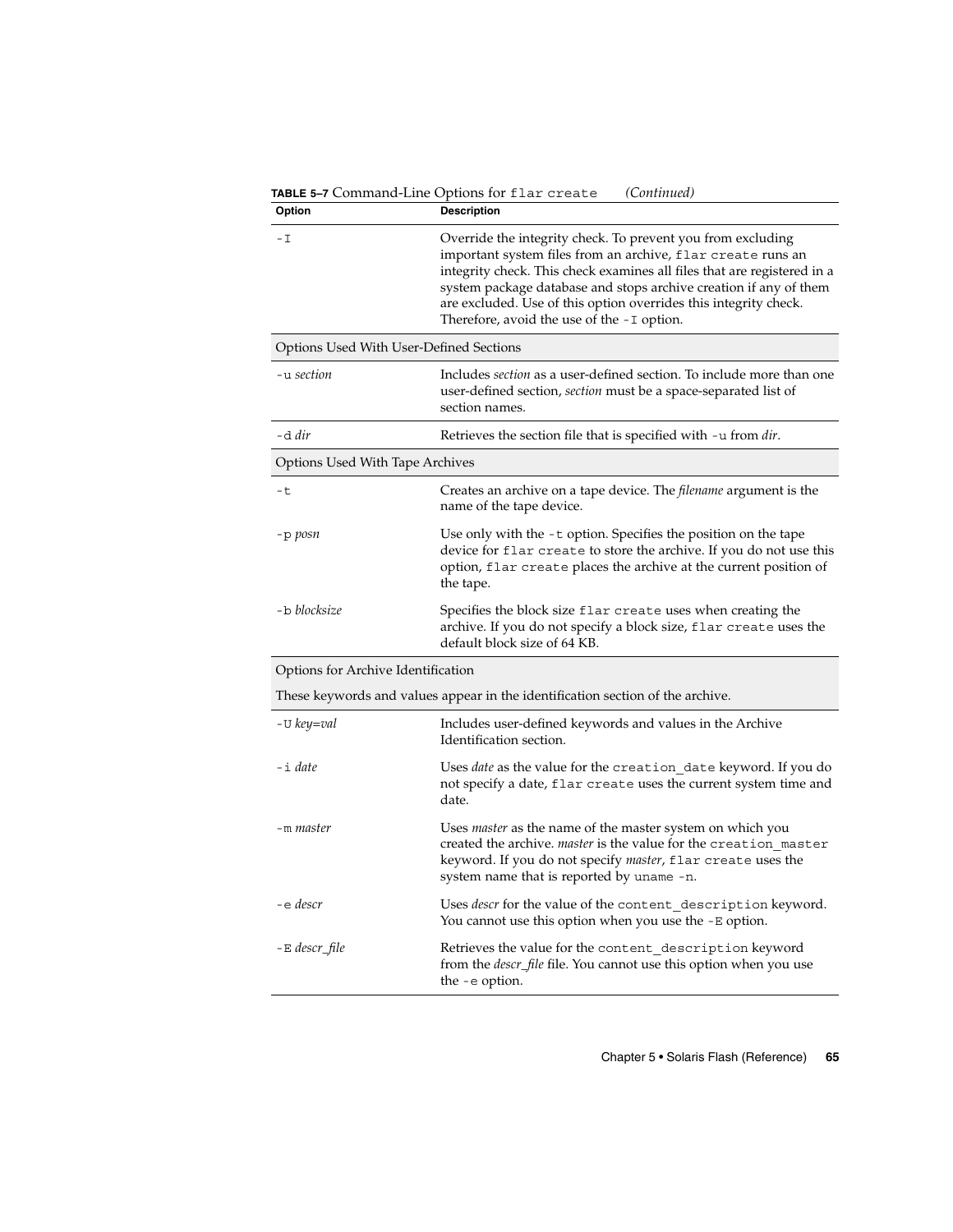**TABLE 5–7** Command-Line Options for `flar create` *(Continued)*

| Option | Description |
|---|---|
| `-I` | Override the integrity check. To prevent you from excluding important system files from an archive, `flar create` runs an integrity check. This check examines all files that are registered in a system package database and stops archive creation if any of them are excluded. Use of this option overrides this integrity check. Therefore, avoid the use of the `-I` option. |
| Options Used With User-Defined Sections | |
| `-u` *section* | Includes *section* as a user-defined section. To include more than one user-defined section, *section* must be a space-separated list of section names. |
| `-d` *dir* | Retrieves the section file that is specified with `-u` from *dir*. |
| Options Used With Tape Archives | |
| `-t` | Creates an archive on a tape device. The *filename* argument is the name of the tape device. |
| `-p` *posn* | Use only with the `-t` option. Specifies the position on the tape device for `flar create` to store the archive. If you do not use this option, `flar create` places the archive at the current position of the tape. |
| `-b` *blocksize* | Specifies the block size `flar create` uses when creating the archive. If you do not specify a block size, `flar create` uses the default block size of 64 KB. |
| Options for Archive Identification<br>These keywords and values appear in the identification section of the archive. | |
| `-U` *key=val* | Includes user-defined keywords and values in the Archive Identification section. |
| `-i` *date* | Uses *date* as the value for the `creation_date` keyword. If you do not specify a date, `flar create` uses the current system time and date. |
| `-m` *master* | Uses *master* as the name of the master system on which you created the archive. *master* is the value for the `creation_master` keyword. If you do not specify *master*, `flar create` uses the system name that is reported by `uname -n`. |
| `-e` *descr* | Uses *descr* for the value of the `content_description` keyword. You cannot use this option when you use the `-E` option. |
| `-E` *descr_file* | Retrieves the value for the `content_description` keyword from the *descr_file* file. You cannot use this option when you use the `-e` option. |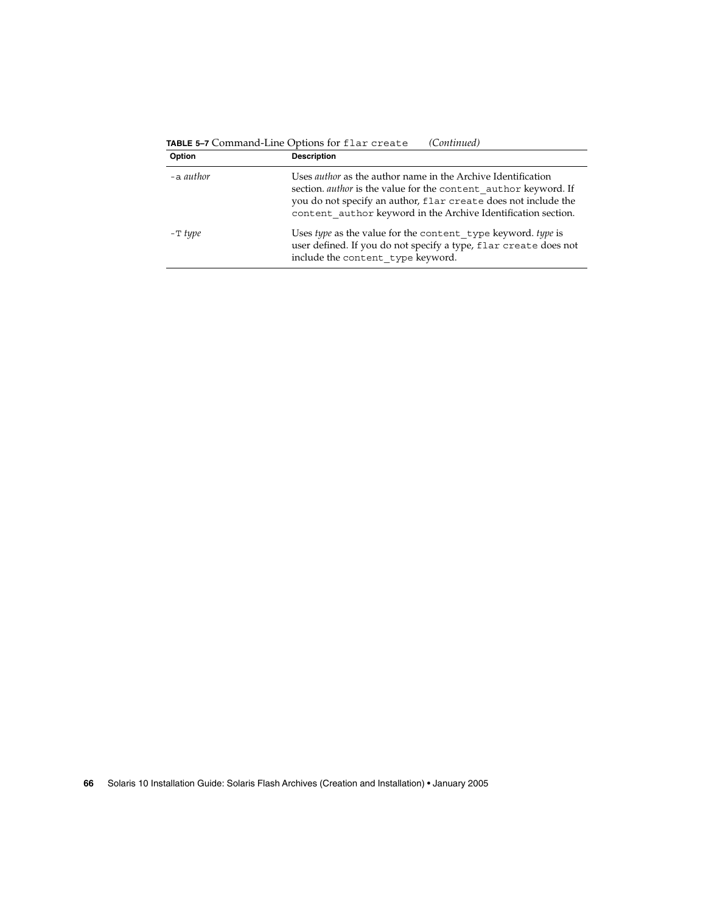**TABLE 5–7** Command-Line Options for `flar create` *(Continued)*

| Option | Description |
|---|---|
| `-a` *author* | Uses *author* as the author name in the Archive Identification section. *author* is the value for the `content_author` keyword. If you do not specify an author, `flar create` does not include the `content_author` keyword in the Archive Identification section. |
| `-T` *type* | Uses *type* as the value for the `content_type` keyword. *type* is user defined. If you do not specify a type, `flar create` does not include the `content_type` keyword. |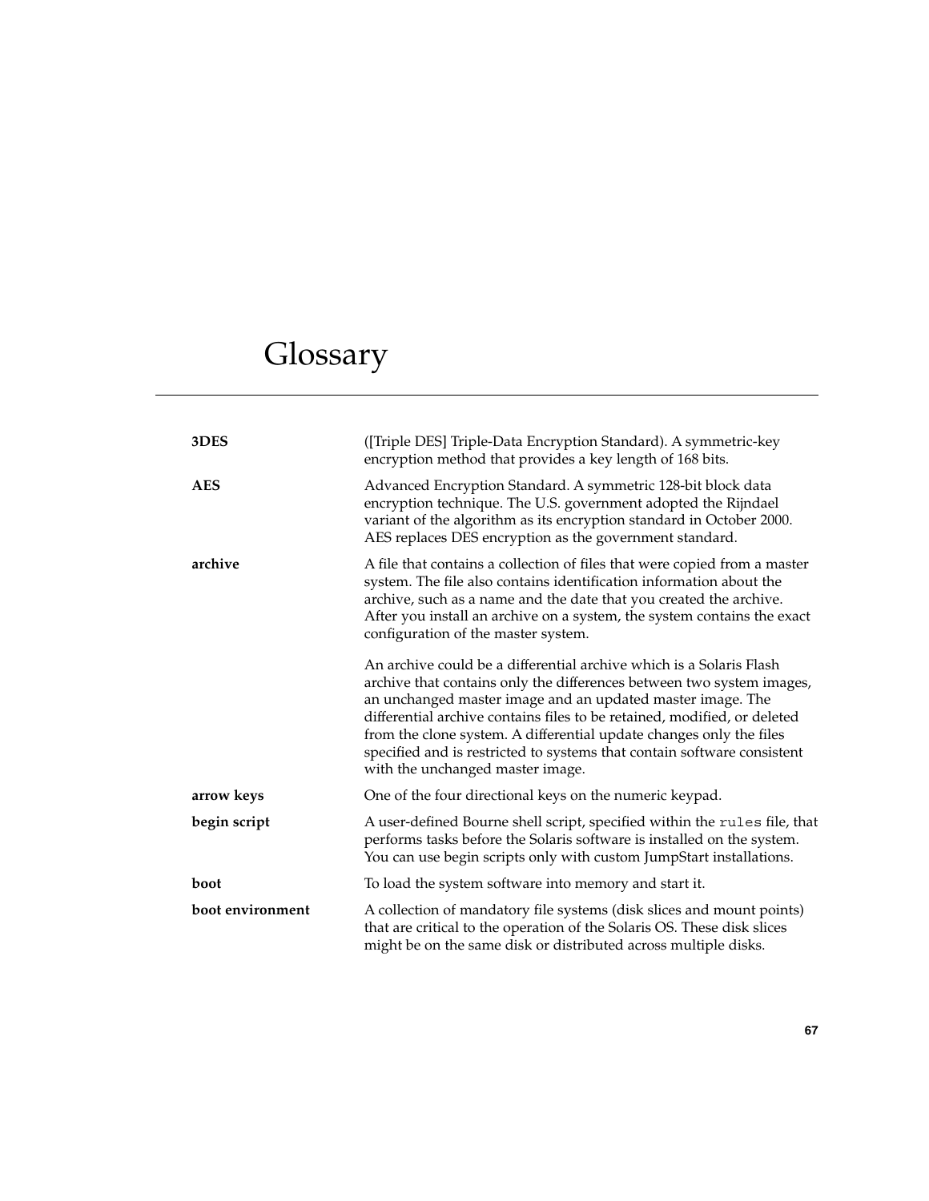# Glossary

**3DES**
([Triple DES] Triple-Data Encryption Standard). A symmetric-key encryption method that provides a key length of 168 bits.

**AES**
Advanced Encryption Standard. A symmetric 128-bit block data encryption technique. The U.S. government adopted the Rijndael variant of the algorithm as its encryption standard in October 2000. AES replaces DES encryption as the government standard.

**archive**
A file that contains a collection of files that were copied from a master system. The file also contains identification information about the archive, such as a name and the date that you created the archive. After you install an archive on a system, the system contains the exact configuration of the master system.

An archive could be a differential archive which is a Solaris Flash archive that contains only the differences between two system images, an unchanged master image and an updated master image. The differential archive contains files to be retained, modified, or deleted from the clone system. A differential update changes only the files specified and is restricted to systems that contain software consistent with the unchanged master image.

**arrow keys**
One of the four directional keys on the numeric keypad.

**begin script**
A user-defined Bourne shell script, specified within the `rules` file, that performs tasks before the Solaris software is installed on the system. You can use begin scripts only with custom JumpStart installations.

**boot**
To load the system software into memory and start it.

**boot environment**
A collection of mandatory file systems (disk slices and mount points) that are critical to the operation of the Solaris OS. These disk slices might be on the same disk or distributed across multiple disks.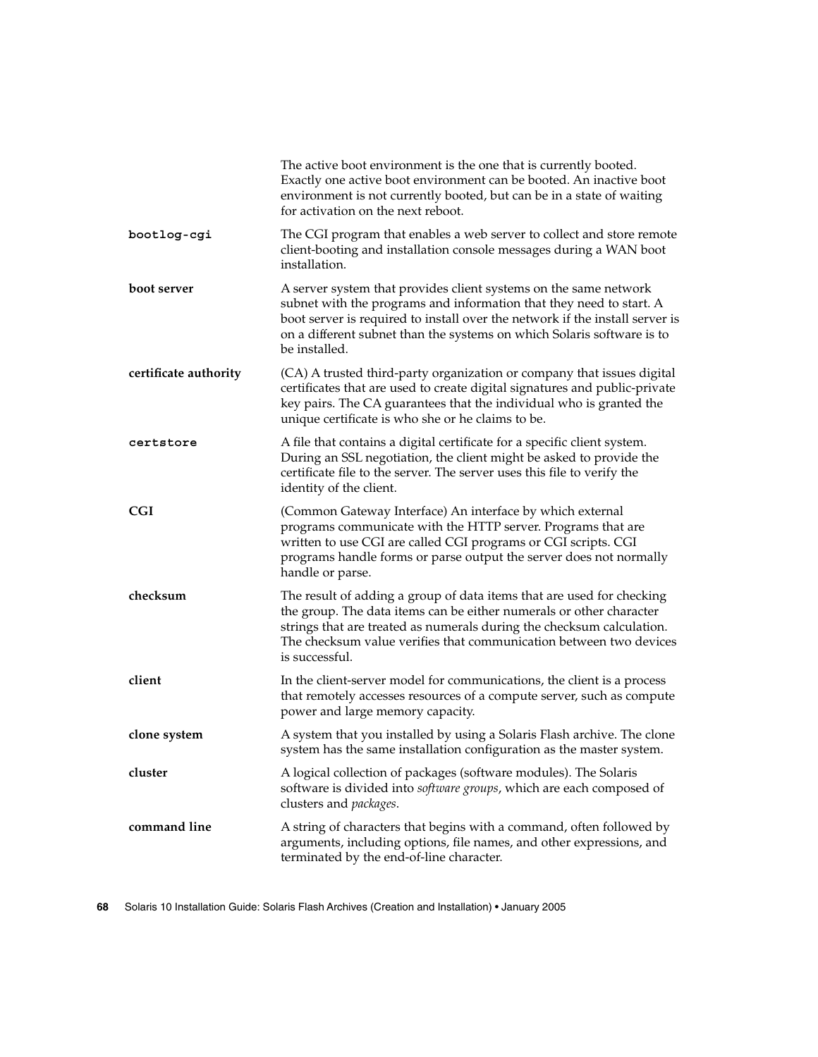The active boot environment is the one that is currently booted. Exactly one active boot environment can be booted. An inactive boot environment is not currently booted, but can be in a state of waiting for activation on the next reboot.

**bootlog-cgi**
The CGI program that enables a web server to collect and store remote client-booting and installation console messages during a WAN boot installation.

**boot server**
A server system that provides client systems on the same network subnet with the programs and information that they need to start. A boot server is required to install over the network if the install server is on a different subnet than the systems on which Solaris software is to be installed.

**certificate authority**
(CA) A trusted third-party organization or company that issues digital certificates that are used to create digital signatures and public-private key pairs. The CA guarantees that the individual who is granted the unique certificate is who she or he claims to be.

**certstore**
A file that contains a digital certificate for a specific client system. During an SSL negotiation, the client might be asked to provide the certificate file to the server. The server uses this file to verify the identity of the client.

**CGI**
(Common Gateway Interface) An interface by which external programs communicate with the HTTP server. Programs that are written to use CGI are called CGI programs or CGI scripts. CGI programs handle forms or parse output the server does not normally handle or parse.

**checksum**
The result of adding a group of data items that are used for checking the group. The data items can be either numerals or other character strings that are treated as numerals during the checksum calculation. The checksum value verifies that communication between two devices is successful.

**client**
In the client-server model for communications, the client is a process that remotely accesses resources of a compute server, such as compute power and large memory capacity.

**clone system**
A system that you installed by using a Solaris Flash archive. The clone system has the same installation configuration as the master system.

**cluster**
A logical collection of packages (software modules). The Solaris software is divided into *software groups*, which are each composed of clusters and *packages*.

**command line**
A string of characters that begins with a command, often followed by arguments, including options, file names, and other expressions, and terminated by the end-of-line character.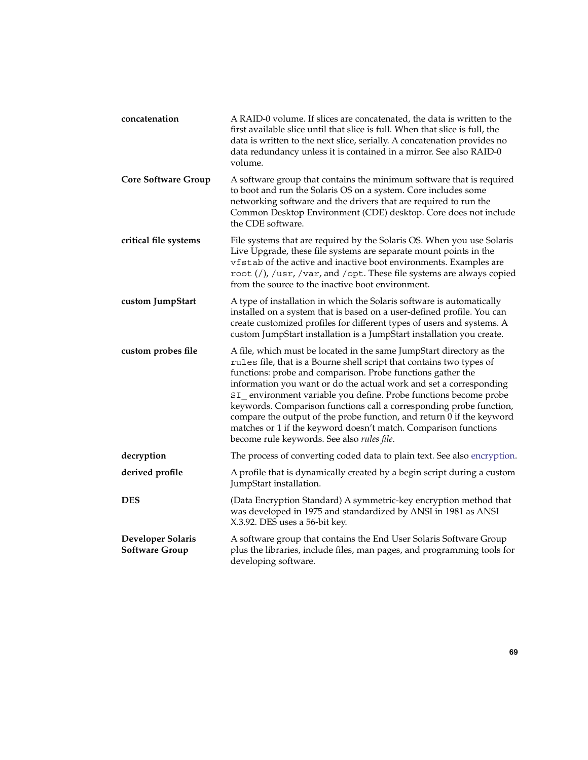**concatenation** A RAID-0 volume. If slices are concatenated, the data is written to the first available slice until that slice is full. When that slice is full, the data is written to the next slice, serially. A concatenation provides no data redundancy unless it is contained in a mirror. See also RAID-0 volume.

**Core Software Group** A software group that contains the minimum software that is required to boot and run the Solaris OS on a system. Core includes some networking software and the drivers that are required to run the Common Desktop Environment (CDE) desktop. Core does not include the CDE software.

**critical file systems** File systems that are required by the Solaris OS. When you use Solaris Live Upgrade, these file systems are separate mount points in the `vfstab` of the active and inactive boot environments. Examples are `root` (/), `/usr`, `/var`, and `/opt`. These file systems are always copied from the source to the inactive boot environment.

**custom JumpStart** A type of installation in which the Solaris software is automatically installed on a system that is based on a user-defined profile. You can create customized profiles for different types of users and systems. A custom JumpStart installation is a JumpStart installation you create.

**custom probes file** A file, which must be located in the same JumpStart directory as the `rules` file, that is a Bourne shell script that contains two types of functions: probe and comparison. Probe functions gather the information you want or do the actual work and set a corresponding `SI_` environment variable you define. Probe functions become probe keywords. Comparison functions call a corresponding probe function, compare the output of the probe function, and return 0 if the keyword matches or 1 if the keyword doesn't match. Comparison functions become rule keywords. See also *rules file*.

**decryption** The process of converting coded data to plain text. See also encryption.

**derived profile** A profile that is dynamically created by a begin script during a custom JumpStart installation.

**DES** (Data Encryption Standard) A symmetric-key encryption method that was developed in 1975 and standardized by ANSI in 1981 as ANSI X.3.92. DES uses a 56-bit key.

**Developer Solaris Software Group** A software group that contains the End User Solaris Software Group plus the libraries, include files, man pages, and programming tools for developing software.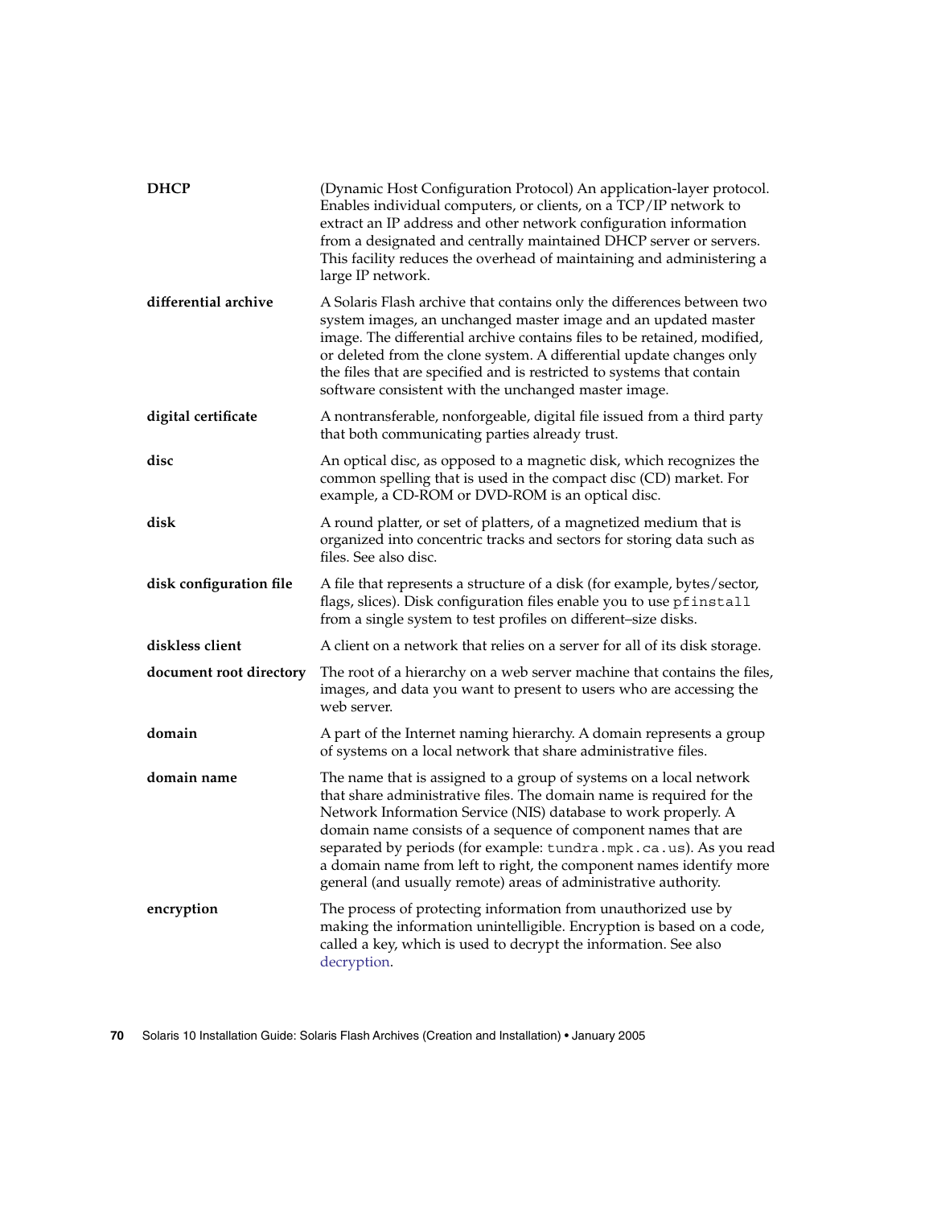**DHCP**

(Dynamic Host Configuration Protocol) An application-layer protocol. Enables individual computers, or clients, on a TCP/IP network to extract an IP address and other network configuration information from a designated and centrally maintained DHCP server or servers. This facility reduces the overhead of maintaining and administering a large IP network.

**differential archive**

A Solaris Flash archive that contains only the differences between two system images, an unchanged master image and an updated master image. The differential archive contains files to be retained, modified, or deleted from the clone system. A differential update changes only the files that are specified and is restricted to systems that contain software consistent with the unchanged master image.

**digital certificate**

A nontransferable, nonforgeable, digital file issued from a third party that both communicating parties already trust.

**disc**

An optical disc, as opposed to a magnetic disk, which recognizes the common spelling that is used in the compact disc (CD) market. For example, a CD-ROM or DVD-ROM is an optical disc.

**disk**

A round platter, or set of platters, of a magnetized medium that is organized into concentric tracks and sectors for storing data such as files. See also disc.

**disk configuration file**

A file that represents a structure of a disk (for example, bytes/sector, flags, slices). Disk configuration files enable you to use `pfinstall` from a single system to test profiles on different–size disks.

**diskless client**

A client on a network that relies on a server for all of its disk storage.

**document root directory**

The root of a hierarchy on a web server machine that contains the files, images, and data you want to present to users who are accessing the web server.

**domain**

A part of the Internet naming hierarchy. A domain represents a group of systems on a local network that share administrative files.

**domain name**

The name that is assigned to a group of systems on a local network that share administrative files. The domain name is required for the Network Information Service (NIS) database to work properly. A domain name consists of a sequence of component names that are separated by periods (for example: `tundra.mpk.ca.us`). As you read a domain name from left to right, the component names identify more general (and usually remote) areas of administrative authority.

**encryption**

The process of protecting information from unauthorized use by making the information unintelligible. Encryption is based on a code, called a key, which is used to decrypt the information. See also decryption.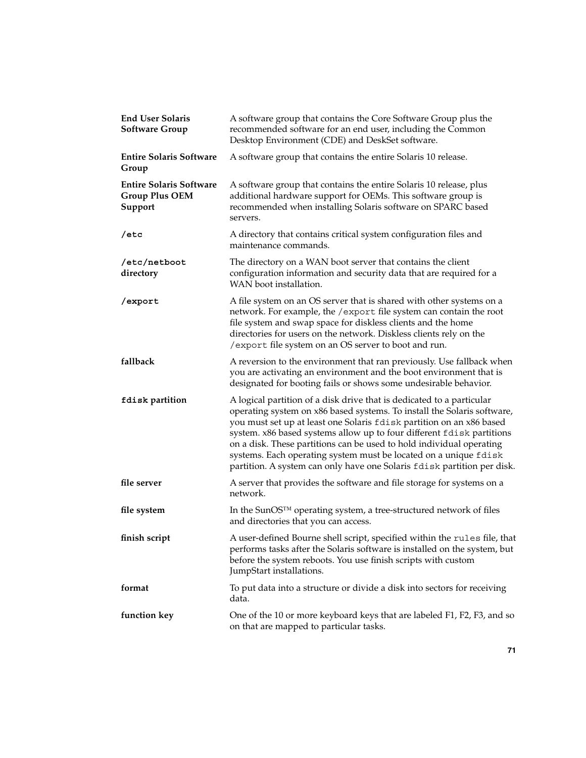**End User Solaris Software Group**
A software group that contains the Core Software Group plus the recommended software for an end user, including the Common Desktop Environment (CDE) and DeskSet software.

**Entire Solaris Software Group**
A software group that contains the entire Solaris 10 release.

**Entire Solaris Software Group Plus OEM Support**
A software group that contains the entire Solaris 10 release, plus additional hardware support for OEMs. This software group is recommended when installing Solaris software on SPARC based servers.

**`/etc`**
A directory that contains critical system configuration files and maintenance commands.

**`/etc/netboot` directory**
The directory on a WAN boot server that contains the client configuration information and security data that are required for a WAN boot installation.

**`/export`**
A file system on an OS server that is shared with other systems on a network. For example, the `/export` file system can contain the root file system and swap space for diskless clients and the home directories for users on the network. Diskless clients rely on the `/export` file system on an OS server to boot and run.

**fallback**
A reversion to the environment that ran previously. Use fallback when you are activating an environment and the boot environment that is designated for booting fails or shows some undesirable behavior.

**`fdisk` partition**
A logical partition of a disk drive that is dedicated to a particular operating system on x86 based systems. To install the Solaris software, you must set up at least one Solaris `fdisk` partition on an x86 based system. x86 based systems allow up to four different `fdisk` partitions on a disk. These partitions can be used to hold individual operating systems. Each operating system must be located on a unique `fdisk` partition. A system can only have one Solaris `fdisk` partition per disk.

**file server**
A server that provides the software and file storage for systems on a network.

**file system**
In the SunOS™ operating system, a tree-structured network of files and directories that you can access.

**finish script**
A user-defined Bourne shell script, specified within the `rules` file, that performs tasks after the Solaris software is installed on the system, but before the system reboots. You use finish scripts with custom JumpStart installations.

**format**
To put data into a structure or divide a disk into sectors for receiving data.

**function key**
One of the 10 or more keyboard keys that are labeled F1, F2, F3, and so on that are mapped to particular tasks.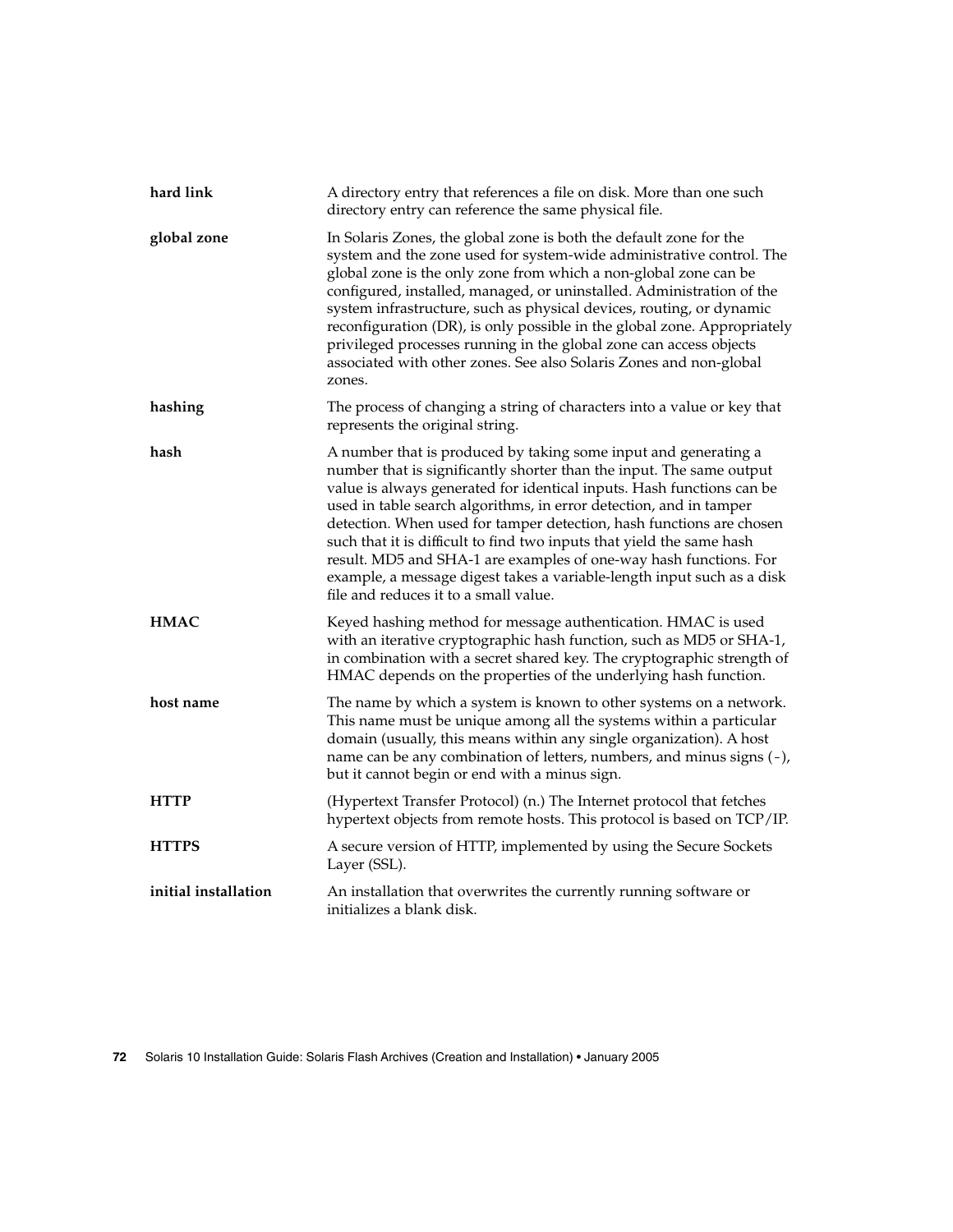**hard link**
A directory entry that references a file on disk. More than one such directory entry can reference the same physical file.

**global zone**
In Solaris Zones, the global zone is both the default zone for the system and the zone used for system-wide administrative control. The global zone is the only zone from which a non-global zone can be configured, installed, managed, or uninstalled. Administration of the system infrastructure, such as physical devices, routing, or dynamic reconfiguration (DR), is only possible in the global zone. Appropriately privileged processes running in the global zone can access objects associated with other zones. See also Solaris Zones and non-global zones.

**hashing**
The process of changing a string of characters into a value or key that represents the original string.

**hash**
A number that is produced by taking some input and generating a number that is significantly shorter than the input. The same output value is always generated for identical inputs. Hash functions can be used in table search algorithms, in error detection, and in tamper detection. When used for tamper detection, hash functions are chosen such that it is difficult to find two inputs that yield the same hash result. MD5 and SHA-1 are examples of one-way hash functions. For example, a message digest takes a variable-length input such as a disk file and reduces it to a small value.

**HMAC**
Keyed hashing method for message authentication. HMAC is used with an iterative cryptographic hash function, such as MD5 or SHA-1, in combination with a secret shared key. The cryptographic strength of HMAC depends on the properties of the underlying hash function.

**host name**
The name by which a system is known to other systems on a network. This name must be unique among all the systems within a particular domain (usually, this means within any single organization). A host name can be any combination of letters, numbers, and minus signs (-), but it cannot begin or end with a minus sign.

**HTTP**
(Hypertext Transfer Protocol) (n.) The Internet protocol that fetches hypertext objects from remote hosts. This protocol is based on TCP/IP.

**HTTPS**
A secure version of HTTP, implemented by using the Secure Sockets Layer (SSL).

**initial installation**
An installation that overwrites the currently running software or initializes a blank disk.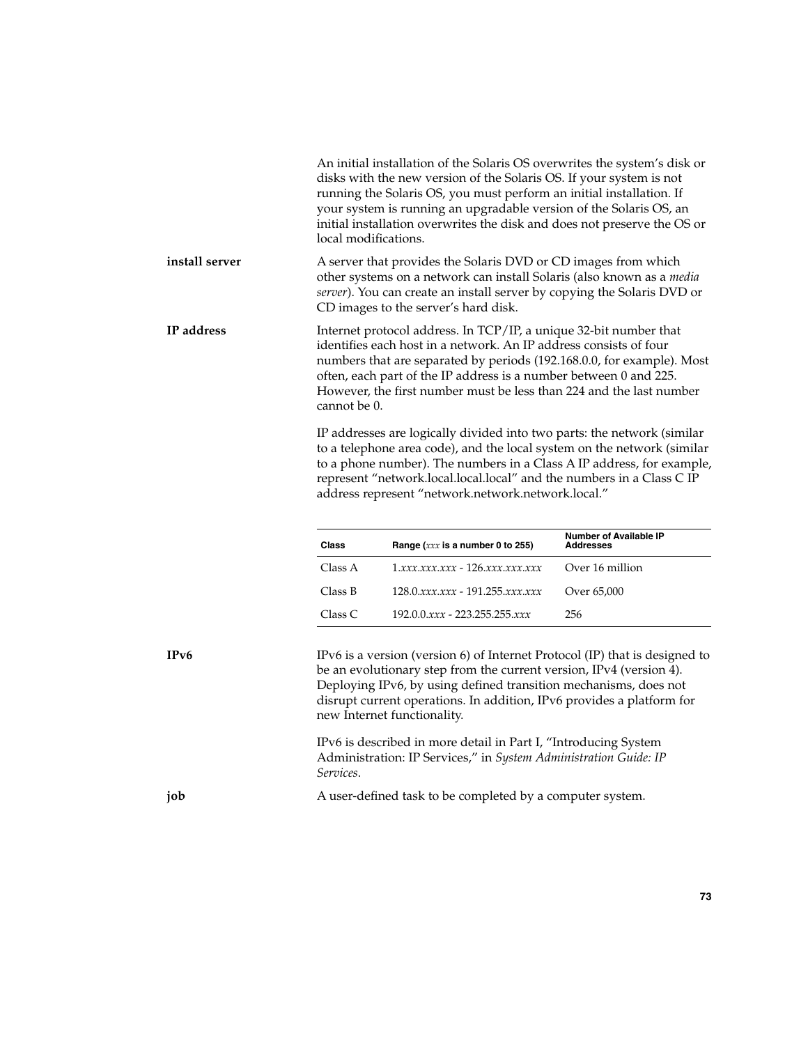An initial installation of the Solaris OS overwrites the system's disk or disks with the new version of the Solaris OS. If your system is not running the Solaris OS, you must perform an initial installation. If your system is running an upgradable version of the Solaris OS, an initial installation overwrites the disk and does not preserve the OS or local modifications.

**install server**

A server that provides the Solaris DVD or CD images from which other systems on a network can install Solaris (also known as a *media server*). You can create an install server by copying the Solaris DVD or CD images to the server's hard disk.

**IP address**

Internet protocol address. In TCP/IP, a unique 32-bit number that identifies each host in a network. An IP address consists of four numbers that are separated by periods (192.168.0.0, for example). Most often, each part of the IP address is a number between 0 and 225. However, the first number must be less than 224 and the last number cannot be 0.

IP addresses are logically divided into two parts: the network (similar to a telephone area code), and the local system on the network (similar to a phone number). The numbers in a Class A IP address, for example, represent "network.local.local.local" and the numbers in a Class C IP address represent "network.network.network.local."

| Class | Range (*xxx* is a number 0 to 255) | Number of Available IP Addresses |
| --- | --- | --- |
| Class A | 1.*xxx.xxx.xxx* - 126.*xxx.xxx.xxx* | Over 16 million |
| Class B | 128.0.*xxx.xxx* - 191.255.*xxx.xxx* | Over 65,000 |
| Class C | 192.0.0.*xxx* - 223.255.255.*xxx* | 256 |

**IPv6**

IPv6 is a version (version 6) of Internet Protocol (IP) that is designed to be an evolutionary step from the current version, IPv4 (version 4). Deploying IPv6, by using defined transition mechanisms, does not disrupt current operations. In addition, IPv6 provides a platform for new Internet functionality.

IPv6 is described in more detail in Part I, "Introducing System Administration: IP Services," in *System Administration Guide: IP Services*.

**job**

A user-defined task to be completed by a computer system.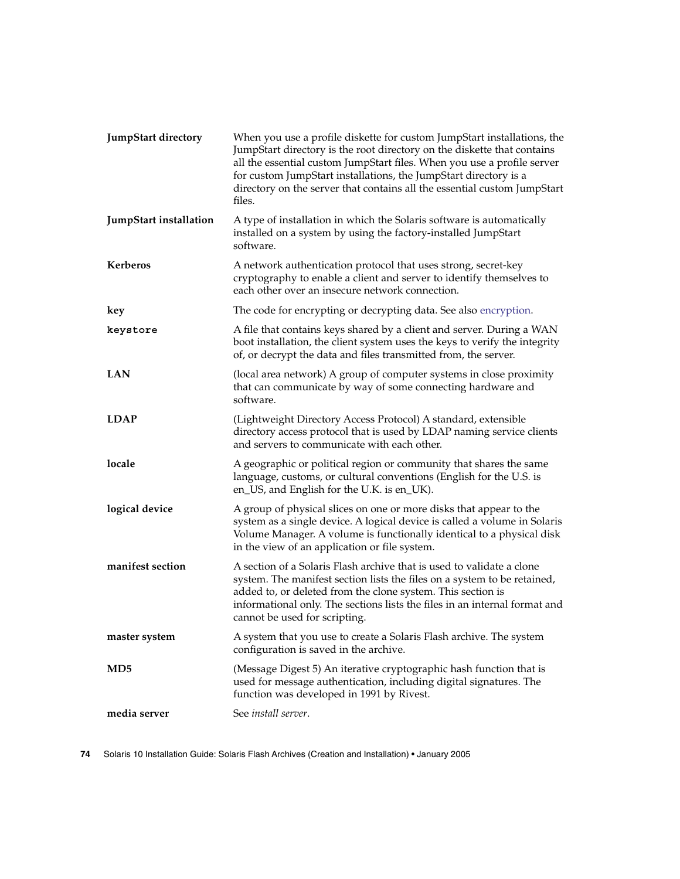**JumpStart directory**
When you use a profile diskette for custom JumpStart installations, the JumpStart directory is the root directory on the diskette that contains all the essential custom JumpStart files. When you use a profile server for custom JumpStart installations, the JumpStart directory is a directory on the server that contains all the essential custom JumpStart files.

**JumpStart installation**
A type of installation in which the Solaris software is automatically installed on a system by using the factory-installed JumpStart software.

**Kerberos**
A network authentication protocol that uses strong, secret-key cryptography to enable a client and server to identify themselves to each other over an insecure network connection.

**key**
The code for encrypting or decrypting data. See also encryption.

**keystore**
A file that contains keys shared by a client and server. During a WAN boot installation, the client system uses the keys to verify the integrity of, or decrypt the data and files transmitted from, the server.

**LAN**
(local area network) A group of computer systems in close proximity that can communicate by way of some connecting hardware and software.

**LDAP**
(Lightweight Directory Access Protocol) A standard, extensible directory access protocol that is used by LDAP naming service clients and servers to communicate with each other.

**locale**
A geographic or political region or community that shares the same language, customs, or cultural conventions (English for the U.S. is en_US, and English for the U.K. is en_UK).

**logical device**
A group of physical slices on one or more disks that appear to the system as a single device. A logical device is called a volume in Solaris Volume Manager. A volume is functionally identical to a physical disk in the view of an application or file system.

**manifest section**
A section of a Solaris Flash archive that is used to validate a clone system. The manifest section lists the files on a system to be retained, added to, or deleted from the clone system. This section is informational only. The sections lists the files in an internal format and cannot be used for scripting.

**master system**
A system that you use to create a Solaris Flash archive. The system configuration is saved in the archive.

**MD5**
(Message Digest 5) An iterative cryptographic hash function that is used for message authentication, including digital signatures. The function was developed in 1991 by Rivest.

**media server**
See *install server*.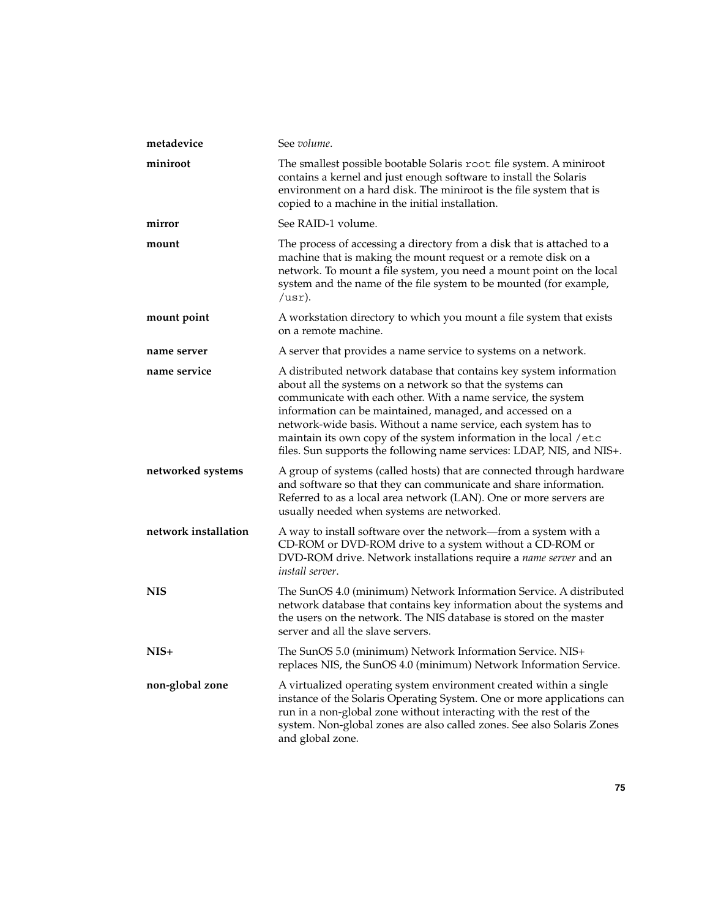**metadevice** — See *volume*.

**miniroot** — The smallest possible bootable Solaris `root` file system. A miniroot contains a kernel and just enough software to install the Solaris environment on a hard disk. The miniroot is the file system that is copied to a machine in the initial installation.

**mirror** — See RAID-1 volume.

**mount** — The process of accessing a directory from a disk that is attached to a machine that is making the mount request or a remote disk on a network. To mount a file system, you need a mount point on the local system and the name of the file system to be mounted (for example, `/usr`).

**mount point** — A workstation directory to which you mount a file system that exists on a remote machine.

**name server** — A server that provides a name service to systems on a network.

**name service** — A distributed network database that contains key system information about all the systems on a network so that the systems can communicate with each other. With a name service, the system information can be maintained, managed, and accessed on a network-wide basis. Without a name service, each system has to maintain its own copy of the system information in the local `/etc` files. Sun supports the following name services: LDAP, NIS, and NIS+.

**networked systems** — A group of systems (called hosts) that are connected through hardware and software so that they can communicate and share information. Referred to as a local area network (LAN). One or more servers are usually needed when systems are networked.

**network installation** — A way to install software over the network—from a system with a CD-ROM or DVD-ROM drive to a system without a CD-ROM or DVD-ROM drive. Network installations require a *name server* and an *install server*.

**NIS** — The SunOS 4.0 (minimum) Network Information Service. A distributed network database that contains key information about the systems and the users on the network. The NIS database is stored on the master server and all the slave servers.

**NIS+** — The SunOS 5.0 (minimum) Network Information Service. NIS+ replaces NIS, the SunOS 4.0 (minimum) Network Information Service.

**non-global zone** — A virtualized operating system environment created within a single instance of the Solaris Operating System. One or more applications can run in a non-global zone without interacting with the rest of the system. Non-global zones are also called zones. See also Solaris Zones and global zone.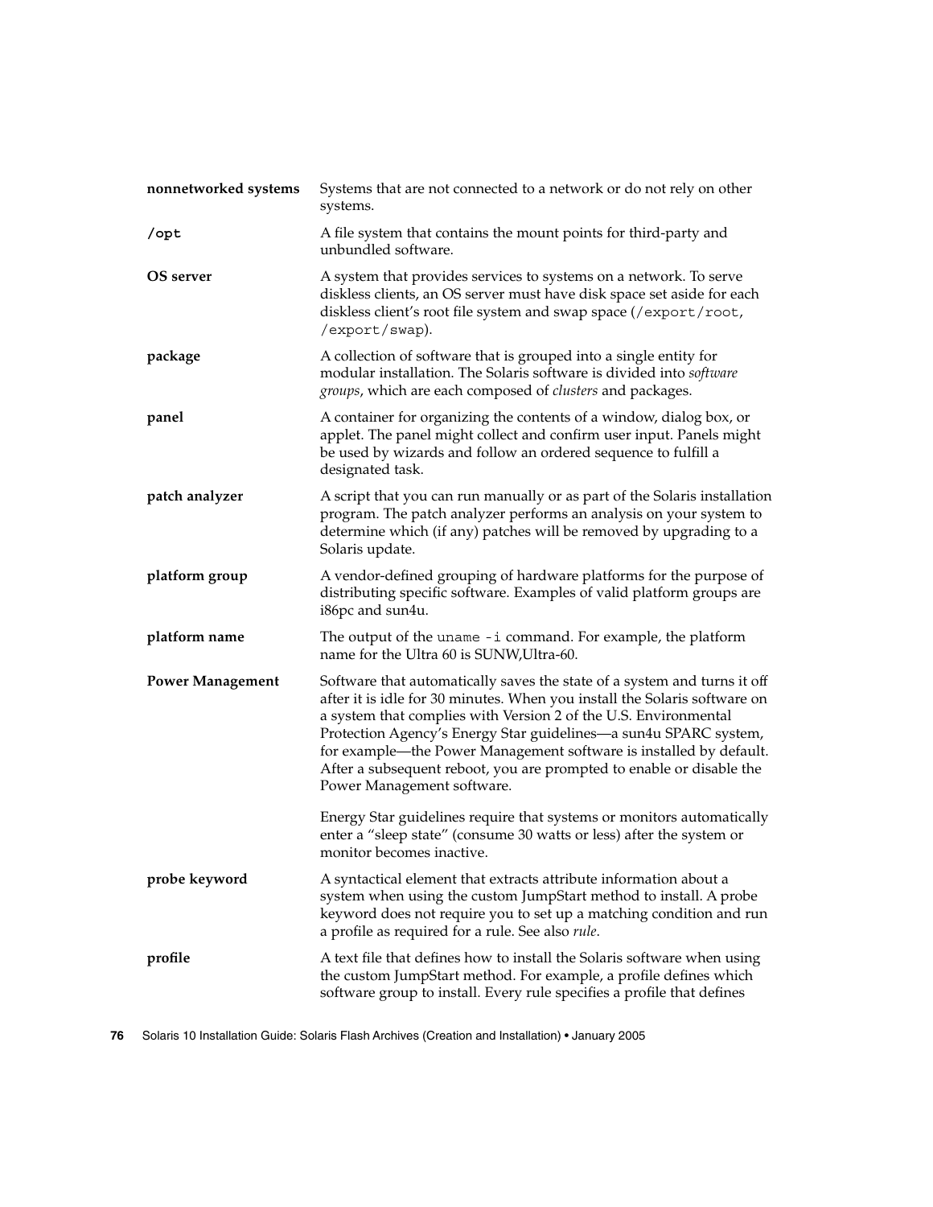**nonnetworked systems** Systems that are not connected to a network or do not rely on other systems.

**`/opt`** A file system that contains the mount points for third-party and unbundled software.

**OS server** A system that provides services to systems on a network. To serve diskless clients, an OS server must have disk space set aside for each diskless client's root file system and swap space (`/export/root`, `/export/swap`).

**package** A collection of software that is grouped into a single entity for modular installation. The Solaris software is divided into *software groups*, which are each composed of *clusters* and packages.

**panel** A container for organizing the contents of a window, dialog box, or applet. The panel might collect and confirm user input. Panels might be used by wizards and follow an ordered sequence to fulfill a designated task.

**patch analyzer** A script that you can run manually or as part of the Solaris installation program. The patch analyzer performs an analysis on your system to determine which (if any) patches will be removed by upgrading to a Solaris update.

**platform group** A vendor-defined grouping of hardware platforms for the purpose of distributing specific software. Examples of valid platform groups are i86pc and sun4u.

**platform name** The output of the `uname -i` command. For example, the platform name for the Ultra 60 is SUNW,Ultra-60.

**Power Management** Software that automatically saves the state of a system and turns it off after it is idle for 30 minutes. When you install the Solaris software on a system that complies with Version 2 of the U.S. Environmental Protection Agency's Energy Star guidelines—a sun4u SPARC system, for example—the Power Management software is installed by default. After a subsequent reboot, you are prompted to enable or disable the Power Management software.

Energy Star guidelines require that systems or monitors automatically enter a "sleep state" (consume 30 watts or less) after the system or monitor becomes inactive.

**probe keyword** A syntactical element that extracts attribute information about a system when using the custom JumpStart method to install. A probe keyword does not require you to set up a matching condition and run a profile as required for a rule. See also *rule*.

**profile** A text file that defines how to install the Solaris software when using the custom JumpStart method. For example, a profile defines which software group to install. Every rule specifies a profile that defines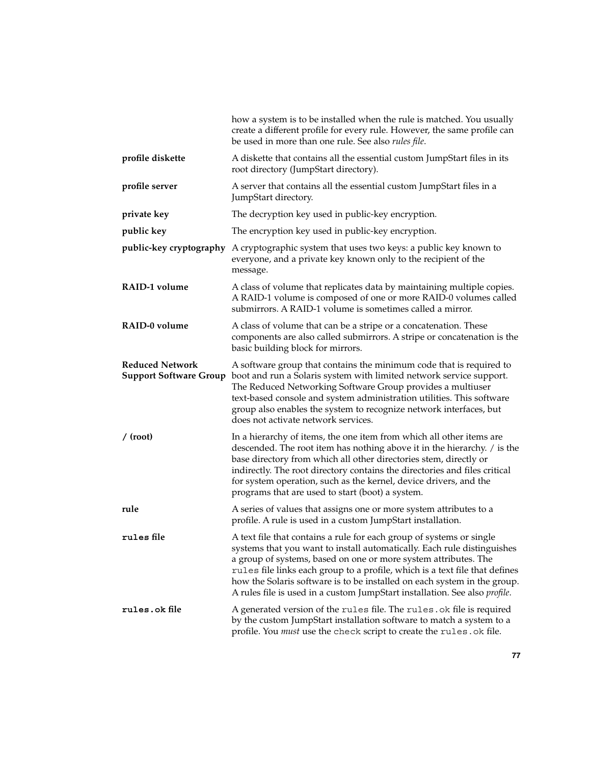how a system is to be installed when the rule is matched. You usually create a different profile for every rule. However, the same profile can be used in more than one rule. See also *rules file*.

**profile diskette** A diskette that contains all the essential custom JumpStart files in its root directory (JumpStart directory).

**profile server** A server that contains all the essential custom JumpStart files in a JumpStart directory.

**private key** The decryption key used in public-key encryption.

**public key** The encryption key used in public-key encryption.

**public-key cryptography** A cryptographic system that uses two keys: a public key known to everyone, and a private key known only to the recipient of the message.

**RAID-1 volume** A class of volume that replicates data by maintaining multiple copies. A RAID-1 volume is composed of one or more RAID-0 volumes called submirrors. A RAID-1 volume is sometimes called a mirror.

**RAID-0 volume** A class of volume that can be a stripe or a concatenation. These components are also called submirrors. A stripe or concatenation is the basic building block for mirrors.

**Reduced Network Support Software Group** A software group that contains the minimum code that is required to boot and run a Solaris system with limited network service support. The Reduced Networking Software Group provides a multiuser text-based console and system administration utilities. This software group also enables the system to recognize network interfaces, but does not activate network services.

**/ (root)** In a hierarchy of items, the one item from which all other items are descended. The root item has nothing above it in the hierarchy. / is the base directory from which all other directories stem, directly or indirectly. The root directory contains the directories and files critical for system operation, such as the kernel, device drivers, and the programs that are used to start (boot) a system.

**rule** A series of values that assigns one or more system attributes to a profile. A rule is used in a custom JumpStart installation.

**`rules` file** A text file that contains a rule for each group of systems or single systems that you want to install automatically. Each rule distinguishes a group of systems, based on one or more system attributes. The `rules` file links each group to a profile, which is a text file that defines how the Solaris software is to be installed on each system in the group. A rules file is used in a custom JumpStart installation. See also *profile*.

**`rules.ok` file** A generated version of the `rules` file. The `rules.ok` file is required by the custom JumpStart installation software to match a system to a profile. You *must* use the `check` script to create the `rules.ok` file.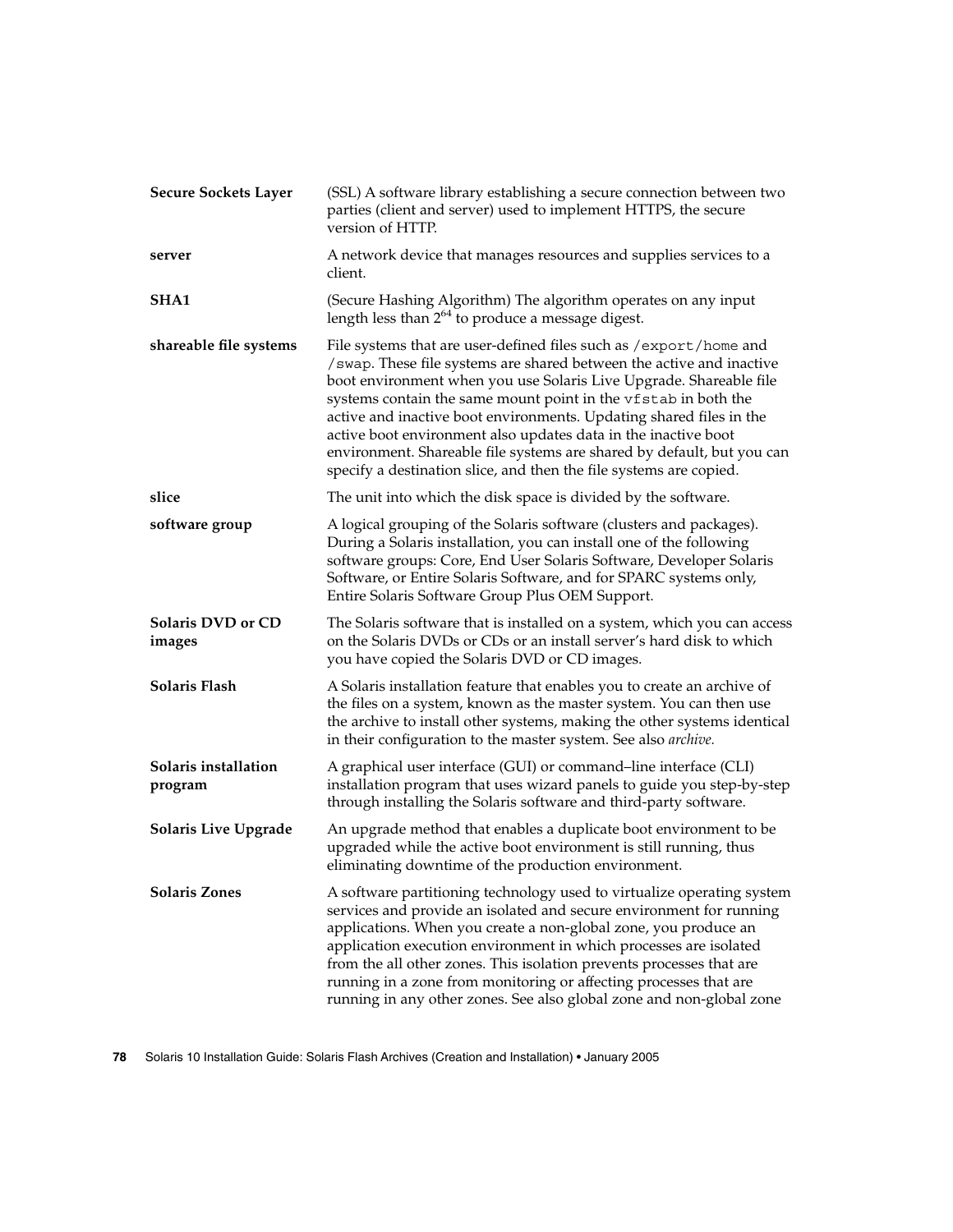**Secure Sockets Layer**
(SSL) A software library establishing a secure connection between two parties (client and server) used to implement HTTPS, the secure version of HTTP.

**server**
A network device that manages resources and supplies services to a client.

**SHA1**
(Secure Hashing Algorithm) The algorithm operates on any input length less than $2^{64}$ to produce a message digest.

**shareable file systems**
File systems that are user-defined files such as `/export/home` and `/swap`. These file systems are shared between the active and inactive boot environment when you use Solaris Live Upgrade. Shareable file systems contain the same mount point in the `vfstab` in both the active and inactive boot environments. Updating shared files in the active boot environment also updates data in the inactive boot environment. Shareable file systems are shared by default, but you can specify a destination slice, and then the file systems are copied.

**slice**
The unit into which the disk space is divided by the software.

**software group**
A logical grouping of the Solaris software (clusters and packages). During a Solaris installation, you can install one of the following software groups: Core, End User Solaris Software, Developer Solaris Software, or Entire Solaris Software, and for SPARC systems only, Entire Solaris Software Group Plus OEM Support.

**Solaris DVD or CD images**
The Solaris software that is installed on a system, which you can access on the Solaris DVDs or CDs or an install server's hard disk to which you have copied the Solaris DVD or CD images.

**Solaris Flash**
A Solaris installation feature that enables you to create an archive of the files on a system, known as the master system. You can then use the archive to install other systems, making the other systems identical in their configuration to the master system. See also *archive.*

**Solaris installation program**
A graphical user interface (GUI) or command–line interface (CLI) installation program that uses wizard panels to guide you step-by-step through installing the Solaris software and third-party software.

**Solaris Live Upgrade**
An upgrade method that enables a duplicate boot environment to be upgraded while the active boot environment is still running, thus eliminating downtime of the production environment.

**Solaris Zones**
A software partitioning technology used to virtualize operating system services and provide an isolated and secure environment for running applications. When you create a non-global zone, you produce an application execution environment in which processes are isolated from the all other zones. This isolation prevents processes that are running in a zone from monitoring or affecting processes that are running in any other zones. See also global zone and non-global zone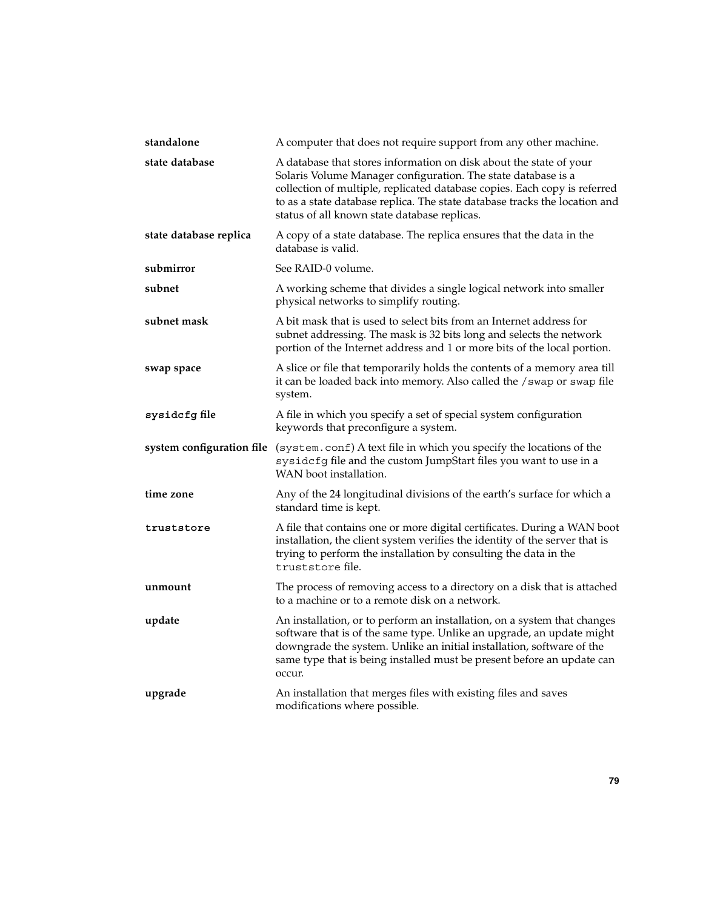**standalone** A computer that does not require support from any other machine.

**state database** A database that stores information on disk about the state of your Solaris Volume Manager configuration. The state database is a collection of multiple, replicated database copies. Each copy is referred to as a state database replica. The state database tracks the location and status of all known state database replicas.

**state database replica** A copy of a state database. The replica ensures that the data in the database is valid.

**submirror** See RAID-0 volume.

**subnet** A working scheme that divides a single logical network into smaller physical networks to simplify routing.

**subnet mask** A bit mask that is used to select bits from an Internet address for subnet addressing. The mask is 32 bits long and selects the network portion of the Internet address and 1 or more bits of the local portion.

**swap space** A slice or file that temporarily holds the contents of a memory area till it can be loaded back into memory. Also called the `/swap` or `swap` file system.

**`sysidcfg` file** A file in which you specify a set of special system configuration keywords that preconfigure a system.

**system configuration file** (`system.conf`) A text file in which you specify the locations of the `sysidcfg` file and the custom JumpStart files you want to use in a WAN boot installation.

**time zone** Any of the 24 longitudinal divisions of the earth's surface for which a standard time is kept.

**`truststore`** A file that contains one or more digital certificates. During a WAN boot installation, the client system verifies the identity of the server that is trying to perform the installation by consulting the data in the `truststore` file.

**unmount** The process of removing access to a directory on a disk that is attached to a machine or to a remote disk on a network.

**update** An installation, or to perform an installation, on a system that changes software that is of the same type. Unlike an upgrade, an update might downgrade the system. Unlike an initial installation, software of the same type that is being installed must be present before an update can occur.

**upgrade** An installation that merges files with existing files and saves modifications where possible.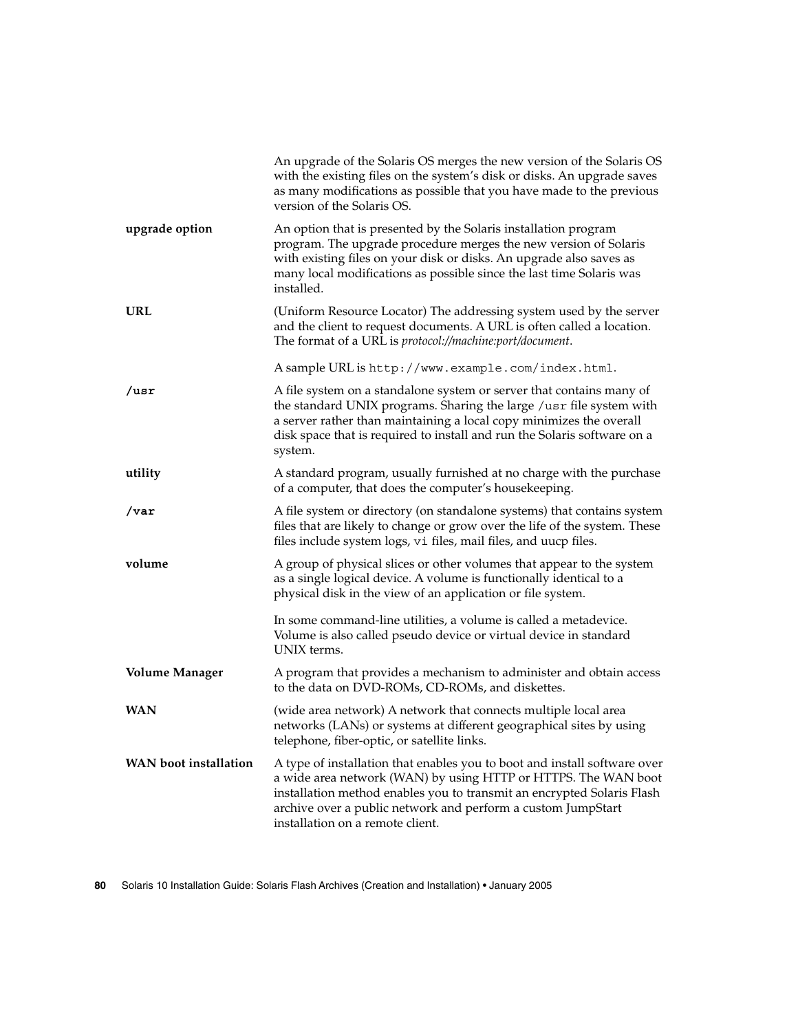An upgrade of the Solaris OS merges the new version of the Solaris OS with the existing files on the system's disk or disks. An upgrade saves as many modifications as possible that you have made to the previous version of the Solaris OS.

**upgrade option**
An option that is presented by the Solaris installation program program. The upgrade procedure merges the new version of Solaris with existing files on your disk or disks. An upgrade also saves as many local modifications as possible since the last time Solaris was installed.

**URL**
(Uniform Resource Locator) The addressing system used by the server and the client to request documents. A URL is often called a location. The format of a URL is *protocol://machine:port/document*.

A sample URL is `http://www.example.com/index.html`.

**/usr**
A file system on a standalone system or server that contains many of the standard UNIX programs. Sharing the large `/usr` file system with a server rather than maintaining a local copy minimizes the overall disk space that is required to install and run the Solaris software on a system.

**utility**
A standard program, usually furnished at no charge with the purchase of a computer, that does the computer's housekeeping.

**/var**
A file system or directory (on standalone systems) that contains system files that are likely to change or grow over the life of the system. These files include system logs, `vi` files, mail files, and uucp files.

**volume**
A group of physical slices or other volumes that appear to the system as a single logical device. A volume is functionally identical to a physical disk in the view of an application or file system.

In some command-line utilities, a volume is called a metadevice. Volume is also called pseudo device or virtual device in standard UNIX terms.

**Volume Manager**
A program that provides a mechanism to administer and obtain access to the data on DVD-ROMs, CD-ROMs, and diskettes.

**WAN**
(wide area network) A network that connects multiple local area networks (LANs) or systems at different geographical sites by using telephone, fiber-optic, or satellite links.

**WAN boot installation**
A type of installation that enables you to boot and install software over a wide area network (WAN) by using HTTP or HTTPS. The WAN boot installation method enables you to transmit an encrypted Solaris Flash archive over a public network and perform a custom JumpStart installation on a remote client.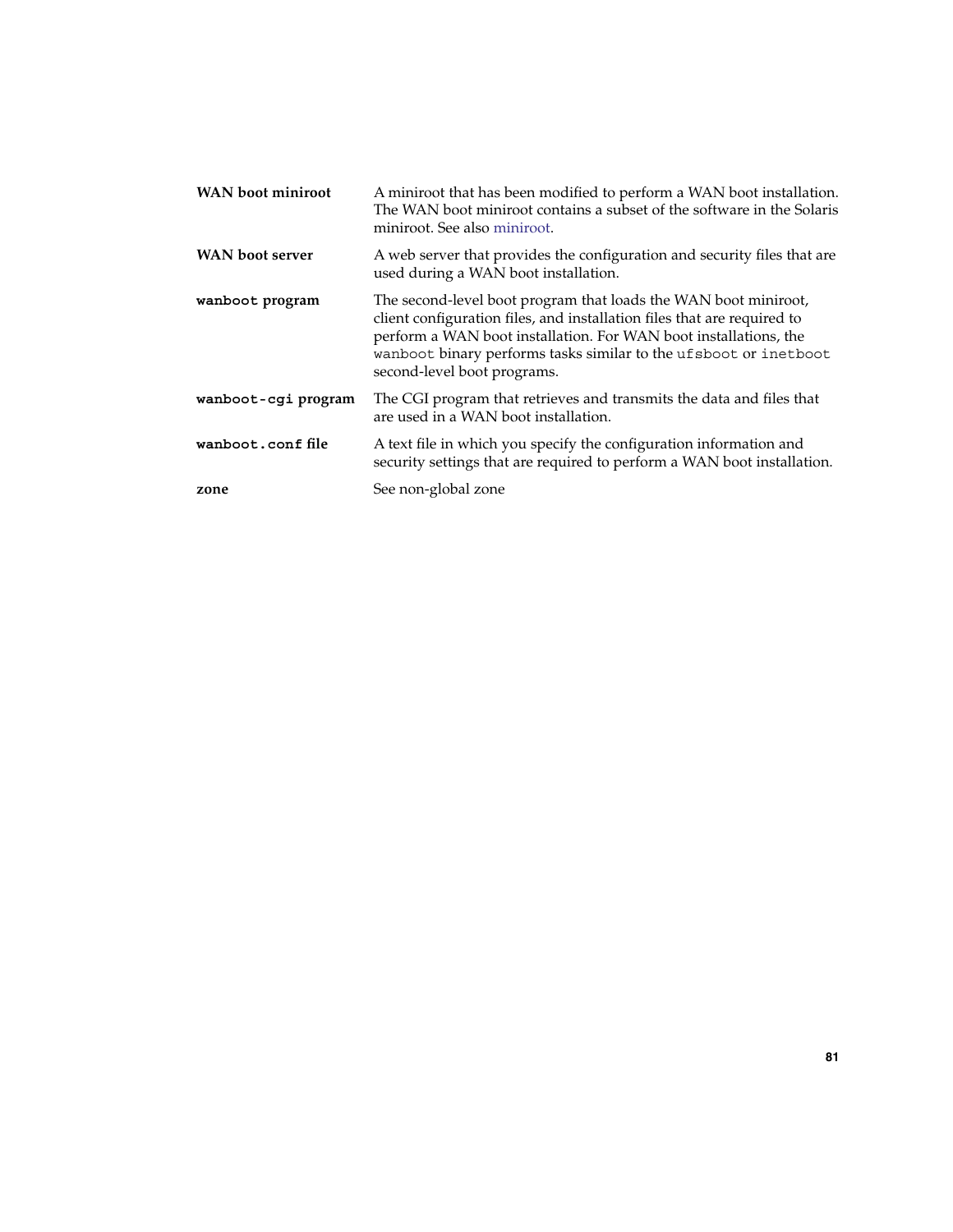**WAN boot miniroot** A miniroot that has been modified to perform a WAN boot installation. The WAN boot miniroot contains a subset of the software in the Solaris miniroot. See also miniroot.

**WAN boot server** A web server that provides the configuration and security files that are used during a WAN boot installation.

**`wanboot` program** The second-level boot program that loads the WAN boot miniroot, client configuration files, and installation files that are required to perform a WAN boot installation. For WAN boot installations, the `wanboot` binary performs tasks similar to the `ufsboot` or `inetboot` second-level boot programs.

**`wanboot-cgi` program** The CGI program that retrieves and transmits the data and files that are used in a WAN boot installation.

**`wanboot.conf` file** A text file in which you specify the configuration information and security settings that are required to perform a WAN boot installation.

**zone** See non-global zone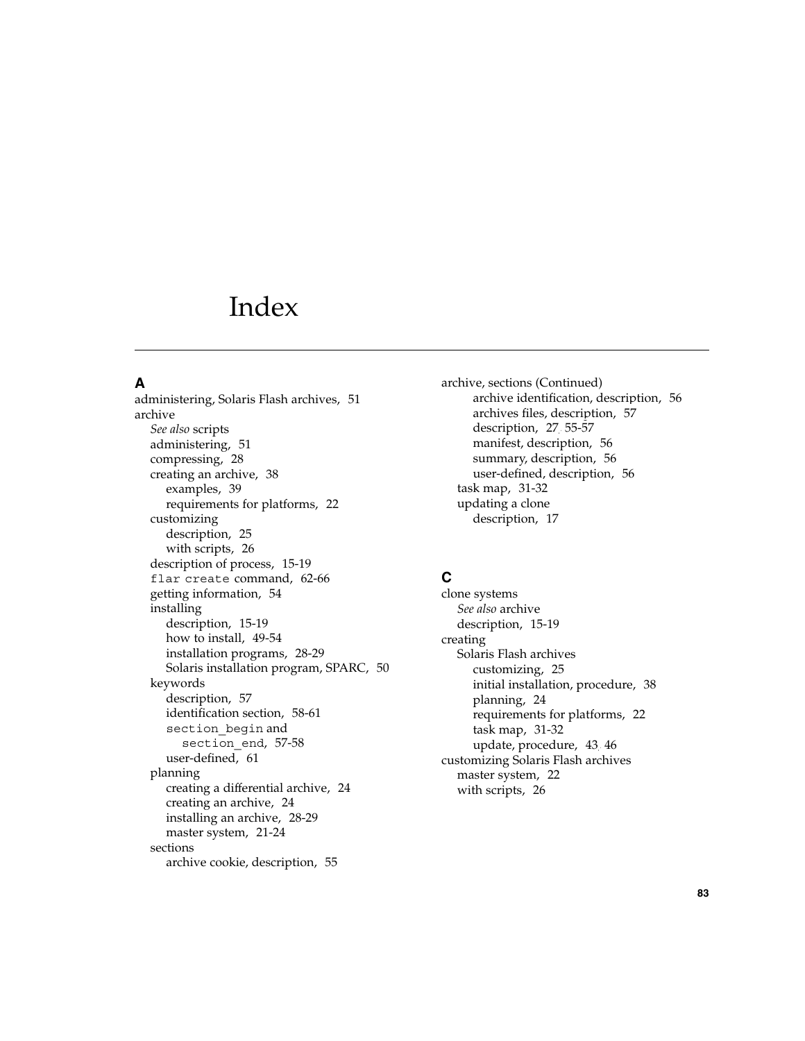# Index

## A

administering, Solaris Flash archives, 51

archive
- *See also* scripts
- administering, 51
- compressing, 28
- creating an archive, 38
  - examples, 39
  - requirements for platforms, 22
- customizing
  - description, 25
  - with scripts, 26
- description of process, 15-19
- `flar create` command, 62-66
- getting information, 54
- installing
  - description, 15-19
  - how to install, 49-54
  - installation programs, 28-29
  - Solaris installation program, SPARC, 50
- keywords
  - description, 57
  - identification section, 58-61
  - `section_begin` and `section_end`, 57-58
  - user-defined, 61
- planning
  - creating a differential archive, 24
  - creating an archive, 24
  - installing an archive, 28-29
  - master system, 21-24
- sections
  - archive cookie, description, 55

archive, sections (Continued)
  - archive identification, description, 56
  - archives files, description, 57
  - description, 27, 55-57
  - manifest, description, 56
  - summary, description, 56
  - user-defined, description, 56
- task map, 31-32
- updating a clone
  - description, 17

## C

clone systems
- *See also* archive
- description, 15-19

creating
- Solaris Flash archives
  - customizing, 25
  - initial installation, procedure, 38
  - planning, 24
  - requirements for platforms, 22
  - task map, 31-32
  - update, procedure, 43, 46

customizing Solaris Flash archives
- master system, 22
- with scripts, 26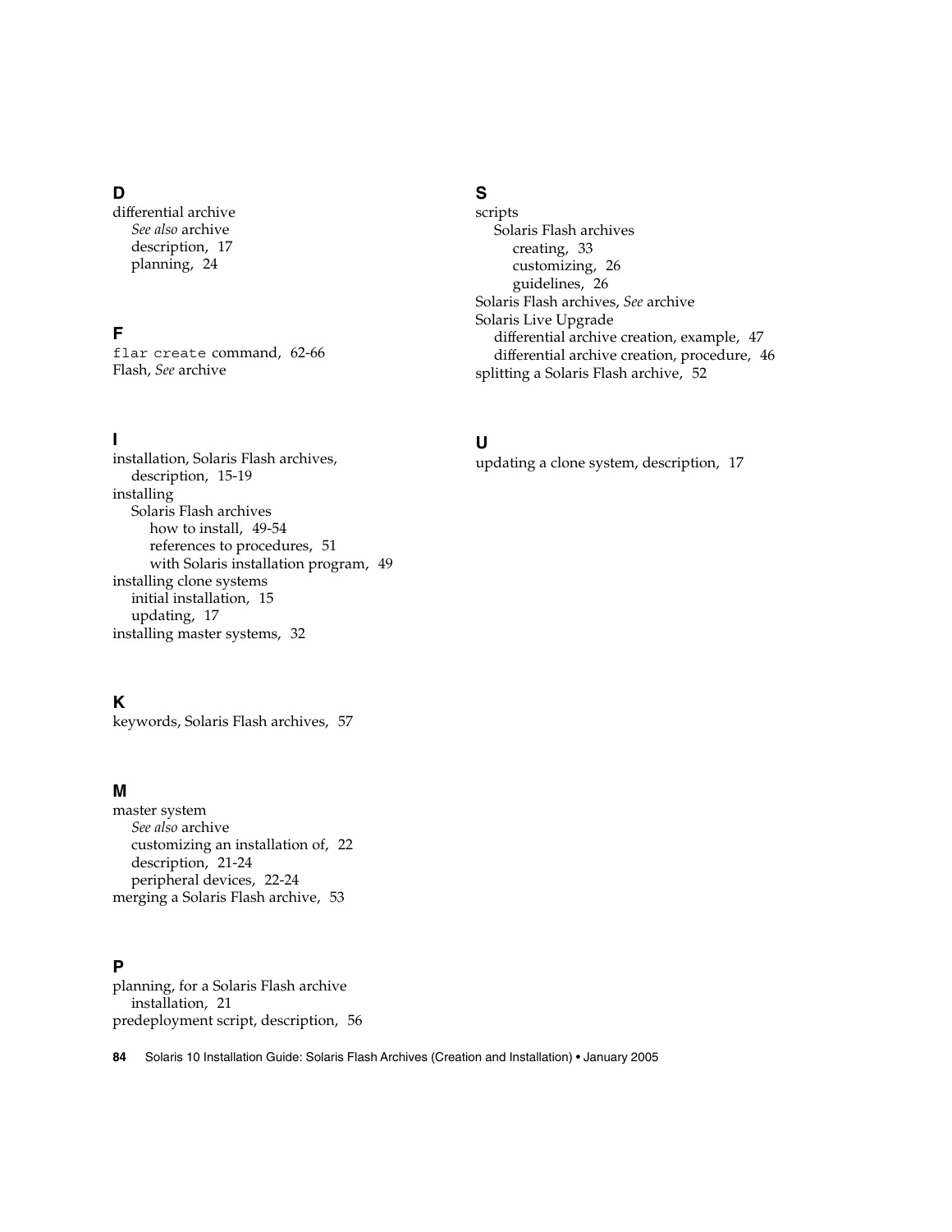## D

differential archive
- *See also* archive
- description, 17
- planning, 24

## F

`flar create` command, 62-66
Flash, *See* archive

## I

installation, Solaris Flash archives,
- description, 15-19

installing
- Solaris Flash archives
  - how to install, 49-54
  - references to procedures, 51
  - with Solaris installation program, 49

installing clone systems
- initial installation, 15
- updating, 17

installing master systems, 32

## K

keywords, Solaris Flash archives, 57

## M

master system
- *See also* archive
- customizing an installation of, 22
- description, 21-24
- peripheral devices, 22-24

merging a Solaris Flash archive, 53

## P

planning, for a Solaris Flash archive
- installation, 21

predeployment script, description, 56

## S

scripts
- Solaris Flash archives
  - creating, 33
  - customizing, 26
  - guidelines, 26

Solaris Flash archives, *See* archive
Solaris Live Upgrade
- differential archive creation, example, 47
- differential archive creation, procedure, 46

splitting a Solaris Flash archive, 52

## U

updating a clone system, description, 17